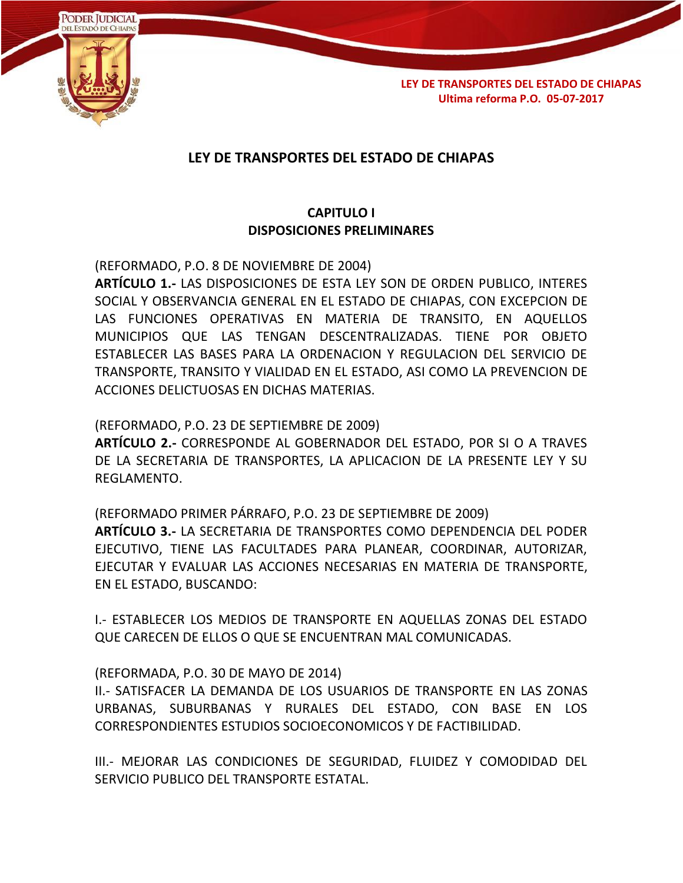# LEY DE TRANSPORTES DEL ESTADO DE CHIAPAS

## CAPITULO I
## DISPOSICIONES PRELIMINARES

(REFORMADO, P.O. 8 DE NOVIEMBRE DE 2004)
**ARTÍCULO 1.-** LAS DISPOSICIONES DE ESTA LEY SON DE ORDEN PUBLICO, INTERES SOCIAL Y OBSERVANCIA GENERAL EN EL ESTADO DE CHIAPAS, CON EXCEPCION DE LAS FUNCIONES OPERATIVAS EN MATERIA DE TRANSITO, EN AQUELLOS MUNICIPIOS QUE LAS TENGAN DESCENTRALIZADAS. TIENE POR OBJETO ESTABLECER LAS BASES PARA LA ORDENACION Y REGULACION DEL SERVICIO DE TRANSPORTE, TRANSITO Y VIALIDAD EN EL ESTADO, ASI COMO LA PREVENCION DE ACCIONES DELICTUOSAS EN DICHAS MATERIAS.

(REFORMADO, P.O. 23 DE SEPTIEMBRE DE 2009)
**ARTÍCULO 2.-** CORRESPONDE AL GOBERNADOR DEL ESTADO, POR SI O A TRAVES DE LA SECRETARIA DE TRANSPORTES, LA APLICACION DE LA PRESENTE LEY Y SU REGLAMENTO.

(REFORMADO PRIMER PÁRRAFO, P.O. 23 DE SEPTIEMBRE DE 2009)
**ARTÍCULO 3.-** LA SECRETARIA DE TRANSPORTES COMO DEPENDENCIA DEL PODER EJECUTIVO, TIENE LAS FACULTADES PARA PLANEAR, COORDINAR, AUTORIZAR, EJECUTAR Y EVALUAR LAS ACCIONES NECESARIAS EN MATERIA DE TRANSPORTE, EN EL ESTADO, BUSCANDO:

I.- ESTABLECER LOS MEDIOS DE TRANSPORTE EN AQUELLAS ZONAS DEL ESTADO QUE CARECEN DE ELLOS O QUE SE ENCUENTRAN MAL COMUNICADAS.

(REFORMADA, P.O. 30 DE MAYO DE 2014)
II.- SATISFACER LA DEMANDA DE LOS USUARIOS DE TRANSPORTE EN LAS ZONAS URBANAS, SUBURBANAS Y RURALES DEL ESTADO, CON BASE EN LOS CORRESPONDIENTES ESTUDIOS SOCIOECONOMICOS Y DE FACTIBILIDAD.

III.- MEJORAR LAS CONDICIONES DE SEGURIDAD, FLUIDEZ Y COMODIDAD DEL SERVICIO PUBLICO DEL TRANSPORTE ESTATAL.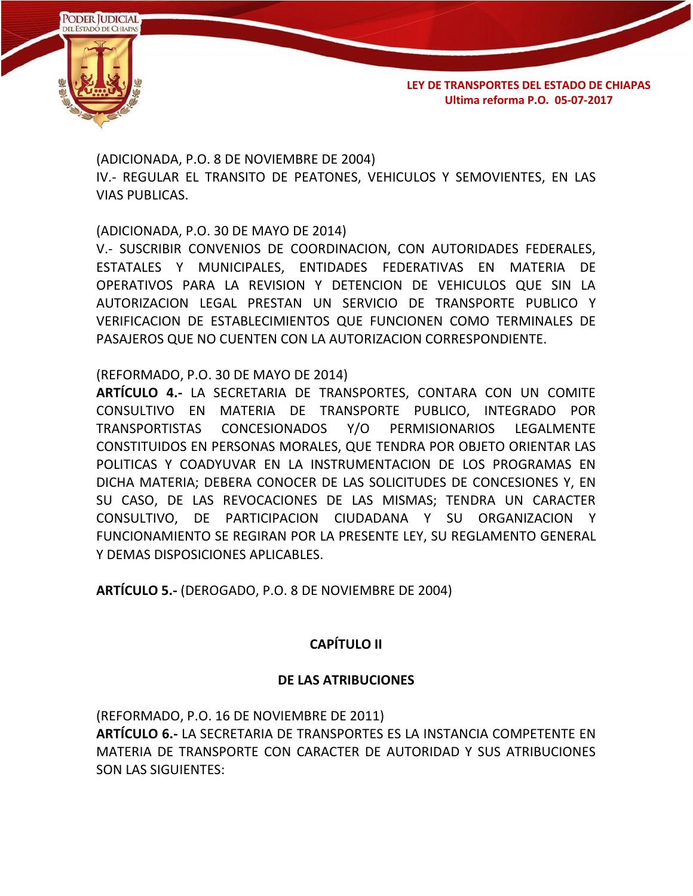(ADICIONADA, P.O. 8 DE NOVIEMBRE DE 2004)
IV.- REGULAR EL TRANSITO DE PEATONES, VEHICULOS Y SEMOVIENTES, EN LAS VIAS PUBLICAS.

(ADICIONADA, P.O. 30 DE MAYO DE 2014)
V.- SUSCRIBIR CONVENIOS DE COORDINACION, CON AUTORIDADES FEDERALES, ESTATALES Y MUNICIPALES, ENTIDADES FEDERATIVAS EN MATERIA DE OPERATIVOS PARA LA REVISION Y DETENCION DE VEHICULOS QUE SIN LA AUTORIZACION LEGAL PRESTAN UN SERVICIO DE TRANSPORTE PUBLICO Y VERIFICACION DE ESTABLECIMIENTOS QUE FUNCIONEN COMO TERMINALES DE PASAJEROS QUE NO CUENTEN CON LA AUTORIZACION CORRESPONDIENTE.

(REFORMADO, P.O. 30 DE MAYO DE 2014)
**ARTÍCULO 4.-** LA SECRETARIA DE TRANSPORTES, CONTARA CON UN COMITE CONSULTIVO EN MATERIA DE TRANSPORTE PUBLICO, INTEGRADO POR TRANSPORTISTAS CONCESIONADOS Y/O PERMISIONARIOS LEGALMENTE CONSTITUIDOS EN PERSONAS MORALES, QUE TENDRA POR OBJETO ORIENTAR LAS POLITICAS Y COADYUVAR EN LA INSTRUMENTACION DE LOS PROGRAMAS EN DICHA MATERIA; DEBERA CONOCER DE LAS SOLICITUDES DE CONCESIONES Y, EN SU CASO, DE LAS REVOCACIONES DE LAS MISMAS; TENDRA UN CARACTER CONSULTIVO, DE PARTICIPACION CIUDADANA Y SU ORGANIZACION Y FUNCIONAMIENTO SE REGIRAN POR LA PRESENTE LEY, SU REGLAMENTO GENERAL Y DEMAS DISPOSICIONES APLICABLES.

**ARTÍCULO 5.-** (DEROGADO, P.O. 8 DE NOVIEMBRE DE 2004)

## CAPÍTULO II

## DE LAS ATRIBUCIONES

(REFORMADO, P.O. 16 DE NOVIEMBRE DE 2011)
**ARTÍCULO 6.-** LA SECRETARIA DE TRANSPORTES ES LA INSTANCIA COMPETENTE EN MATERIA DE TRANSPORTE CON CARACTER DE AUTORIDAD Y SUS ATRIBUCIONES SON LAS SIGUIENTES: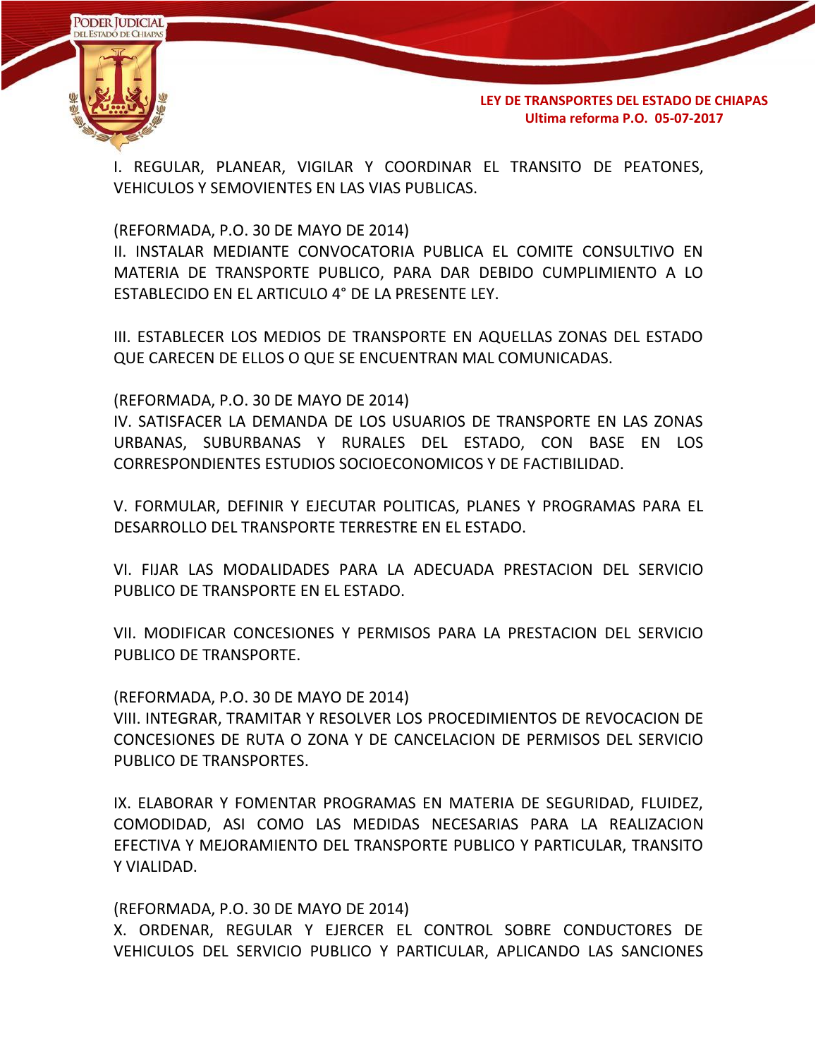I. REGULAR, PLANEAR, VIGILAR Y COORDINAR EL TRANSITO DE PEATONES, VEHICULOS Y SEMOVIENTES EN LAS VIAS PUBLICAS.

(REFORMADA, P.O. 30 DE MAYO DE 2014)
II. INSTALAR MEDIANTE CONVOCATORIA PUBLICA EL COMITE CONSULTIVO EN MATERIA DE TRANSPORTE PUBLICO, PARA DAR DEBIDO CUMPLIMIENTO A LO ESTABLECIDO EN EL ARTICULO 4° DE LA PRESENTE LEY.

III. ESTABLECER LOS MEDIOS DE TRANSPORTE EN AQUELLAS ZONAS DEL ESTADO QUE CARECEN DE ELLOS O QUE SE ENCUENTRAN MAL COMUNICADAS.

(REFORMADA, P.O. 30 DE MAYO DE 2014)
IV. SATISFACER LA DEMANDA DE LOS USUARIOS DE TRANSPORTE EN LAS ZONAS URBANAS, SUBURBANAS Y RURALES DEL ESTADO, CON BASE EN LOS CORRESPONDIENTES ESTUDIOS SOCIOECONOMICOS Y DE FACTIBILIDAD.

V. FORMULAR, DEFINIR Y EJECUTAR POLITICAS, PLANES Y PROGRAMAS PARA EL DESARROLLO DEL TRANSPORTE TERRESTRE EN EL ESTADO.

VI. FIJAR LAS MODALIDADES PARA LA ADECUADA PRESTACION DEL SERVICIO PUBLICO DE TRANSPORTE EN EL ESTADO.

VII. MODIFICAR CONCESIONES Y PERMISOS PARA LA PRESTACION DEL SERVICIO PUBLICO DE TRANSPORTE.

(REFORMADA, P.O. 30 DE MAYO DE 2014)
VIII. INTEGRAR, TRAMITAR Y RESOLVER LOS PROCEDIMIENTOS DE REVOCACION DE CONCESIONES DE RUTA O ZONA Y DE CANCELACION DE PERMISOS DEL SERVICIO PUBLICO DE TRANSPORTES.

IX. ELABORAR Y FOMENTAR PROGRAMAS EN MATERIA DE SEGURIDAD, FLUIDEZ, COMODIDAD, ASI COMO LAS MEDIDAS NECESARIAS PARA LA REALIZACION EFECTIVA Y MEJORAMIENTO DEL TRANSPORTE PUBLICO Y PARTICULAR, TRANSITO Y VIALIDAD.

(REFORMADA, P.O. 30 DE MAYO DE 2014)
X. ORDENAR, REGULAR Y EJERCER EL CONTROL SOBRE CONDUCTORES DE VEHICULOS DEL SERVICIO PUBLICO Y PARTICULAR, APLICANDO LAS SANCIONES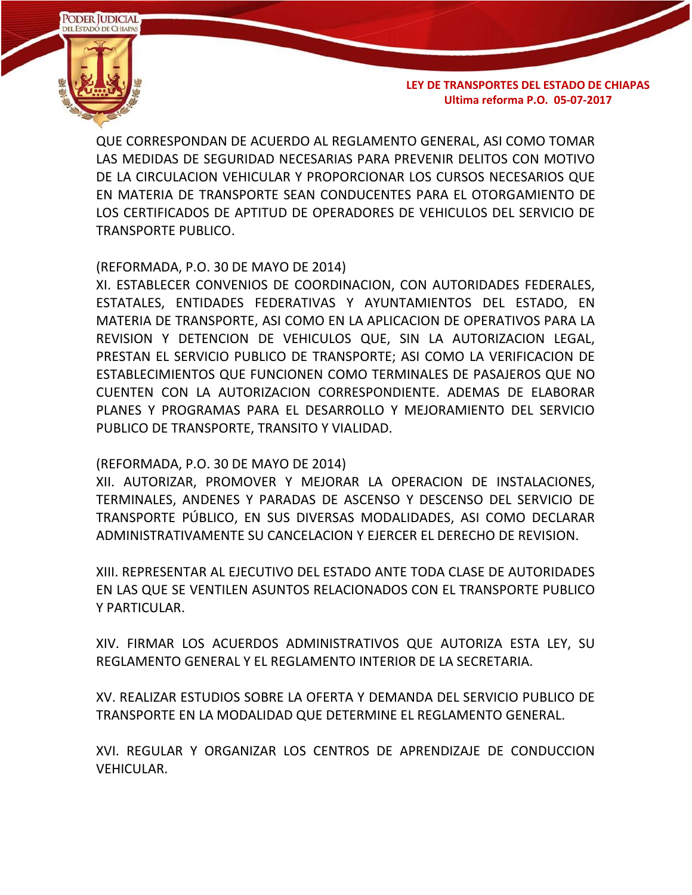QUE CORRESPONDAN DE ACUERDO AL REGLAMENTO GENERAL, ASI COMO TOMAR LAS MEDIDAS DE SEGURIDAD NECESARIAS PARA PREVENIR DELITOS CON MOTIVO DE LA CIRCULACION VEHICULAR Y PROPORCIONAR LOS CURSOS NECESARIOS QUE EN MATERIA DE TRANSPORTE SEAN CONDUCENTES PARA EL OTORGAMIENTO DE LOS CERTIFICADOS DE APTITUD DE OPERADORES DE VEHICULOS DEL SERVICIO DE TRANSPORTE PUBLICO.

(REFORMADA, P.O. 30 DE MAYO DE 2014)
XI. ESTABLECER CONVENIOS DE COORDINACION, CON AUTORIDADES FEDERALES, ESTATALES, ENTIDADES FEDERATIVAS Y AYUNTAMIENTOS DEL ESTADO, EN MATERIA DE TRANSPORTE, ASI COMO EN LA APLICACION DE OPERATIVOS PARA LA REVISION Y DETENCION DE VEHICULOS QUE, SIN LA AUTORIZACION LEGAL, PRESTAN EL SERVICIO PUBLICO DE TRANSPORTE; ASI COMO LA VERIFICACION DE ESTABLECIMIENTOS QUE FUNCIONEN COMO TERMINALES DE PASAJEROS QUE NO CUENTEN CON LA AUTORIZACION CORRESPONDIENTE. ADEMAS DE ELABORAR PLANES Y PROGRAMAS PARA EL DESARROLLO Y MEJORAMIENTO DEL SERVICIO PUBLICO DE TRANSPORTE, TRANSITO Y VIALIDAD.

(REFORMADA, P.O. 30 DE MAYO DE 2014)
XII. AUTORIZAR, PROMOVER Y MEJORAR LA OPERACION DE INSTALACIONES, TERMINALES, ANDENES Y PARADAS DE ASCENSO Y DESCENSO DEL SERVICIO DE TRANSPORTE PÚBLICO, EN SUS DIVERSAS MODALIDADES, ASI COMO DECLARAR ADMINISTRATIVAMENTE SU CANCELACION Y EJERCER EL DERECHO DE REVISION.

XIII. REPRESENTAR AL EJECUTIVO DEL ESTADO ANTE TODA CLASE DE AUTORIDADES EN LAS QUE SE VENTILEN ASUNTOS RELACIONADOS CON EL TRANSPORTE PUBLICO Y PARTICULAR.

XIV. FIRMAR LOS ACUERDOS ADMINISTRATIVOS QUE AUTORIZA ESTA LEY, SU REGLAMENTO GENERAL Y EL REGLAMENTO INTERIOR DE LA SECRETARIA.

XV. REALIZAR ESTUDIOS SOBRE LA OFERTA Y DEMANDA DEL SERVICIO PUBLICO DE TRANSPORTE EN LA MODALIDAD QUE DETERMINE EL REGLAMENTO GENERAL.

XVI. REGULAR Y ORGANIZAR LOS CENTROS DE APRENDIZAJE DE CONDUCCION VEHICULAR.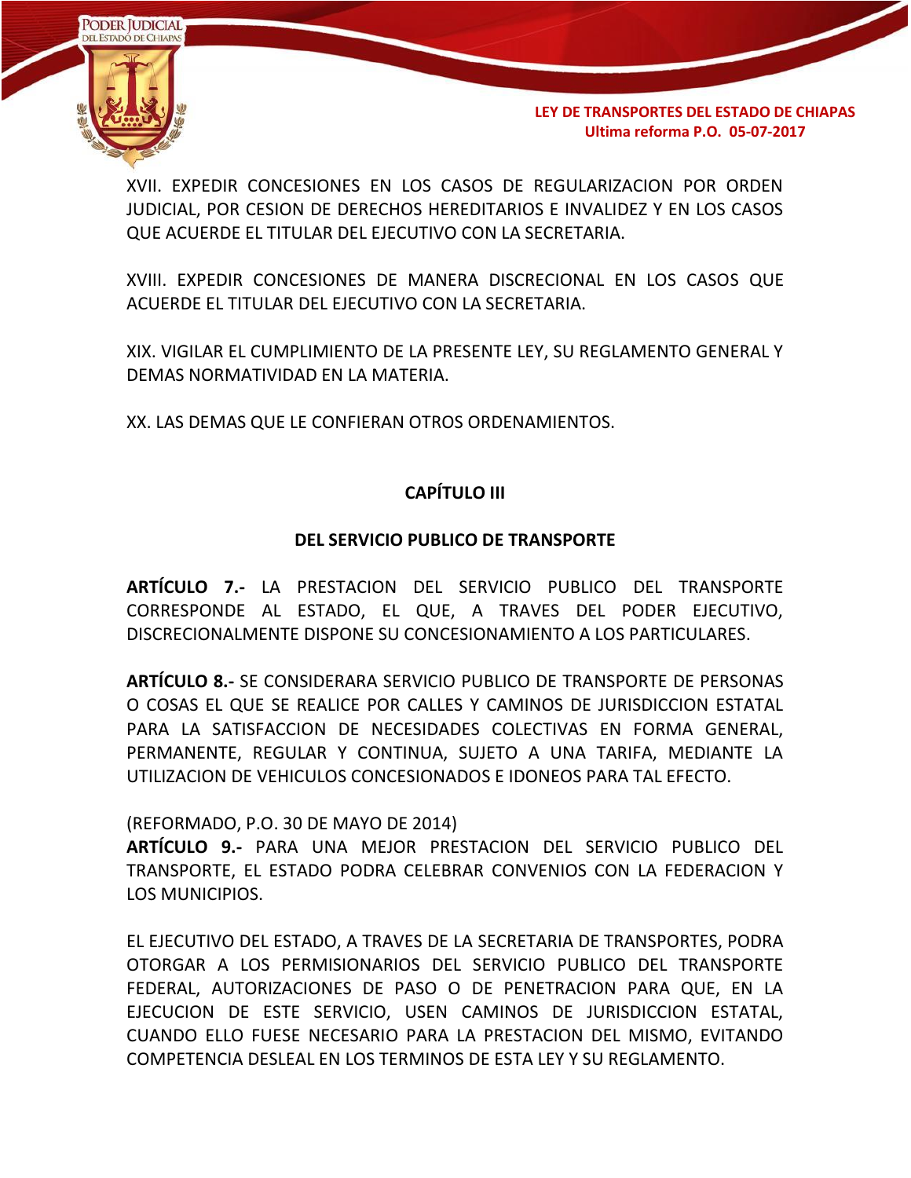XVII. EXPEDIR CONCESIONES EN LOS CASOS DE REGULARIZACION POR ORDEN JUDICIAL, POR CESION DE DERECHOS HEREDITARIOS E INVALIDEZ Y EN LOS CASOS QUE ACUERDE EL TITULAR DEL EJECUTIVO CON LA SECRETARIA.

XVIII. EXPEDIR CONCESIONES DE MANERA DISCRECIONAL EN LOS CASOS QUE ACUERDE EL TITULAR DEL EJECUTIVO CON LA SECRETARIA.

XIX. VIGILAR EL CUMPLIMIENTO DE LA PRESENTE LEY, SU REGLAMENTO GENERAL Y DEMAS NORMATIVIDAD EN LA MATERIA.

XX. LAS DEMAS QUE LE CONFIERAN OTROS ORDENAMIENTOS.

## CAPÍTULO III

## DEL SERVICIO PUBLICO DE TRANSPORTE

**ARTÍCULO 7.-** LA PRESTACION DEL SERVICIO PUBLICO DEL TRANSPORTE CORRESPONDE AL ESTADO, EL QUE, A TRAVES DEL PODER EJECUTIVO, DISCRECIONALMENTE DISPONE SU CONCESIONAMIENTO A LOS PARTICULARES.

**ARTÍCULO 8.-** SE CONSIDERARA SERVICIO PUBLICO DE TRANSPORTE DE PERSONAS O COSAS EL QUE SE REALICE POR CALLES Y CAMINOS DE JURISDICCION ESTATAL PARA LA SATISFACCION DE NECESIDADES COLECTIVAS EN FORMA GENERAL, PERMANENTE, REGULAR Y CONTINUA, SUJETO A UNA TARIFA, MEDIANTE LA UTILIZACION DE VEHICULOS CONCESIONADOS E IDONEOS PARA TAL EFECTO.

(REFORMADO, P.O. 30 DE MAYO DE 2014)
**ARTÍCULO 9.-** PARA UNA MEJOR PRESTACION DEL SERVICIO PUBLICO DEL TRANSPORTE, EL ESTADO PODRA CELEBRAR CONVENIOS CON LA FEDERACION Y LOS MUNICIPIOS.

EL EJECUTIVO DEL ESTADO, A TRAVES DE LA SECRETARIA DE TRANSPORTES, PODRA OTORGAR A LOS PERMISIONARIOS DEL SERVICIO PUBLICO DEL TRANSPORTE FEDERAL, AUTORIZACIONES DE PASO O DE PENETRACION PARA QUE, EN LA EJECUCION DE ESTE SERVICIO, USEN CAMINOS DE JURISDICCION ESTATAL, CUANDO ELLO FUESE NECESARIO PARA LA PRESTACION DEL MISMO, EVITANDO COMPETENCIA DESLEAL EN LOS TERMINOS DE ESTA LEY Y SU REGLAMENTO.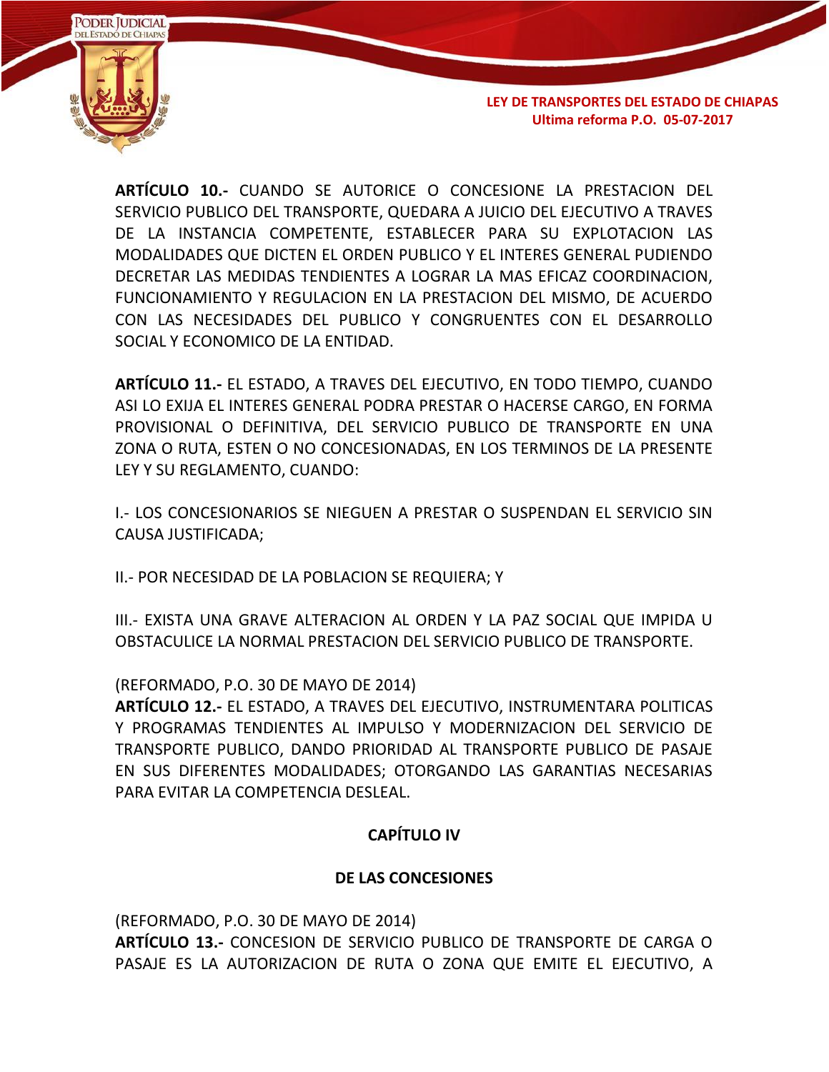**ARTÍCULO 10.-** CUANDO SE AUTORICE O CONCESIONE LA PRESTACION DEL SERVICIO PUBLICO DEL TRANSPORTE, QUEDARA A JUICIO DEL EJECUTIVO A TRAVES DE LA INSTANCIA COMPETENTE, ESTABLECER PARA SU EXPLOTACION LAS MODALIDADES QUE DICTEN EL ORDEN PUBLICO Y EL INTERES GENERAL PUDIENDO DECRETAR LAS MEDIDAS TENDIENTES A LOGRAR LA MAS EFICAZ COORDINACION, FUNCIONAMIENTO Y REGULACION EN LA PRESTACION DEL MISMO, DE ACUERDO CON LAS NECESIDADES DEL PUBLICO Y CONGRUENTES CON EL DESARROLLO SOCIAL Y ECONOMICO DE LA ENTIDAD.

**ARTÍCULO 11.-** EL ESTADO, A TRAVES DEL EJECUTIVO, EN TODO TIEMPO, CUANDO ASI LO EXIJA EL INTERES GENERAL PODRA PRESTAR O HACERSE CARGO, EN FORMA PROVISIONAL O DEFINITIVA, DEL SERVICIO PUBLICO DE TRANSPORTE EN UNA ZONA O RUTA, ESTEN O NO CONCESIONADAS, EN LOS TERMINOS DE LA PRESENTE LEY Y SU REGLAMENTO, CUANDO:

I.- LOS CONCESIONARIOS SE NIEGUEN A PRESTAR O SUSPENDAN EL SERVICIO SIN CAUSA JUSTIFICADA;

II.- POR NECESIDAD DE LA POBLACION SE REQUIERA; Y

III.- EXISTA UNA GRAVE ALTERACION AL ORDEN Y LA PAZ SOCIAL QUE IMPIDA U OBSTACULICE LA NORMAL PRESTACION DEL SERVICIO PUBLICO DE TRANSPORTE.

(REFORMADO, P.O. 30 DE MAYO DE 2014)
**ARTÍCULO 12.-** EL ESTADO, A TRAVES DEL EJECUTIVO, INSTRUMENTARA POLITICAS Y PROGRAMAS TENDIENTES AL IMPULSO Y MODERNIZACION DEL SERVICIO DE TRANSPORTE PUBLICO, DANDO PRIORIDAD AL TRANSPORTE PUBLICO DE PASAJE EN SUS DIFERENTES MODALIDADES; OTORGANDO LAS GARANTIAS NECESARIAS PARA EVITAR LA COMPETENCIA DESLEAL.

## CAPÍTULO IV

## DE LAS CONCESIONES

(REFORMADO, P.O. 30 DE MAYO DE 2014)
**ARTÍCULO 13.-** CONCESION DE SERVICIO PUBLICO DE TRANSPORTE DE CARGA O PASAJE ES LA AUTORIZACION DE RUTA O ZONA QUE EMITE EL EJECUTIVO, A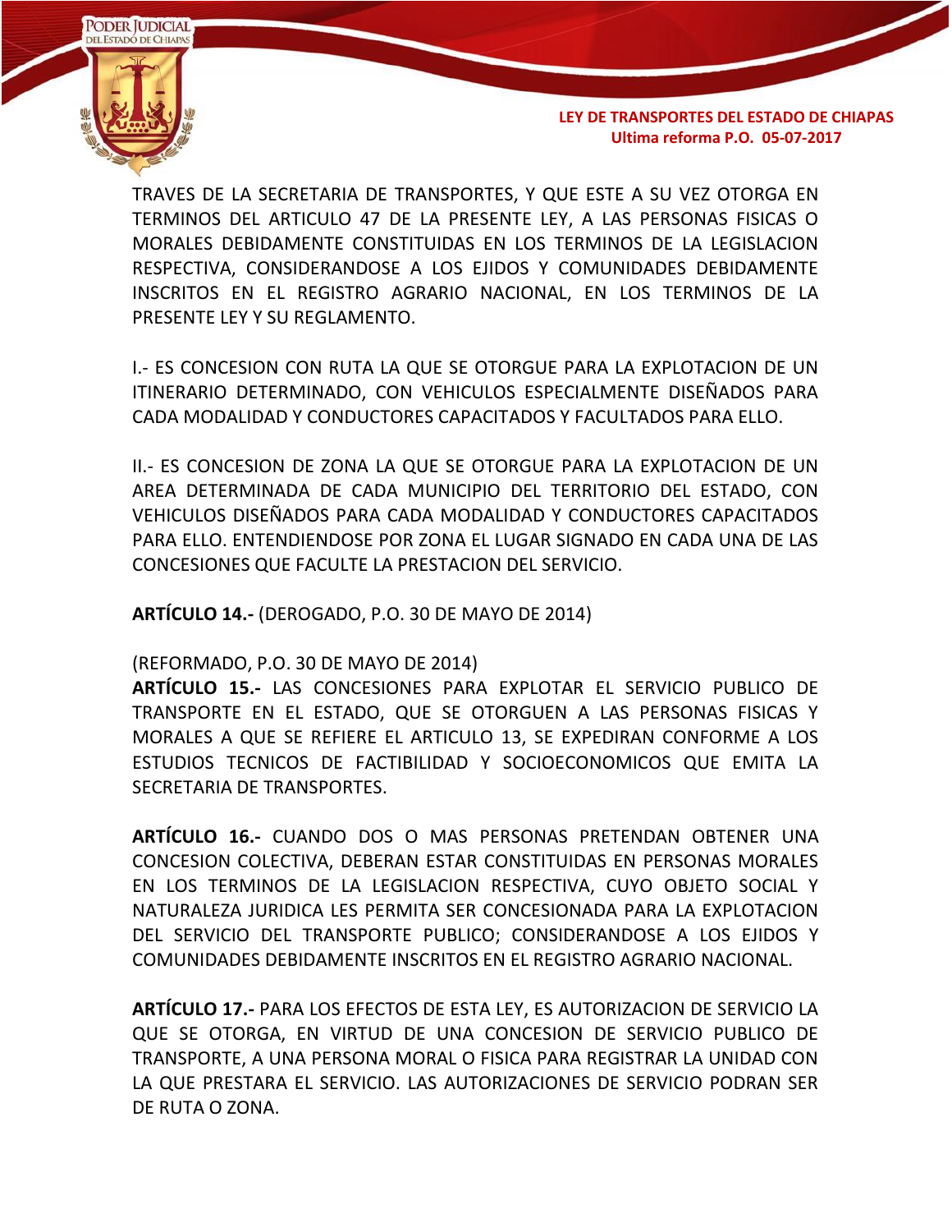TRAVES DE LA SECRETARIA DE TRANSPORTES, Y QUE ESTE A SU VEZ OTORGA EN TERMINOS DEL ARTICULO 47 DE LA PRESENTE LEY, A LAS PERSONAS FISICAS O MORALES DEBIDAMENTE CONSTITUIDAS EN LOS TERMINOS DE LA LEGISLACION RESPECTIVA, CONSIDERANDOSE A LOS EJIDOS Y COMUNIDADES DEBIDAMENTE INSCRITOS EN EL REGISTRO AGRARIO NACIONAL, EN LOS TERMINOS DE LA PRESENTE LEY Y SU REGLAMENTO.

I.- ES CONCESION CON RUTA LA QUE SE OTORGUE PARA LA EXPLOTACION DE UN ITINERARIO DETERMINADO, CON VEHICULOS ESPECIALMENTE DISEÑADOS PARA CADA MODALIDAD Y CONDUCTORES CAPACITADOS Y FACULTADOS PARA ELLO.

II.- ES CONCESION DE ZONA LA QUE SE OTORGUE PARA LA EXPLOTACION DE UN AREA DETERMINADA DE CADA MUNICIPIO DEL TERRITORIO DEL ESTADO, CON VEHICULOS DISEÑADOS PARA CADA MODALIDAD Y CONDUCTORES CAPACITADOS PARA ELLO. ENTENDIENDOSE POR ZONA EL LUGAR SIGNADO EN CADA UNA DE LAS CONCESIONES QUE FACULTE LA PRESTACION DEL SERVICIO.

**ARTÍCULO 14.-** (DEROGADO, P.O. 30 DE MAYO DE 2014)

(REFORMADO, P.O. 30 DE MAYO DE 2014)
**ARTÍCULO 15.-** LAS CONCESIONES PARA EXPLOTAR EL SERVICIO PUBLICO DE TRANSPORTE EN EL ESTADO, QUE SE OTORGUEN A LAS PERSONAS FISICAS Y MORALES A QUE SE REFIERE EL ARTICULO 13, SE EXPEDIRAN CONFORME A LOS ESTUDIOS TECNICOS DE FACTIBILIDAD Y SOCIOECONOMICOS QUE EMITA LA SECRETARIA DE TRANSPORTES.

**ARTÍCULO 16.-** CUANDO DOS O MAS PERSONAS PRETENDAN OBTENER UNA CONCESION COLECTIVA, DEBERAN ESTAR CONSTITUIDAS EN PERSONAS MORALES EN LOS TERMINOS DE LA LEGISLACION RESPECTIVA, CUYO OBJETO SOCIAL Y NATURALEZA JURIDICA LES PERMITA SER CONCESIONADA PARA LA EXPLOTACION DEL SERVICIO DEL TRANSPORTE PUBLICO; CONSIDERANDOSE A LOS EJIDOS Y COMUNIDADES DEBIDAMENTE INSCRITOS EN EL REGISTRO AGRARIO NACIONAL.

**ARTÍCULO 17.-** PARA LOS EFECTOS DE ESTA LEY, ES AUTORIZACION DE SERVICIO LA QUE SE OTORGA, EN VIRTUD DE UNA CONCESION DE SERVICIO PUBLICO DE TRANSPORTE, A UNA PERSONA MORAL O FISICA PARA REGISTRAR LA UNIDAD CON LA QUE PRESTARA EL SERVICIO. LAS AUTORIZACIONES DE SERVICIO PODRAN SER DE RUTA O ZONA.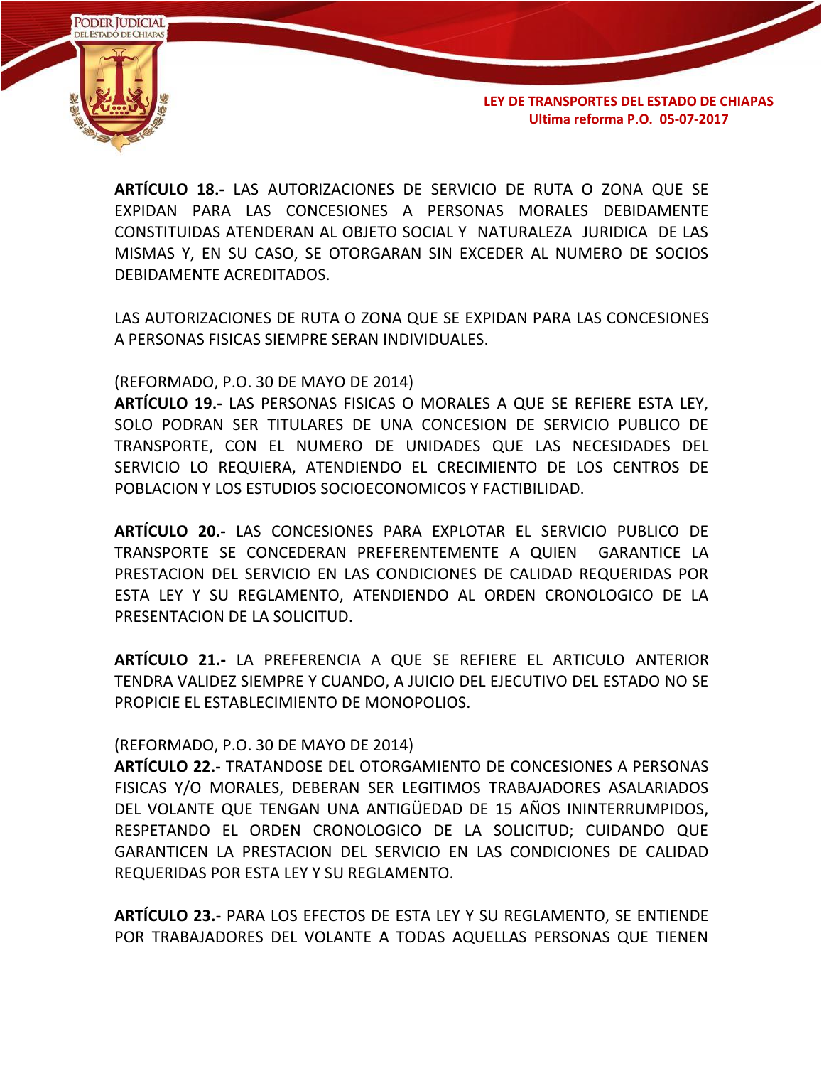**ARTÍCULO 18.-** LAS AUTORIZACIONES DE SERVICIO DE RUTA O ZONA QUE SE EXPIDAN PARA LAS CONCESIONES A PERSONAS MORALES DEBIDAMENTE CONSTITUIDAS ATENDERAN AL OBJETO SOCIAL Y NATURALEZA JURIDICA DE LAS MISMAS Y, EN SU CASO, SE OTORGARAN SIN EXCEDER AL NUMERO DE SOCIOS DEBIDAMENTE ACREDITADOS.

LAS AUTORIZACIONES DE RUTA O ZONA QUE SE EXPIDAN PARA LAS CONCESIONES A PERSONAS FISICAS SIEMPRE SERAN INDIVIDUALES.

(REFORMADO, P.O. 30 DE MAYO DE 2014)
**ARTÍCULO 19.-** LAS PERSONAS FISICAS O MORALES A QUE SE REFIERE ESTA LEY, SOLO PODRAN SER TITULARES DE UNA CONCESION DE SERVICIO PUBLICO DE TRANSPORTE, CON EL NUMERO DE UNIDADES QUE LAS NECESIDADES DEL SERVICIO LO REQUIERA, ATENDIENDO EL CRECIMIENTO DE LOS CENTROS DE POBLACION Y LOS ESTUDIOS SOCIOECONOMICOS Y FACTIBILIDAD.

**ARTÍCULO 20.-** LAS CONCESIONES PARA EXPLOTAR EL SERVICIO PUBLICO DE TRANSPORTE SE CONCEDERAN PREFERENTEMENTE A QUIEN GARANTICE LA PRESTACION DEL SERVICIO EN LAS CONDICIONES DE CALIDAD REQUERIDAS POR ESTA LEY Y SU REGLAMENTO, ATENDIENDO AL ORDEN CRONOLOGICO DE LA PRESENTACION DE LA SOLICITUD.

**ARTÍCULO 21.-** LA PREFERENCIA A QUE SE REFIERE EL ARTICULO ANTERIOR TENDRA VALIDEZ SIEMPRE Y CUANDO, A JUICIO DEL EJECUTIVO DEL ESTADO NO SE PROPICIE EL ESTABLECIMIENTO DE MONOPOLIOS.

(REFORMADO, P.O. 30 DE MAYO DE 2014)
**ARTÍCULO 22.-** TRATANDOSE DEL OTORGAMIENTO DE CONCESIONES A PERSONAS FISICAS Y/O MORALES, DEBERAN SER LEGITIMOS TRABAJADORES ASALARIADOS DEL VOLANTE QUE TENGAN UNA ANTIGÜEDAD DE 15 AÑOS ININTERRUMPIDOS, RESPETANDO EL ORDEN CRONOLOGICO DE LA SOLICITUD; CUIDANDO QUE GARANTICEN LA PRESTACION DEL SERVICIO EN LAS CONDICIONES DE CALIDAD REQUERIDAS POR ESTA LEY Y SU REGLAMENTO.

**ARTÍCULO 23.-** PARA LOS EFECTOS DE ESTA LEY Y SU REGLAMENTO, SE ENTIENDE POR TRABAJADORES DEL VOLANTE A TODAS AQUELLAS PERSONAS QUE TIENEN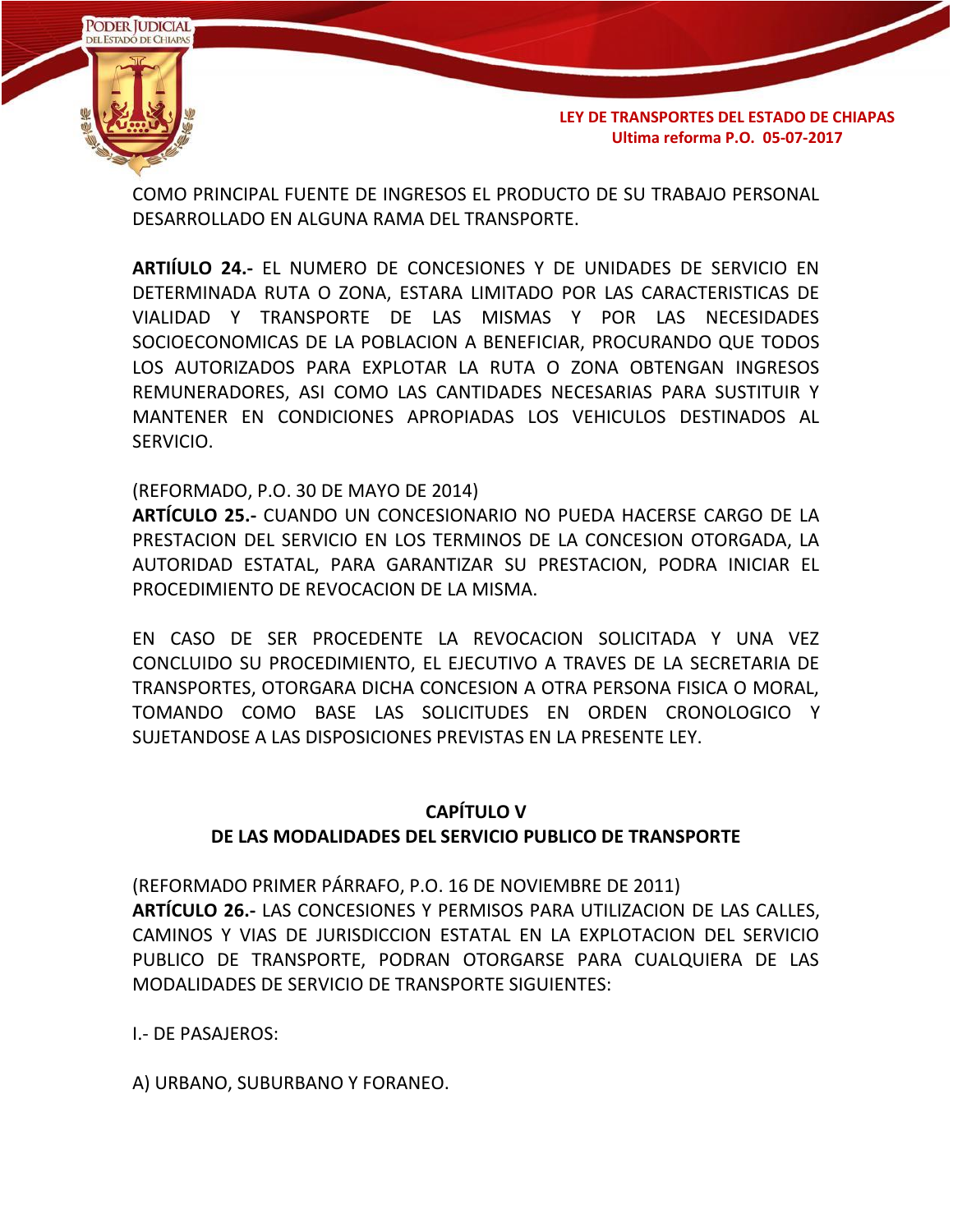COMO PRINCIPAL FUENTE DE INGRESOS EL PRODUCTO DE SU TRABAJO PERSONAL DESARROLLADO EN ALGUNA RAMA DEL TRANSPORTE.

**ARTIÍULO 24.-** EL NUMERO DE CONCESIONES Y DE UNIDADES DE SERVICIO EN DETERMINADA RUTA O ZONA, ESTARA LIMITADO POR LAS CARACTERISTICAS DE VIALIDAD Y TRANSPORTE DE LAS MISMAS Y POR LAS NECESIDADES SOCIOECONOMICAS DE LA POBLACION A BENEFICIAR, PROCURANDO QUE TODOS LOS AUTORIZADOS PARA EXPLOTAR LA RUTA O ZONA OBTENGAN INGRESOS REMUNERADORES, ASI COMO LAS CANTIDADES NECESARIAS PARA SUSTITUIR Y MANTENER EN CONDICIONES APROPIADAS LOS VEHICULOS DESTINADOS AL SERVICIO.

(REFORMADO, P.O. 30 DE MAYO DE 2014)
**ARTÍCULO 25.-** CUANDO UN CONCESIONARIO NO PUEDA HACERSE CARGO DE LA PRESTACION DEL SERVICIO EN LOS TERMINOS DE LA CONCESION OTORGADA, LA AUTORIDAD ESTATAL, PARA GARANTIZAR SU PRESTACION, PODRA INICIAR EL PROCEDIMIENTO DE REVOCACION DE LA MISMA.

EN CASO DE SER PROCEDENTE LA REVOCACION SOLICITADA Y UNA VEZ CONCLUIDO SU PROCEDIMIENTO, EL EJECUTIVO A TRAVES DE LA SECRETARIA DE TRANSPORTES, OTORGARA DICHA CONCESION A OTRA PERSONA FISICA O MORAL, TOMANDO COMO BASE LAS SOLICITUDES EN ORDEN CRONOLOGICO Y SUJETANDOSE A LAS DISPOSICIONES PREVISTAS EN LA PRESENTE LEY.

## CAPÍTULO V
## DE LAS MODALIDADES DEL SERVICIO PUBLICO DE TRANSPORTE

(REFORMADO PRIMER PÁRRAFO, P.O. 16 DE NOVIEMBRE DE 2011)
**ARTÍCULO 26.-** LAS CONCESIONES Y PERMISOS PARA UTILIZACION DE LAS CALLES, CAMINOS Y VIAS DE JURISDICCION ESTATAL EN LA EXPLOTACION DEL SERVICIO PUBLICO DE TRANSPORTE, PODRAN OTORGARSE PARA CUALQUIERA DE LAS MODALIDADES DE SERVICIO DE TRANSPORTE SIGUIENTES:

I.- DE PASAJEROS:

A) URBANO, SUBURBANO Y FORANEO.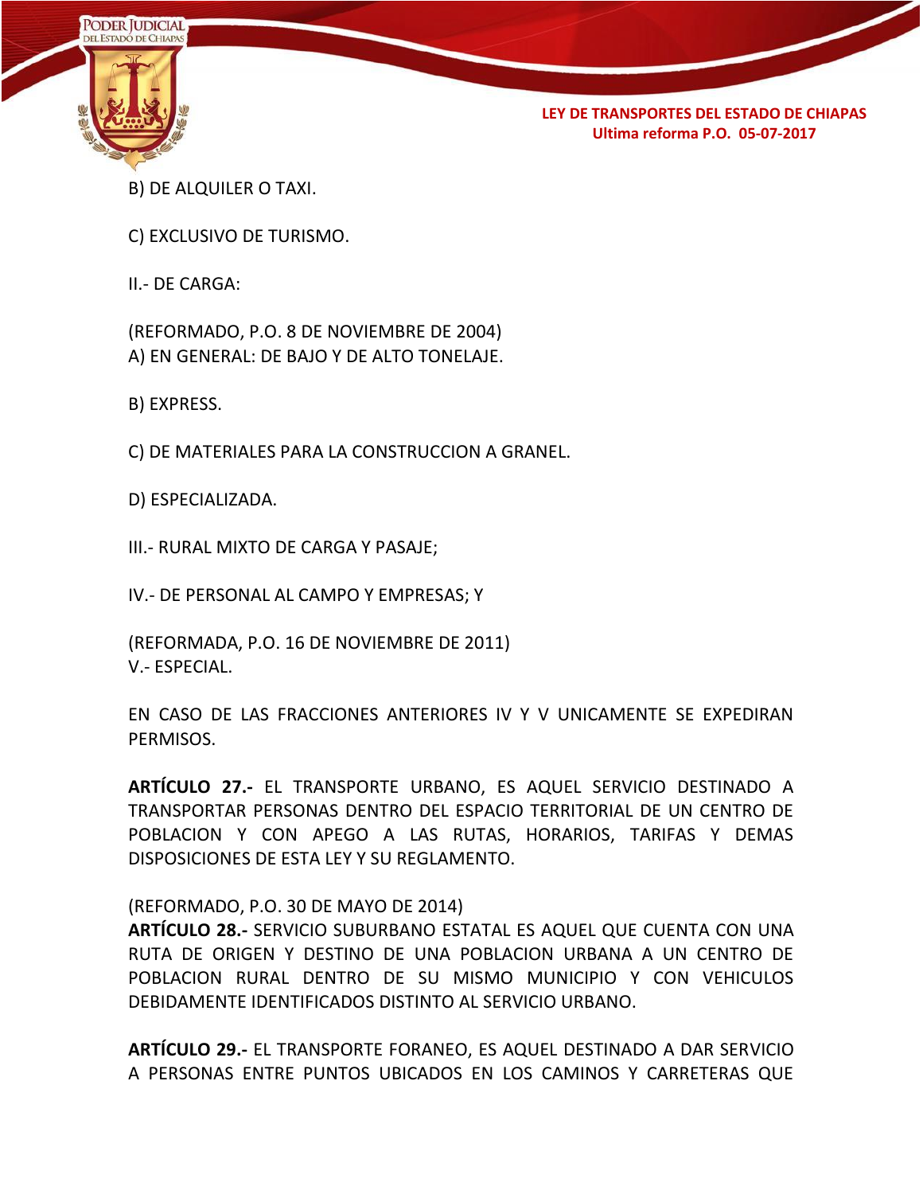B) DE ALQUILER O TAXI.

C) EXCLUSIVO DE TURISMO.

II.- DE CARGA:

(REFORMADO, P.O. 8 DE NOVIEMBRE DE 2004)
A) EN GENERAL: DE BAJO Y DE ALTO TONELAJE.

B) EXPRESS.

C) DE MATERIALES PARA LA CONSTRUCCION A GRANEL.

D) ESPECIALIZADA.

III.- RURAL MIXTO DE CARGA Y PASAJE;

IV.- DE PERSONAL AL CAMPO Y EMPRESAS; Y

(REFORMADA, P.O. 16 DE NOVIEMBRE DE 2011)
V.- ESPECIAL.

EN CASO DE LAS FRACCIONES ANTERIORES IV Y V UNICAMENTE SE EXPEDIRAN PERMISOS.

**ARTÍCULO 27.-** EL TRANSPORTE URBANO, ES AQUEL SERVICIO DESTINADO A TRANSPORTAR PERSONAS DENTRO DEL ESPACIO TERRITORIAL DE UN CENTRO DE POBLACION Y CON APEGO A LAS RUTAS, HORARIOS, TARIFAS Y DEMAS DISPOSICIONES DE ESTA LEY Y SU REGLAMENTO.

(REFORMADO, P.O. 30 DE MAYO DE 2014)
**ARTÍCULO 28.-** SERVICIO SUBURBANO ESTATAL ES AQUEL QUE CUENTA CON UNA RUTA DE ORIGEN Y DESTINO DE UNA POBLACION URBANA A UN CENTRO DE POBLACION RURAL DENTRO DE SU MISMO MUNICIPIO Y CON VEHICULOS DEBIDAMENTE IDENTIFICADOS DISTINTO AL SERVICIO URBANO.

**ARTÍCULO 29.-** EL TRANSPORTE FORANEO, ES AQUEL DESTINADO A DAR SERVICIO A PERSONAS ENTRE PUNTOS UBICADOS EN LOS CAMINOS Y CARRETERAS QUE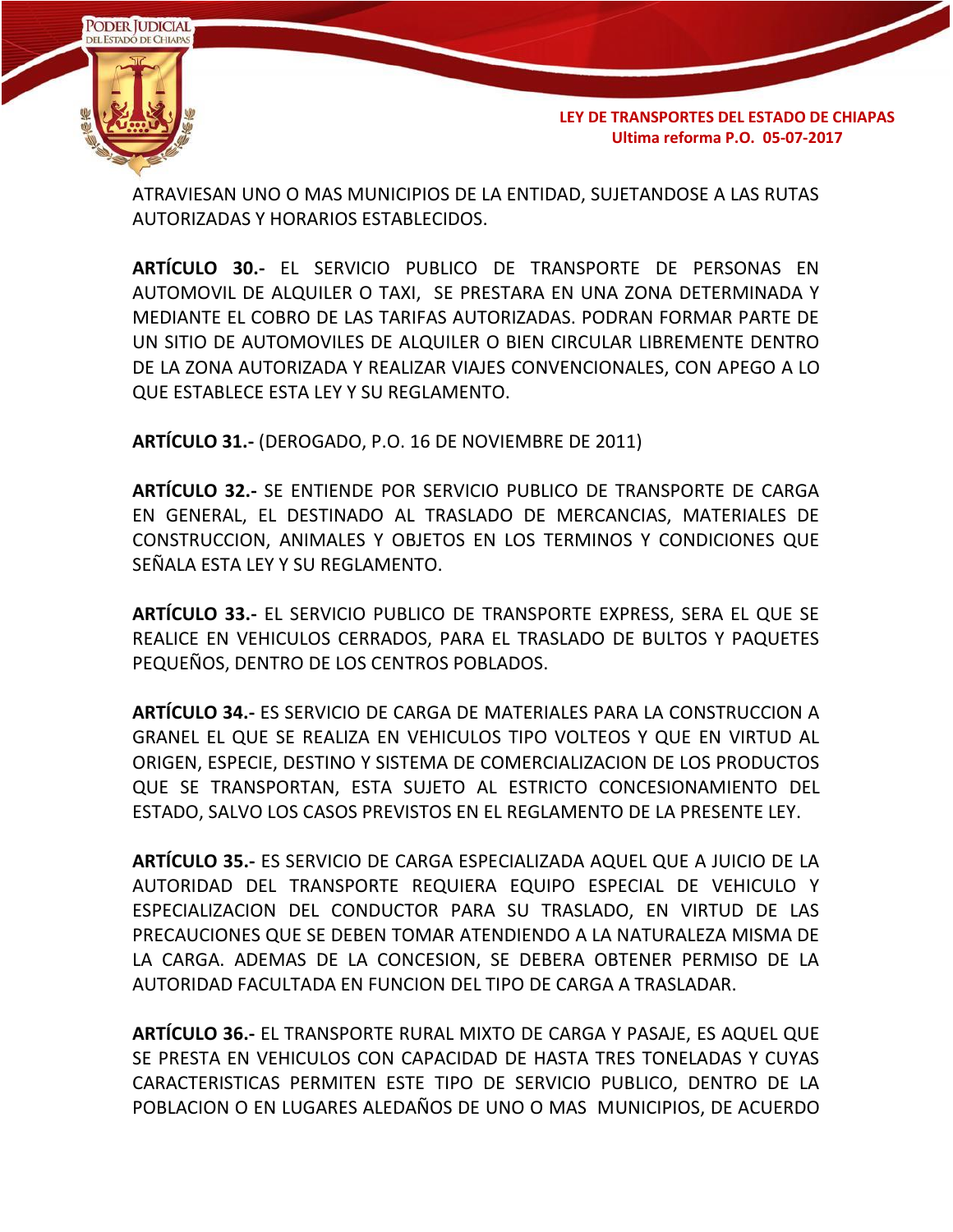ATRAVIESAN UNO O MAS MUNICIPIOS DE LA ENTIDAD, SUJETANDOSE A LAS RUTAS AUTORIZADAS Y HORARIOS ESTABLECIDOS.

**ARTÍCULO 30.-** EL SERVICIO PUBLICO DE TRANSPORTE DE PERSONAS EN AUTOMOVIL DE ALQUILER O TAXI, SE PRESTARA EN UNA ZONA DETERMINADA Y MEDIANTE EL COBRO DE LAS TARIFAS AUTORIZADAS. PODRAN FORMAR PARTE DE UN SITIO DE AUTOMOVILES DE ALQUILER O BIEN CIRCULAR LIBREMENTE DENTRO DE LA ZONA AUTORIZADA Y REALIZAR VIAJES CONVENCIONALES, CON APEGO A LO QUE ESTABLECE ESTA LEY Y SU REGLAMENTO.

**ARTÍCULO 31.-** (DEROGADO, P.O. 16 DE NOVIEMBRE DE 2011)

**ARTÍCULO 32.-** SE ENTIENDE POR SERVICIO PUBLICO DE TRANSPORTE DE CARGA EN GENERAL, EL DESTINADO AL TRASLADO DE MERCANCIAS, MATERIALES DE CONSTRUCCION, ANIMALES Y OBJETOS EN LOS TERMINOS Y CONDICIONES QUE SEÑALA ESTA LEY Y SU REGLAMENTO.

**ARTÍCULO 33.-** EL SERVICIO PUBLICO DE TRANSPORTE EXPRESS, SERA EL QUE SE REALICE EN VEHICULOS CERRADOS, PARA EL TRASLADO DE BULTOS Y PAQUETES PEQUEÑOS, DENTRO DE LOS CENTROS POBLADOS.

**ARTÍCULO 34.-** ES SERVICIO DE CARGA DE MATERIALES PARA LA CONSTRUCCION A GRANEL EL QUE SE REALIZA EN VEHICULOS TIPO VOLTEOS Y QUE EN VIRTUD AL ORIGEN, ESPECIE, DESTINO Y SISTEMA DE COMERCIALIZACION DE LOS PRODUCTOS QUE SE TRANSPORTAN, ESTA SUJETO AL ESTRICTO CONCESIONAMIENTO DEL ESTADO, SALVO LOS CASOS PREVISTOS EN EL REGLAMENTO DE LA PRESENTE LEY.

**ARTÍCULO 35.-** ES SERVICIO DE CARGA ESPECIALIZADA AQUEL QUE A JUICIO DE LA AUTORIDAD DEL TRANSPORTE REQUIERA EQUIPO ESPECIAL DE VEHICULO Y ESPECIALIZACION DEL CONDUCTOR PARA SU TRASLADO, EN VIRTUD DE LAS PRECAUCIONES QUE SE DEBEN TOMAR ATENDIENDO A LA NATURALEZA MISMA DE LA CARGA. ADEMAS DE LA CONCESION, SE DEBERA OBTENER PERMISO DE LA AUTORIDAD FACULTADA EN FUNCION DEL TIPO DE CARGA A TRASLADAR.

**ARTÍCULO 36.-** EL TRANSPORTE RURAL MIXTO DE CARGA Y PASAJE, ES AQUEL QUE SE PRESTA EN VEHICULOS CON CAPACIDAD DE HASTA TRES TONELADAS Y CUYAS CARACTERISTICAS PERMITEN ESTE TIPO DE SERVICIO PUBLICO, DENTRO DE LA POBLACION O EN LUGARES ALEDAÑOS DE UNO O MAS MUNICIPIOS, DE ACUERDO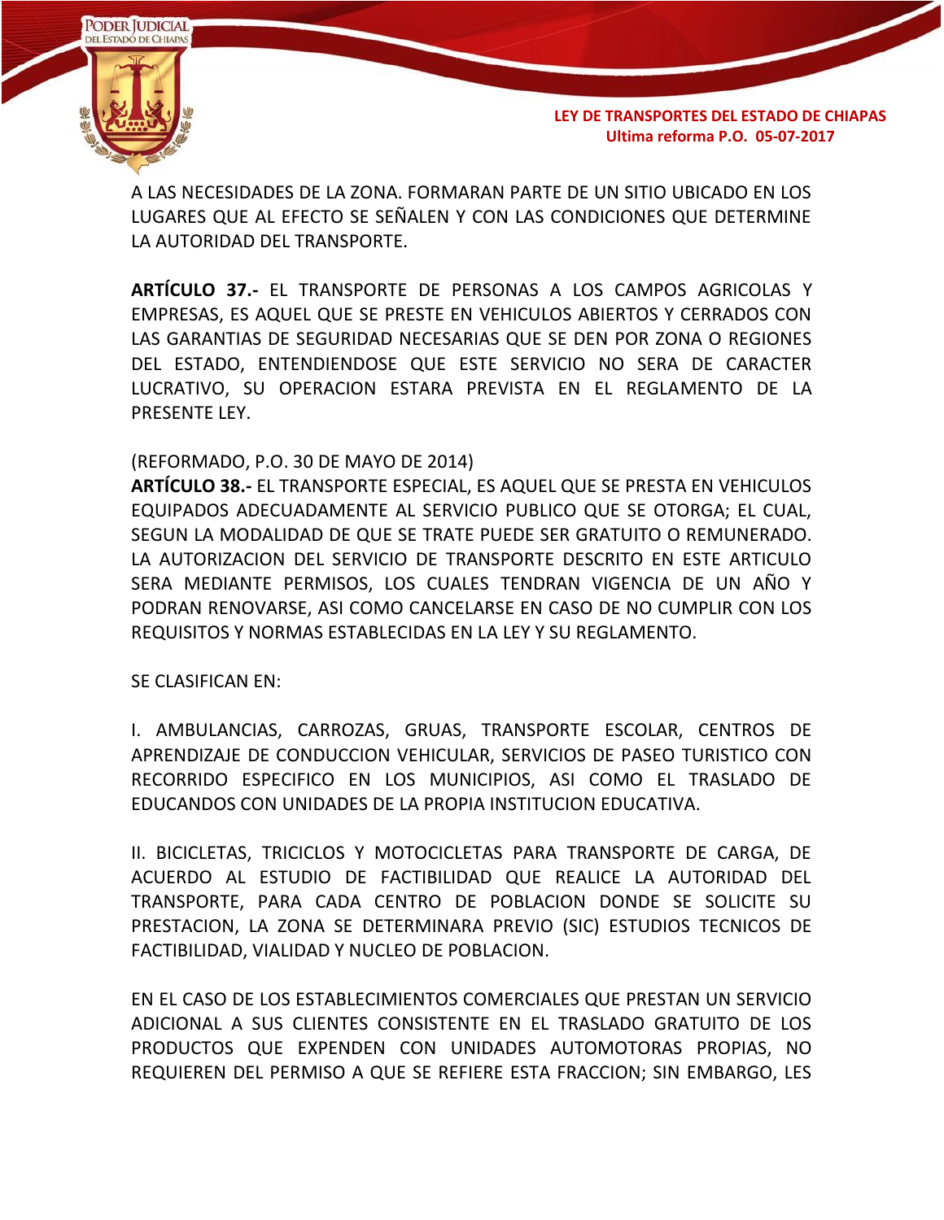A LAS NECESIDADES DE LA ZONA. FORMARAN PARTE DE UN SITIO UBICADO EN LOS LUGARES QUE AL EFECTO SE SEÑALEN Y CON LAS CONDICIONES QUE DETERMINE LA AUTORIDAD DEL TRANSPORTE.

**ARTÍCULO 37.-** EL TRANSPORTE DE PERSONAS A LOS CAMPOS AGRICOLAS Y EMPRESAS, ES AQUEL QUE SE PRESTE EN VEHICULOS ABIERTOS Y CERRADOS CON LAS GARANTIAS DE SEGURIDAD NECESARIAS QUE SE DEN POR ZONA O REGIONES DEL ESTADO, ENTENDIENDOSE QUE ESTE SERVICIO NO SERA DE CARACTER LUCRATIVO, SU OPERACION ESTARA PREVISTA EN EL REGLAMENTO DE LA PRESENTE LEY.

(REFORMADO, P.O. 30 DE MAYO DE 2014)
**ARTÍCULO 38.-** EL TRANSPORTE ESPECIAL, ES AQUEL QUE SE PRESTA EN VEHICULOS EQUIPADOS ADECUADAMENTE AL SERVICIO PUBLICO QUE SE OTORGA; EL CUAL, SEGUN LA MODALIDAD DE QUE SE TRATE PUEDE SER GRATUITO O REMUNERADO. LA AUTORIZACION DEL SERVICIO DE TRANSPORTE DESCRITO EN ESTE ARTICULO SERA MEDIANTE PERMISOS, LOS CUALES TENDRAN VIGENCIA DE UN AÑO Y PODRAN RENOVARSE, ASI COMO CANCELARSE EN CASO DE NO CUMPLIR CON LOS REQUISITOS Y NORMAS ESTABLECIDAS EN LA LEY Y SU REGLAMENTO.

SE CLASIFICAN EN:

I. AMBULANCIAS, CARROZAS, GRUAS, TRANSPORTE ESCOLAR, CENTROS DE APRENDIZAJE DE CONDUCCION VEHICULAR, SERVICIOS DE PASEO TURISTICO CON RECORRIDO ESPECIFICO EN LOS MUNICIPIOS, ASI COMO EL TRASLADO DE EDUCANDOS CON UNIDADES DE LA PROPIA INSTITUCION EDUCATIVA.

II. BICICLETAS, TRICICLOS Y MOTOCICLETAS PARA TRANSPORTE DE CARGA, DE ACUERDO AL ESTUDIO DE FACTIBILIDAD QUE REALICE LA AUTORIDAD DEL TRANSPORTE, PARA CADA CENTRO DE POBLACION DONDE SE SOLICITE SU PRESTACION, LA ZONA SE DETERMINARA PREVIO (SIC) ESTUDIOS TECNICOS DE FACTIBILIDAD, VIALIDAD Y NUCLEO DE POBLACION.

EN EL CASO DE LOS ESTABLECIMIENTOS COMERCIALES QUE PRESTAN UN SERVICIO ADICIONAL A SUS CLIENTES CONSISTENTE EN EL TRASLADO GRATUITO DE LOS PRODUCTOS QUE EXPENDEN CON UNIDADES AUTOMOTORAS PROPIAS, NO REQUIEREN DEL PERMISO A QUE SE REFIERE ESTA FRACCION; SIN EMBARGO, LES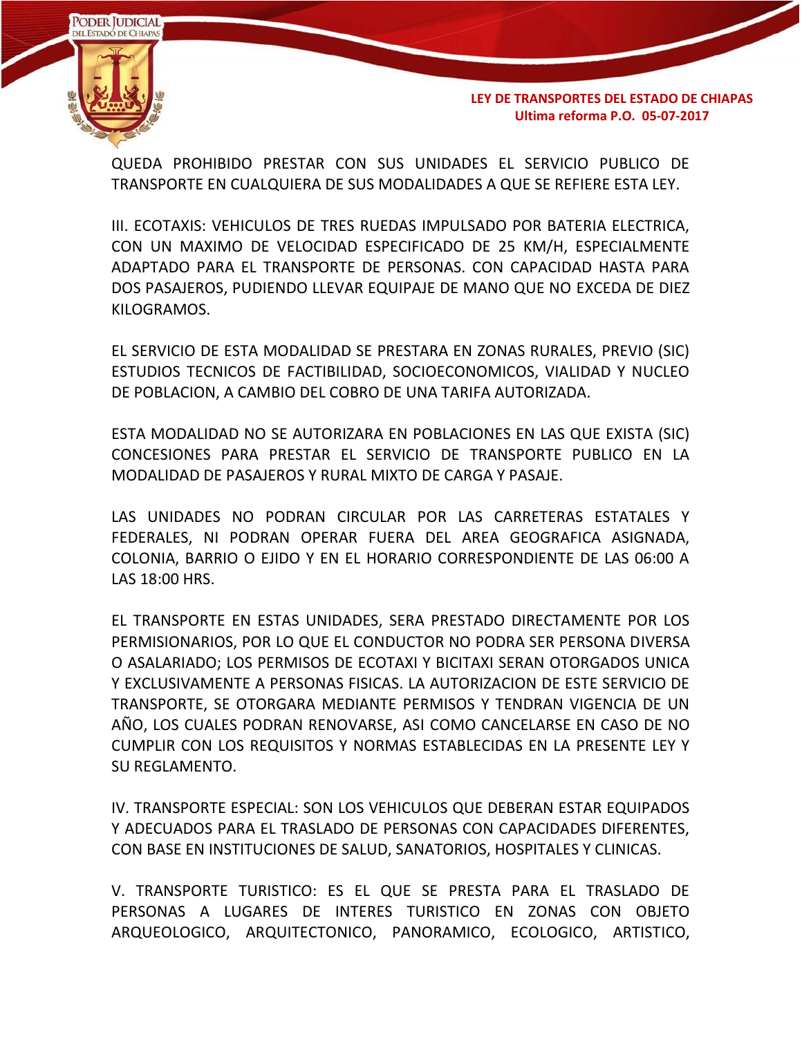QUEDA PROHIBIDO PRESTAR CON SUS UNIDADES EL SERVICIO PUBLICO DE TRANSPORTE EN CUALQUIERA DE SUS MODALIDADES A QUE SE REFIERE ESTA LEY.

III. ECOTAXIS: VEHICULOS DE TRES RUEDAS IMPULSADO POR BATERIA ELECTRICA, CON UN MAXIMO DE VELOCIDAD ESPECIFICADO DE 25 KM/H, ESPECIALMENTE ADAPTADO PARA EL TRANSPORTE DE PERSONAS. CON CAPACIDAD HASTA PARA DOS PASAJEROS, PUDIENDO LLEVAR EQUIPAJE DE MANO QUE NO EXCEDA DE DIEZ KILOGRAMOS.

EL SERVICIO DE ESTA MODALIDAD SE PRESTARA EN ZONAS RURALES, PREVIO (SIC) ESTUDIOS TECNICOS DE FACTIBILIDAD, SOCIOECONOMICOS, VIALIDAD Y NUCLEO DE POBLACION, A CAMBIO DEL COBRO DE UNA TARIFA AUTORIZADA.

ESTA MODALIDAD NO SE AUTORIZARA EN POBLACIONES EN LAS QUE EXISTA (SIC) CONCESIONES PARA PRESTAR EL SERVICIO DE TRANSPORTE PUBLICO EN LA MODALIDAD DE PASAJEROS Y RURAL MIXTO DE CARGA Y PASAJE.

LAS UNIDADES NO PODRAN CIRCULAR POR LAS CARRETERAS ESTATALES Y FEDERALES, NI PODRAN OPERAR FUERA DEL AREA GEOGRAFICA ASIGNADA, COLONIA, BARRIO O EJIDO Y EN EL HORARIO CORRESPONDIENTE DE LAS 06:00 A LAS 18:00 HRS.

EL TRANSPORTE EN ESTAS UNIDADES, SERA PRESTADO DIRECTAMENTE POR LOS PERMISIONARIOS, POR LO QUE EL CONDUCTOR NO PODRA SER PERSONA DIVERSA O ASALARIADO; LOS PERMISOS DE ECOTAXI Y BICITAXI SERAN OTORGADOS UNICA Y EXCLUSIVAMENTE A PERSONAS FISICAS. LA AUTORIZACION DE ESTE SERVICIO DE TRANSPORTE, SE OTORGARA MEDIANTE PERMISOS Y TENDRAN VIGENCIA DE UN AÑO, LOS CUALES PODRAN RENOVARSE, ASI COMO CANCELARSE EN CASO DE NO CUMPLIR CON LOS REQUISITOS Y NORMAS ESTABLECIDAS EN LA PRESENTE LEY Y SU REGLAMENTO.

IV. TRANSPORTE ESPECIAL: SON LOS VEHICULOS QUE DEBERAN ESTAR EQUIPADOS Y ADECUADOS PARA EL TRASLADO DE PERSONAS CON CAPACIDADES DIFERENTES, CON BASE EN INSTITUCIONES DE SALUD, SANATORIOS, HOSPITALES Y CLINICAS.

V. TRANSPORTE TURISTICO: ES EL QUE SE PRESTA PARA EL TRASLADO DE PERSONAS A LUGARES DE INTERES TURISTICO EN ZONAS CON OBJETO ARQUEOLOGICO, ARQUITECTONICO, PANORAMICO, ECOLOGICO, ARTISTICO,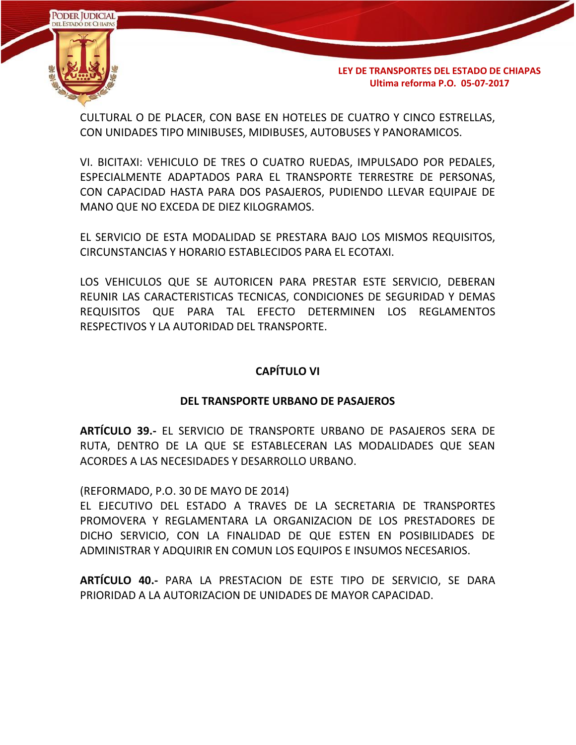CULTURAL O DE PLACER, CON BASE EN HOTELES DE CUATRO Y CINCO ESTRELLAS, CON UNIDADES TIPO MINIBUSES, MIDIBUSES, AUTOBUSES Y PANORAMICOS.

VI. BICITAXI: VEHICULO DE TRES O CUATRO RUEDAS, IMPULSADO POR PEDALES, ESPECIALMENTE ADAPTADOS PARA EL TRANSPORTE TERRESTRE DE PERSONAS, CON CAPACIDAD HASTA PARA DOS PASAJEROS, PUDIENDO LLEVAR EQUIPAJE DE MANO QUE NO EXCEDA DE DIEZ KILOGRAMOS.

EL SERVICIO DE ESTA MODALIDAD SE PRESTARA BAJO LOS MISMOS REQUISITOS, CIRCUNSTANCIAS Y HORARIO ESTABLECIDOS PARA EL ECOTAXI.

LOS VEHICULOS QUE SE AUTORICEN PARA PRESTAR ESTE SERVICIO, DEBERAN REUNIR LAS CARACTERISTICAS TECNICAS, CONDICIONES DE SEGURIDAD Y DEMAS REQUISITOS QUE PARA TAL EFECTO DETERMINEN LOS REGLAMENTOS RESPECTIVOS Y LA AUTORIDAD DEL TRANSPORTE.

## CAPÍTULO VI

## DEL TRANSPORTE URBANO DE PASAJEROS

**ARTÍCULO 39.-** EL SERVICIO DE TRANSPORTE URBANO DE PASAJEROS SERA DE RUTA, DENTRO DE LA QUE SE ESTABLECERAN LAS MODALIDADES QUE SEAN ACORDES A LAS NECESIDADES Y DESARROLLO URBANO.

(REFORMADO, P.O. 30 DE MAYO DE 2014)
EL EJECUTIVO DEL ESTADO A TRAVES DE LA SECRETARIA DE TRANSPORTES PROMOVERA Y REGLAMENTARA LA ORGANIZACION DE LOS PRESTADORES DE DICHO SERVICIO, CON LA FINALIDAD DE QUE ESTEN EN POSIBILIDADES DE ADMINISTRAR Y ADQUIRIR EN COMUN LOS EQUIPOS E INSUMOS NECESARIOS.

**ARTÍCULO 40.-** PARA LA PRESTACION DE ESTE TIPO DE SERVICIO, SE DARA PRIORIDAD A LA AUTORIZACION DE UNIDADES DE MAYOR CAPACIDAD.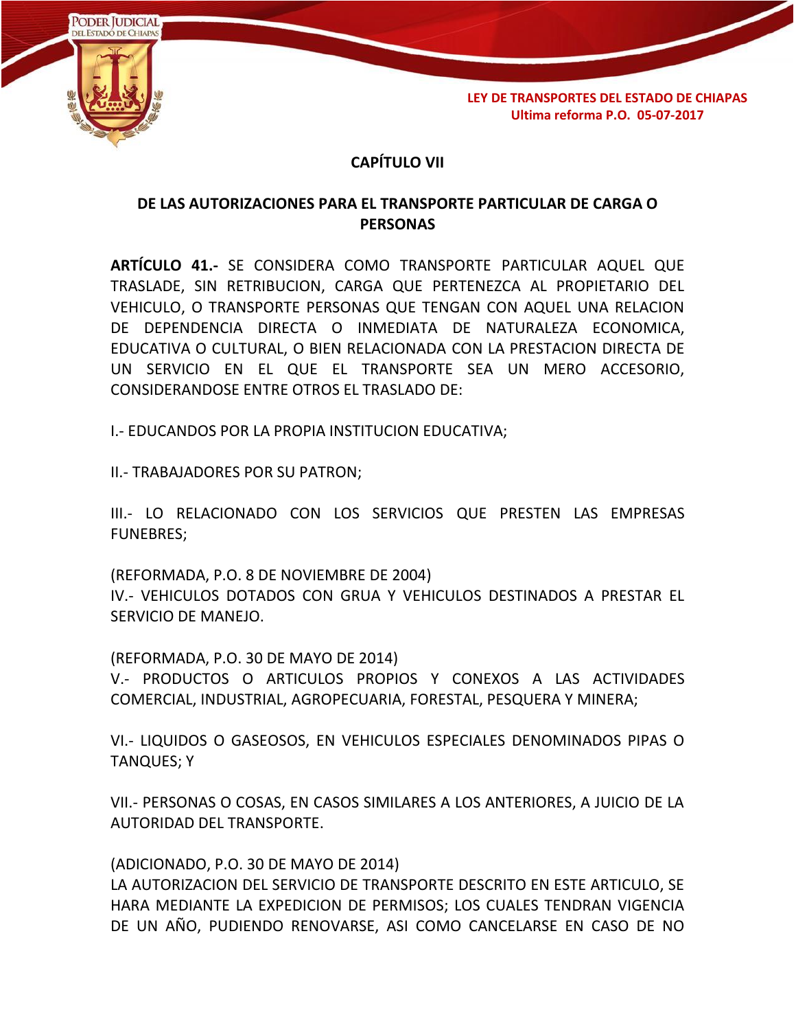## CAPÍTULO VII

## DE LAS AUTORIZACIONES PARA EL TRANSPORTE PARTICULAR DE CARGA O PERSONAS

**ARTÍCULO 41.-** SE CONSIDERA COMO TRANSPORTE PARTICULAR AQUEL QUE TRASLADE, SIN RETRIBUCION, CARGA QUE PERTENEZCA AL PROPIETARIO DEL VEHICULO, O TRANSPORTE PERSONAS QUE TENGAN CON AQUEL UNA RELACION DE DEPENDENCIA DIRECTA O INMEDIATA DE NATURALEZA ECONOMICA, EDUCATIVA O CULTURAL, O BIEN RELACIONADA CON LA PRESTACION DIRECTA DE UN SERVICIO EN EL QUE EL TRANSPORTE SEA UN MERO ACCESORIO, CONSIDERANDOSE ENTRE OTROS EL TRASLADO DE:

I.- EDUCANDOS POR LA PROPIA INSTITUCION EDUCATIVA;

II.- TRABAJADORES POR SU PATRON;

III.- LO RELACIONADO CON LOS SERVICIOS QUE PRESTEN LAS EMPRESAS FUNEBRES;

(REFORMADA, P.O. 8 DE NOVIEMBRE DE 2004)
IV.- VEHICULOS DOTADOS CON GRUA Y VEHICULOS DESTINADOS A PRESTAR EL SERVICIO DE MANEJO.

(REFORMADA, P.O. 30 DE MAYO DE 2014)
V.- PRODUCTOS O ARTICULOS PROPIOS Y CONEXOS A LAS ACTIVIDADES COMERCIAL, INDUSTRIAL, AGROPECUARIA, FORESTAL, PESQUERA Y MINERA;

VI.- LIQUIDOS O GASEOSOS, EN VEHICULOS ESPECIALES DENOMINADOS PIPAS O TANQUES; Y

VII.- PERSONAS O COSAS, EN CASOS SIMILARES A LOS ANTERIORES, A JUICIO DE LA AUTORIDAD DEL TRANSPORTE.

(ADICIONADO, P.O. 30 DE MAYO DE 2014)
LA AUTORIZACION DEL SERVICIO DE TRANSPORTE DESCRITO EN ESTE ARTICULO, SE HARA MEDIANTE LA EXPEDICION DE PERMISOS; LOS CUALES TENDRAN VIGENCIA DE UN AÑO, PUDIENDO RENOVARSE, ASI COMO CANCELARSE EN CASO DE NO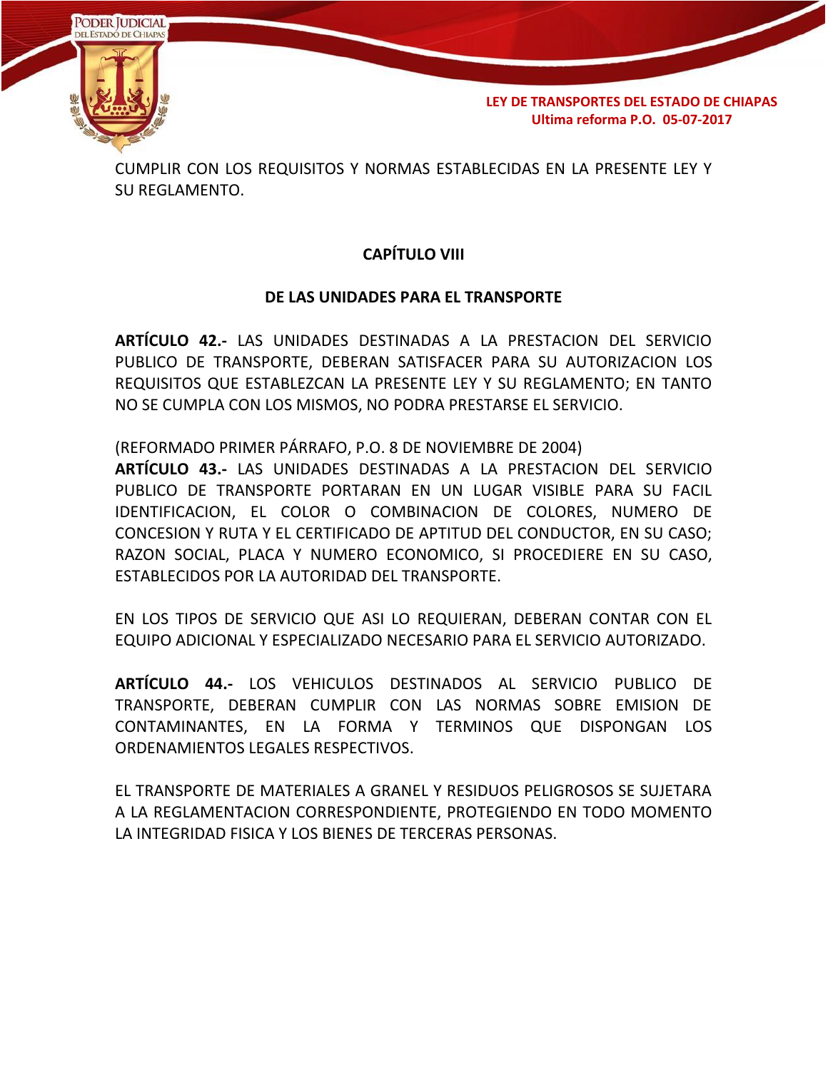CUMPLIR CON LOS REQUISITOS Y NORMAS ESTABLECIDAS EN LA PRESENTE LEY Y SU REGLAMENTO.

## CAPÍTULO VIII

## DE LAS UNIDADES PARA EL TRANSPORTE

**ARTÍCULO 42.-** LAS UNIDADES DESTINADAS A LA PRESTACION DEL SERVICIO PUBLICO DE TRANSPORTE, DEBERAN SATISFACER PARA SU AUTORIZACION LOS REQUISITOS QUE ESTABLEZCAN LA PRESENTE LEY Y SU REGLAMENTO; EN TANTO NO SE CUMPLA CON LOS MISMOS, NO PODRA PRESTARSE EL SERVICIO.

(REFORMADO PRIMER PÁRRAFO, P.O. 8 DE NOVIEMBRE DE 2004)
**ARTÍCULO 43.-** LAS UNIDADES DESTINADAS A LA PRESTACION DEL SERVICIO PUBLICO DE TRANSPORTE PORTARAN EN UN LUGAR VISIBLE PARA SU FACIL IDENTIFICACION, EL COLOR O COMBINACION DE COLORES, NUMERO DE CONCESION Y RUTA Y EL CERTIFICADO DE APTITUD DEL CONDUCTOR, EN SU CASO; RAZON SOCIAL, PLACA Y NUMERO ECONOMICO, SI PROCEDIERE EN SU CASO, ESTABLECIDOS POR LA AUTORIDAD DEL TRANSPORTE.

EN LOS TIPOS DE SERVICIO QUE ASI LO REQUIERAN, DEBERAN CONTAR CON EL EQUIPO ADICIONAL Y ESPECIALIZADO NECESARIO PARA EL SERVICIO AUTORIZADO.

**ARTÍCULO 44.-** LOS VEHICULOS DESTINADOS AL SERVICIO PUBLICO DE TRANSPORTE, DEBERAN CUMPLIR CON LAS NORMAS SOBRE EMISION DE CONTAMINANTES, EN LA FORMA Y TERMINOS QUE DISPONGAN LOS ORDENAMIENTOS LEGALES RESPECTIVOS.

EL TRANSPORTE DE MATERIALES A GRANEL Y RESIDUOS PELIGROSOS SE SUJETARA A LA REGLAMENTACION CORRESPONDIENTE, PROTEGIENDO EN TODO MOMENTO LA INTEGRIDAD FISICA Y LOS BIENES DE TERCERAS PERSONAS.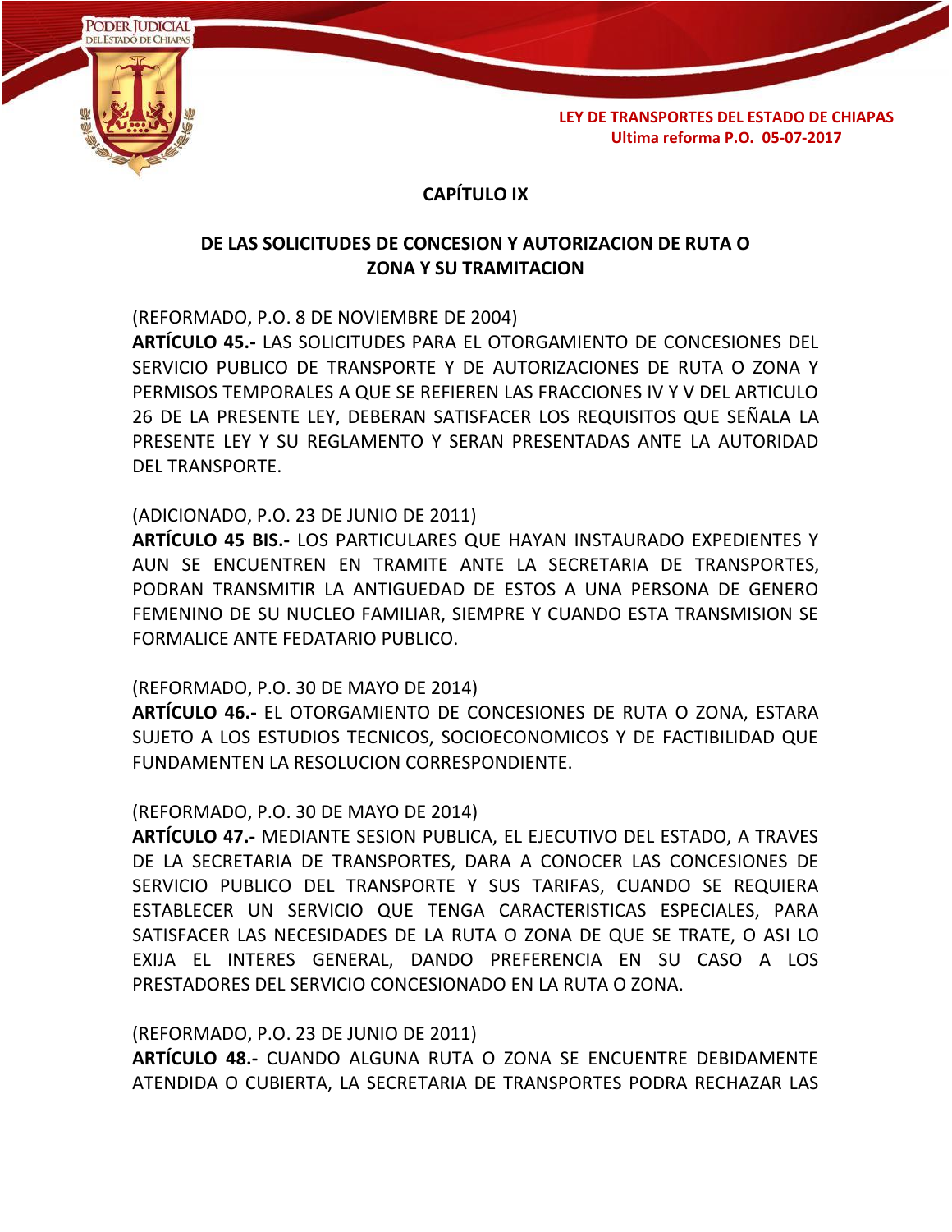## CAPÍTULO IX

## DE LAS SOLICITUDES DE CONCESION Y AUTORIZACION DE RUTA O ZONA Y SU TRAMITACION

(REFORMADO, P.O. 8 DE NOVIEMBRE DE 2004)
**ARTÍCULO 45.-** LAS SOLICITUDES PARA EL OTORGAMIENTO DE CONCESIONES DEL SERVICIO PUBLICO DE TRANSPORTE Y DE AUTORIZACIONES DE RUTA O ZONA Y PERMISOS TEMPORALES A QUE SE REFIEREN LAS FRACCIONES IV Y V DEL ARTICULO 26 DE LA PRESENTE LEY, DEBERAN SATISFACER LOS REQUISITOS QUE SEÑALA LA PRESENTE LEY Y SU REGLAMENTO Y SERAN PRESENTADAS ANTE LA AUTORIDAD DEL TRANSPORTE.

(ADICIONADO, P.O. 23 DE JUNIO DE 2011)
**ARTÍCULO 45 BIS.-** LOS PARTICULARES QUE HAYAN INSTAURADO EXPEDIENTES Y AUN SE ENCUENTREN EN TRAMITE ANTE LA SECRETARIA DE TRANSPORTES, PODRAN TRANSMITIR LA ANTIGUEDAD DE ESTOS A UNA PERSONA DE GENERO FEMENINO DE SU NUCLEO FAMILIAR, SIEMPRE Y CUANDO ESTA TRANSMISION SE FORMALICE ANTE FEDATARIO PUBLICO.

(REFORMADO, P.O. 30 DE MAYO DE 2014)
**ARTÍCULO 46.-** EL OTORGAMIENTO DE CONCESIONES DE RUTA O ZONA, ESTARA SUJETO A LOS ESTUDIOS TECNICOS, SOCIOECONOMICOS Y DE FACTIBILIDAD QUE FUNDAMENTEN LA RESOLUCION CORRESPONDIENTE.

(REFORMADO, P.O. 30 DE MAYO DE 2014)
**ARTÍCULO 47.-** MEDIANTE SESION PUBLICA, EL EJECUTIVO DEL ESTADO, A TRAVES DE LA SECRETARIA DE TRANSPORTES, DARA A CONOCER LAS CONCESIONES DE SERVICIO PUBLICO DEL TRANSPORTE Y SUS TARIFAS, CUANDO SE REQUIERA ESTABLECER UN SERVICIO QUE TENGA CARACTERISTICAS ESPECIALES, PARA SATISFACER LAS NECESIDADES DE LA RUTA O ZONA DE QUE SE TRATE, O ASI LO EXIJA EL INTERES GENERAL, DANDO PREFERENCIA EN SU CASO A LOS PRESTADORES DEL SERVICIO CONCESIONADO EN LA RUTA O ZONA.

(REFORMADO, P.O. 23 DE JUNIO DE 2011)
**ARTÍCULO 48.-** CUANDO ALGUNA RUTA O ZONA SE ENCUENTRE DEBIDAMENTE ATENDIDA O CUBIERTA, LA SECRETARIA DE TRANSPORTES PODRA RECHAZAR LAS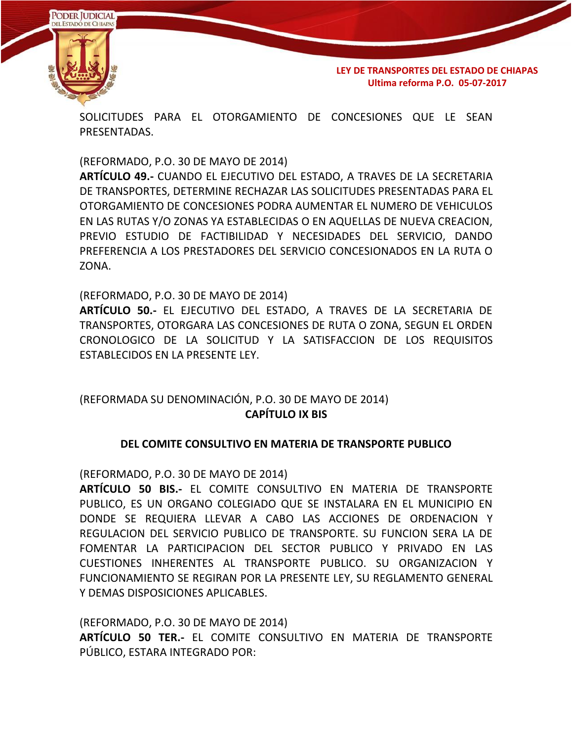SOLICITUDES PARA EL OTORGAMIENTO DE CONCESIONES QUE LE SEAN PRESENTADAS.

(REFORMADO, P.O. 30 DE MAYO DE 2014)
**ARTÍCULO 49.-** CUANDO EL EJECUTIVO DEL ESTADO, A TRAVES DE LA SECRETARIA DE TRANSPORTES, DETERMINE RECHAZAR LAS SOLICITUDES PRESENTADAS PARA EL OTORGAMIENTO DE CONCESIONES PODRA AUMENTAR EL NUMERO DE VEHICULOS EN LAS RUTAS Y/O ZONAS YA ESTABLECIDAS O EN AQUELLAS DE NUEVA CREACION, PREVIO ESTUDIO DE FACTIBILIDAD Y NECESIDADES DEL SERVICIO, DANDO PREFERENCIA A LOS PRESTADORES DEL SERVICIO CONCESIONADOS EN LA RUTA O ZONA.

(REFORMADO, P.O. 30 DE MAYO DE 2014)
**ARTÍCULO 50.-** EL EJECUTIVO DEL ESTADO, A TRAVES DE LA SECRETARIA DE TRANSPORTES, OTORGARA LAS CONCESIONES DE RUTA O ZONA, SEGUN EL ORDEN CRONOLOGICO DE LA SOLICITUD Y LA SATISFACCION DE LOS REQUISITOS ESTABLECIDOS EN LA PRESENTE LEY.

(REFORMADA SU DENOMINACIÓN, P.O. 30 DE MAYO DE 2014)

## CAPÍTULO IX BIS

## DEL COMITE CONSULTIVO EN MATERIA DE TRANSPORTE PUBLICO

(REFORMADO, P.O. 30 DE MAYO DE 2014)
**ARTÍCULO 50 BIS.-** EL COMITE CONSULTIVO EN MATERIA DE TRANSPORTE PUBLICO, ES UN ORGANO COLEGIADO QUE SE INSTALARA EN EL MUNICIPIO EN DONDE SE REQUIERA LLEVAR A CABO LAS ACCIONES DE ORDENACION Y REGULACION DEL SERVICIO PUBLICO DE TRANSPORTE. SU FUNCION SERA LA DE FOMENTAR LA PARTICIPACION DEL SECTOR PUBLICO Y PRIVADO EN LAS CUESTIONES INHERENTES AL TRANSPORTE PUBLICO. SU ORGANIZACION Y FUNCIONAMIENTO SE REGIRAN POR LA PRESENTE LEY, SU REGLAMENTO GENERAL Y DEMAS DISPOSICIONES APLICABLES.

(REFORMADO, P.O. 30 DE MAYO DE 2014)
**ARTÍCULO 50 TER.-** EL COMITE CONSULTIVO EN MATERIA DE TRANSPORTE PÚBLICO, ESTARA INTEGRADO POR: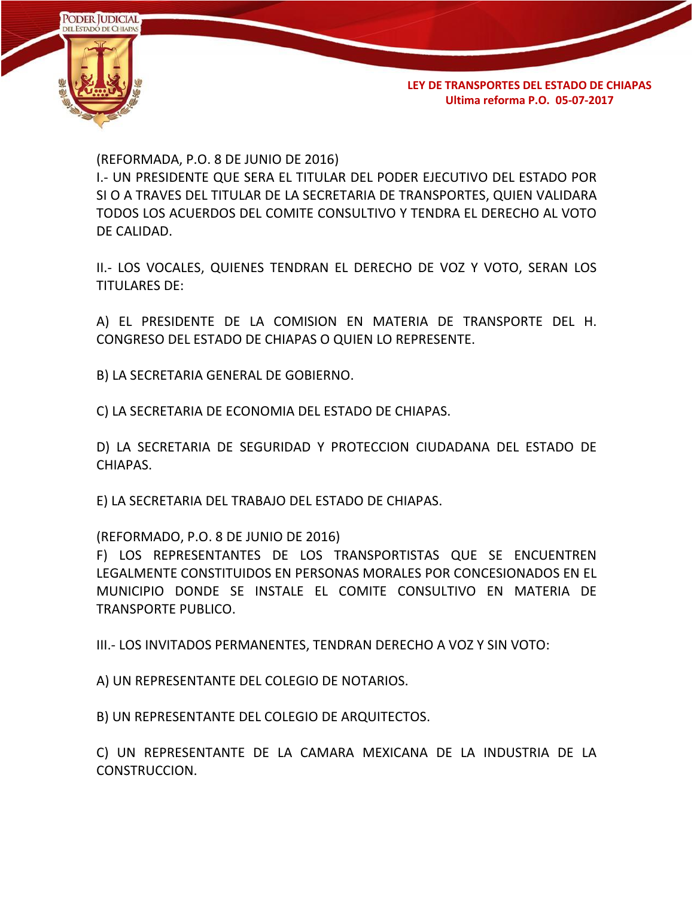(REFORMADA, P.O. 8 DE JUNIO DE 2016)
I.- UN PRESIDENTE QUE SERA EL TITULAR DEL PODER EJECUTIVO DEL ESTADO POR SI O A TRAVES DEL TITULAR DE LA SECRETARIA DE TRANSPORTES, QUIEN VALIDARA TODOS LOS ACUERDOS DEL COMITE CONSULTIVO Y TENDRA EL DERECHO AL VOTO DE CALIDAD.

II.- LOS VOCALES, QUIENES TENDRAN EL DERECHO DE VOZ Y VOTO, SERAN LOS TITULARES DE:

A) EL PRESIDENTE DE LA COMISION EN MATERIA DE TRANSPORTE DEL H. CONGRESO DEL ESTADO DE CHIAPAS O QUIEN LO REPRESENTE.

B) LA SECRETARIA GENERAL DE GOBIERNO.

C) LA SECRETARIA DE ECONOMIA DEL ESTADO DE CHIAPAS.

D) LA SECRETARIA DE SEGURIDAD Y PROTECCION CIUDADANA DEL ESTADO DE CHIAPAS.

E) LA SECRETARIA DEL TRABAJO DEL ESTADO DE CHIAPAS.

(REFORMADO, P.O. 8 DE JUNIO DE 2016)
F) LOS REPRESENTANTES DE LOS TRANSPORTISTAS QUE SE ENCUENTREN LEGALMENTE CONSTITUIDOS EN PERSONAS MORALES POR CONCESIONADOS EN EL MUNICIPIO DONDE SE INSTALE EL COMITE CONSULTIVO EN MATERIA DE TRANSPORTE PUBLICO.

III.- LOS INVITADOS PERMANENTES, TENDRAN DERECHO A VOZ Y SIN VOTO:

A) UN REPRESENTANTE DEL COLEGIO DE NOTARIOS.

B) UN REPRESENTANTE DEL COLEGIO DE ARQUITECTOS.

C) UN REPRESENTANTE DE LA CAMARA MEXICANA DE LA INDUSTRIA DE LA CONSTRUCCION.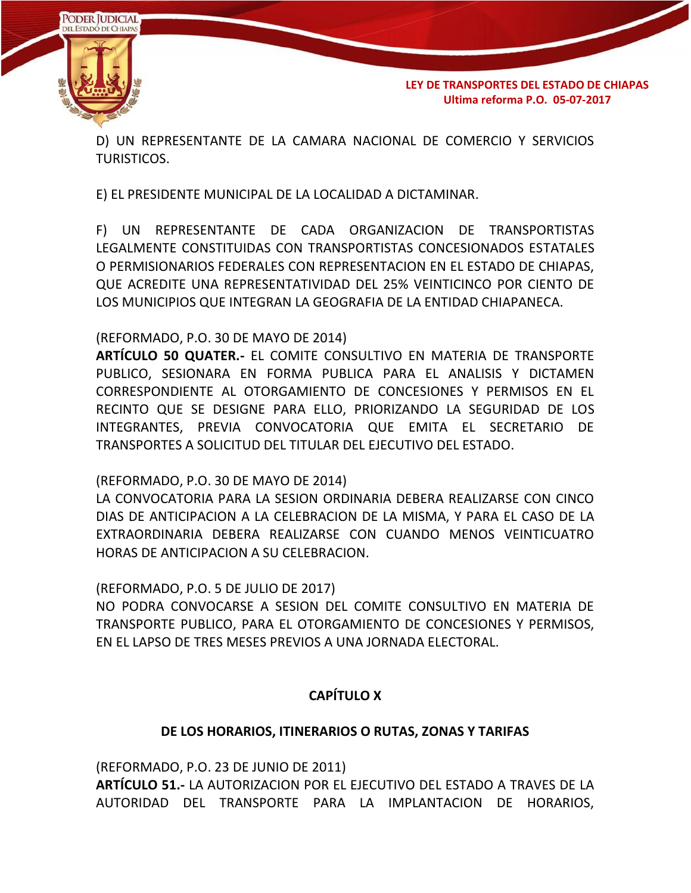D) UN REPRESENTANTE DE LA CAMARA NACIONAL DE COMERCIO Y SERVICIOS TURISTICOS.

E) EL PRESIDENTE MUNICIPAL DE LA LOCALIDAD A DICTAMINAR.

F) UN REPRESENTANTE DE CADA ORGANIZACION DE TRANSPORTISTAS LEGALMENTE CONSTITUIDAS CON TRANSPORTISTAS CONCESIONADOS ESTATALES O PERMISIONARIOS FEDERALES CON REPRESENTACION EN EL ESTADO DE CHIAPAS, QUE ACREDITE UNA REPRESENTATIVIDAD DEL 25% VEINTICINCO POR CIENTO DE LOS MUNICIPIOS QUE INTEGRAN LA GEOGRAFIA DE LA ENTIDAD CHIAPANECA.

(REFORMADO, P.O. 30 DE MAYO DE 2014)
**ARTÍCULO 50 QUATER.-** EL COMITE CONSULTIVO EN MATERIA DE TRANSPORTE PUBLICO, SESIONARA EN FORMA PUBLICA PARA EL ANALISIS Y DICTAMEN CORRESPONDIENTE AL OTORGAMIENTO DE CONCESIONES Y PERMISOS EN EL RECINTO QUE SE DESIGNE PARA ELLO, PRIORIZANDO LA SEGURIDAD DE LOS INTEGRANTES, PREVIA CONVOCATORIA QUE EMITA EL SECRETARIO DE TRANSPORTES A SOLICITUD DEL TITULAR DEL EJECUTIVO DEL ESTADO.

(REFORMADO, P.O. 30 DE MAYO DE 2014)
LA CONVOCATORIA PARA LA SESION ORDINARIA DEBERA REALIZARSE CON CINCO DIAS DE ANTICIPACION A LA CELEBRACION DE LA MISMA, Y PARA EL CASO DE LA EXTRAORDINARIA DEBERA REALIZARSE CON CUANDO MENOS VEINTICUATRO HORAS DE ANTICIPACION A SU CELEBRACION.

(REFORMADO, P.O. 5 DE JULIO DE 2017)
NO PODRA CONVOCARSE A SESION DEL COMITE CONSULTIVO EN MATERIA DE TRANSPORTE PUBLICO, PARA EL OTORGAMIENTO DE CONCESIONES Y PERMISOS, EN EL LAPSO DE TRES MESES PREVIOS A UNA JORNADA ELECTORAL.

## CAPÍTULO X

## DE LOS HORARIOS, ITINERARIOS O RUTAS, ZONAS Y TARIFAS

(REFORMADO, P.O. 23 DE JUNIO DE 2011)
**ARTÍCULO 51.-** LA AUTORIZACION POR EL EJECUTIVO DEL ESTADO A TRAVES DE LA AUTORIDAD DEL TRANSPORTE PARA LA IMPLANTACION DE HORARIOS,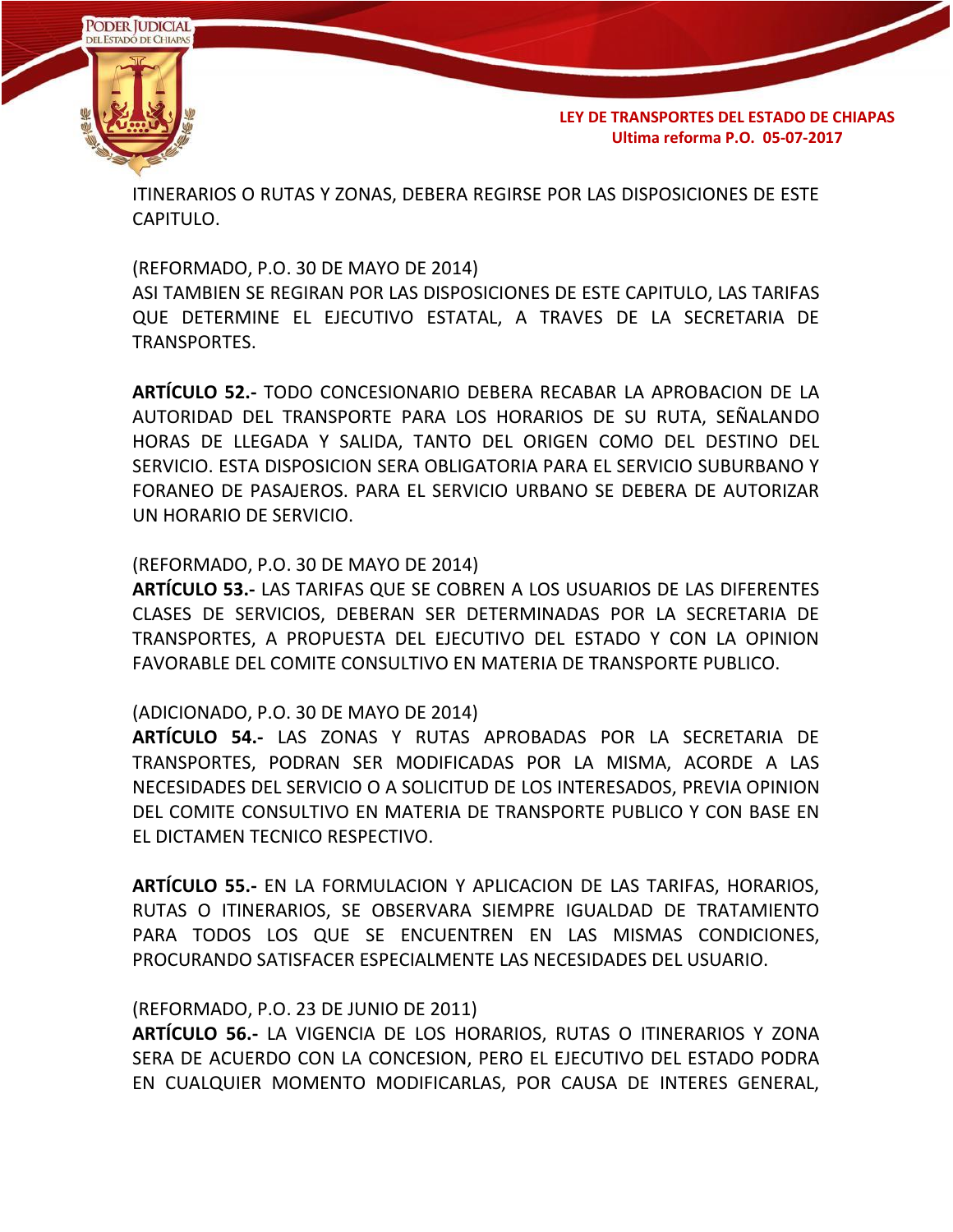ITINERARIOS O RUTAS Y ZONAS, DEBERA REGIRSE POR LAS DISPOSICIONES DE ESTE CAPITULO.

(REFORMADO, P.O. 30 DE MAYO DE 2014)
ASI TAMBIEN SE REGIRAN POR LAS DISPOSICIONES DE ESTE CAPITULO, LAS TARIFAS QUE DETERMINE EL EJECUTIVO ESTATAL, A TRAVES DE LA SECRETARIA DE TRANSPORTES.

**ARTÍCULO 52.-** TODO CONCESIONARIO DEBERA RECABAR LA APROBACION DE LA AUTORIDAD DEL TRANSPORTE PARA LOS HORARIOS DE SU RUTA, SEÑALANDO HORAS DE LLEGADA Y SALIDA, TANTO DEL ORIGEN COMO DEL DESTINO DEL SERVICIO. ESTA DISPOSICION SERA OBLIGATORIA PARA EL SERVICIO SUBURBANO Y FORANEO DE PASAJEROS. PARA EL SERVICIO URBANO SE DEBERA DE AUTORIZAR UN HORARIO DE SERVICIO.

(REFORMADO, P.O. 30 DE MAYO DE 2014)
**ARTÍCULO 53.-** LAS TARIFAS QUE SE COBREN A LOS USUARIOS DE LAS DIFERENTES CLASES DE SERVICIOS, DEBERAN SER DETERMINADAS POR LA SECRETARIA DE TRANSPORTES, A PROPUESTA DEL EJECUTIVO DEL ESTADO Y CON LA OPINION FAVORABLE DEL COMITE CONSULTIVO EN MATERIA DE TRANSPORTE PUBLICO.

(ADICIONADO, P.O. 30 DE MAYO DE 2014)
**ARTÍCULO 54.-** LAS ZONAS Y RUTAS APROBADAS POR LA SECRETARIA DE TRANSPORTES, PODRAN SER MODIFICADAS POR LA MISMA, ACORDE A LAS NECESIDADES DEL SERVICIO O A SOLICITUD DE LOS INTERESADOS, PREVIA OPINION DEL COMITE CONSULTIVO EN MATERIA DE TRANSPORTE PUBLICO Y CON BASE EN EL DICTAMEN TECNICO RESPECTIVO.

**ARTÍCULO 55.-** EN LA FORMULACION Y APLICACION DE LAS TARIFAS, HORARIOS, RUTAS O ITINERARIOS, SE OBSERVARA SIEMPRE IGUALDAD DE TRATAMIENTO PARA TODOS LOS QUE SE ENCUENTREN EN LAS MISMAS CONDICIONES, PROCURANDO SATISFACER ESPECIALMENTE LAS NECESIDADES DEL USUARIO.

(REFORMADO, P.O. 23 DE JUNIO DE 2011)
**ARTÍCULO 56.-** LA VIGENCIA DE LOS HORARIOS, RUTAS O ITINERARIOS Y ZONA SERA DE ACUERDO CON LA CONCESION, PERO EL EJECUTIVO DEL ESTADO PODRA EN CUALQUIER MOMENTO MODIFICARLAS, POR CAUSA DE INTERES GENERAL,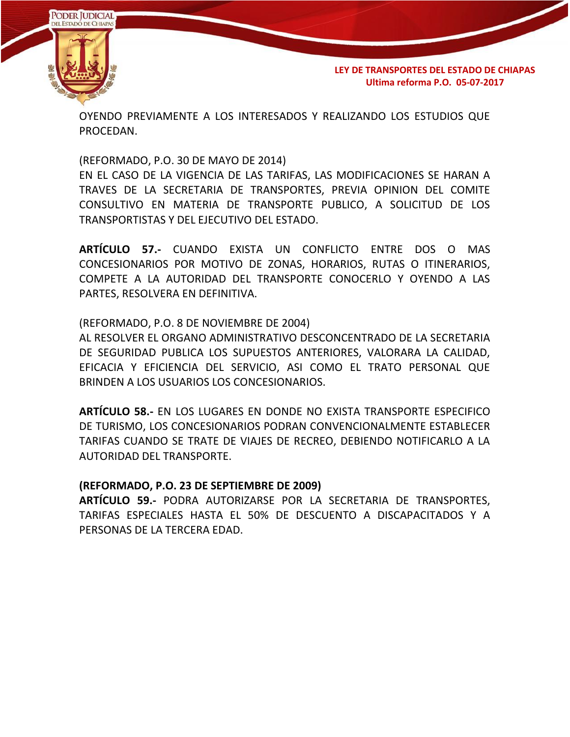OYENDO PREVIAMENTE A LOS INTERESADOS Y REALIZANDO LOS ESTUDIOS QUE PROCEDAN.

(REFORMADO, P.O. 30 DE MAYO DE 2014)
EN EL CASO DE LA VIGENCIA DE LAS TARIFAS, LAS MODIFICACIONES SE HARAN A TRAVES DE LA SECRETARIA DE TRANSPORTES, PREVIA OPINION DEL COMITE CONSULTIVO EN MATERIA DE TRANSPORTE PUBLICO, A SOLICITUD DE LOS TRANSPORTISTAS Y DEL EJECUTIVO DEL ESTADO.

**ARTÍCULO 57.-** CUANDO EXISTA UN CONFLICTO ENTRE DOS O MAS CONCESIONARIOS POR MOTIVO DE ZONAS, HORARIOS, RUTAS O ITINERARIOS, COMPETE A LA AUTORIDAD DEL TRANSPORTE CONOCERLO Y OYENDO A LAS PARTES, RESOLVERA EN DEFINITIVA.

(REFORMADO, P.O. 8 DE NOVIEMBRE DE 2004)
AL RESOLVER EL ORGANO ADMINISTRATIVO DESCONCENTRADO DE LA SECRETARIA DE SEGURIDAD PUBLICA LOS SUPUESTOS ANTERIORES, VALORARA LA CALIDAD, EFICACIA Y EFICIENCIA DEL SERVICIO, ASI COMO EL TRATO PERSONAL QUE BRINDEN A LOS USUARIOS LOS CONCESIONARIOS.

**ARTÍCULO 58.-** EN LOS LUGARES EN DONDE NO EXISTA TRANSPORTE ESPECIFICO DE TURISMO, LOS CONCESIONARIOS PODRAN CONVENCIONALMENTE ESTABLECER TARIFAS CUANDO SE TRATE DE VIAJES DE RECREO, DEBIENDO NOTIFICARLO A LA AUTORIDAD DEL TRANSPORTE.

**(REFORMADO, P.O. 23 DE SEPTIEMBRE DE 2009)**
**ARTÍCULO 59.-** PODRA AUTORIZARSE POR LA SECRETARIA DE TRANSPORTES, TARIFAS ESPECIALES HASTA EL 50% DE DESCUENTO A DISCAPACITADOS Y A PERSONAS DE LA TERCERA EDAD.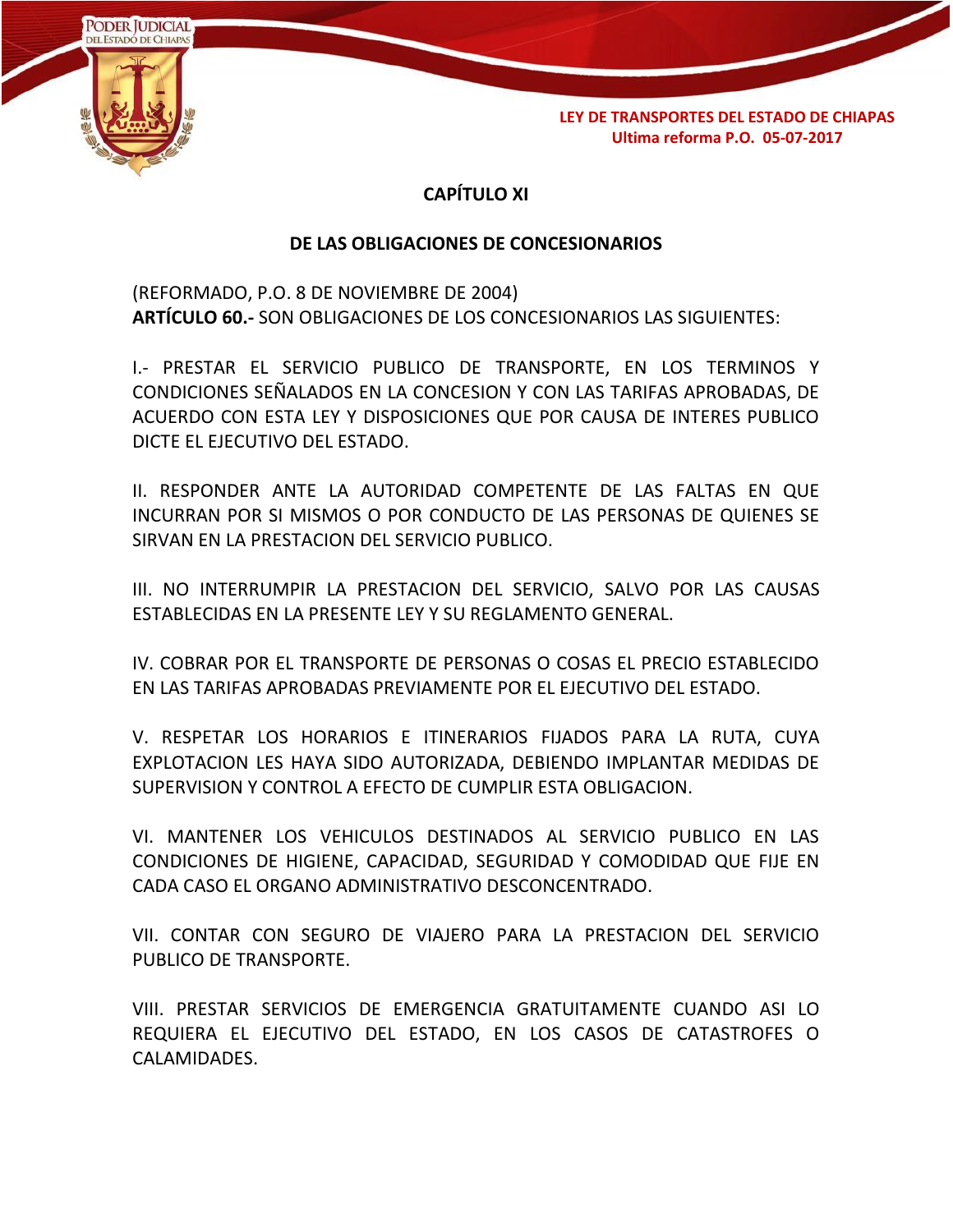## CAPÍTULO XI

## DE LAS OBLIGACIONES DE CONCESIONARIOS

(REFORMADO, P.O. 8 DE NOVIEMBRE DE 2004)
**ARTÍCULO 60.-** SON OBLIGACIONES DE LOS CONCESIONARIOS LAS SIGUIENTES:

I.- PRESTAR EL SERVICIO PUBLICO DE TRANSPORTE, EN LOS TERMINOS Y CONDICIONES SEÑALADOS EN LA CONCESION Y CON LAS TARIFAS APROBADAS, DE ACUERDO CON ESTA LEY Y DISPOSICIONES QUE POR CAUSA DE INTERES PUBLICO DICTE EL EJECUTIVO DEL ESTADO.

II. RESPONDER ANTE LA AUTORIDAD COMPETENTE DE LAS FALTAS EN QUE INCURRAN POR SI MISMOS O POR CONDUCTO DE LAS PERSONAS DE QUIENES SE SIRVAN EN LA PRESTACION DEL SERVICIO PUBLICO.

III. NO INTERRUMPIR LA PRESTACION DEL SERVICIO, SALVO POR LAS CAUSAS ESTABLECIDAS EN LA PRESENTE LEY Y SU REGLAMENTO GENERAL.

IV. COBRAR POR EL TRANSPORTE DE PERSONAS O COSAS EL PRECIO ESTABLECIDO EN LAS TARIFAS APROBADAS PREVIAMENTE POR EL EJECUTIVO DEL ESTADO.

V. RESPETAR LOS HORARIOS E ITINERARIOS FIJADOS PARA LA RUTA, CUYA EXPLOTACION LES HAYA SIDO AUTORIZADA, DEBIENDO IMPLANTAR MEDIDAS DE SUPERVISION Y CONTROL A EFECTO DE CUMPLIR ESTA OBLIGACION.

VI. MANTENER LOS VEHICULOS DESTINADOS AL SERVICIO PUBLICO EN LAS CONDICIONES DE HIGIENE, CAPACIDAD, SEGURIDAD Y COMODIDAD QUE FIJE EN CADA CASO EL ORGANO ADMINISTRATIVO DESCONCENTRADO.

VII. CONTAR CON SEGURO DE VIAJERO PARA LA PRESTACION DEL SERVICIO PUBLICO DE TRANSPORTE.

VIII. PRESTAR SERVICIOS DE EMERGENCIA GRATUITAMENTE CUANDO ASI LO REQUIERA EL EJECUTIVO DEL ESTADO, EN LOS CASOS DE CATASTROFES O CALAMIDADES.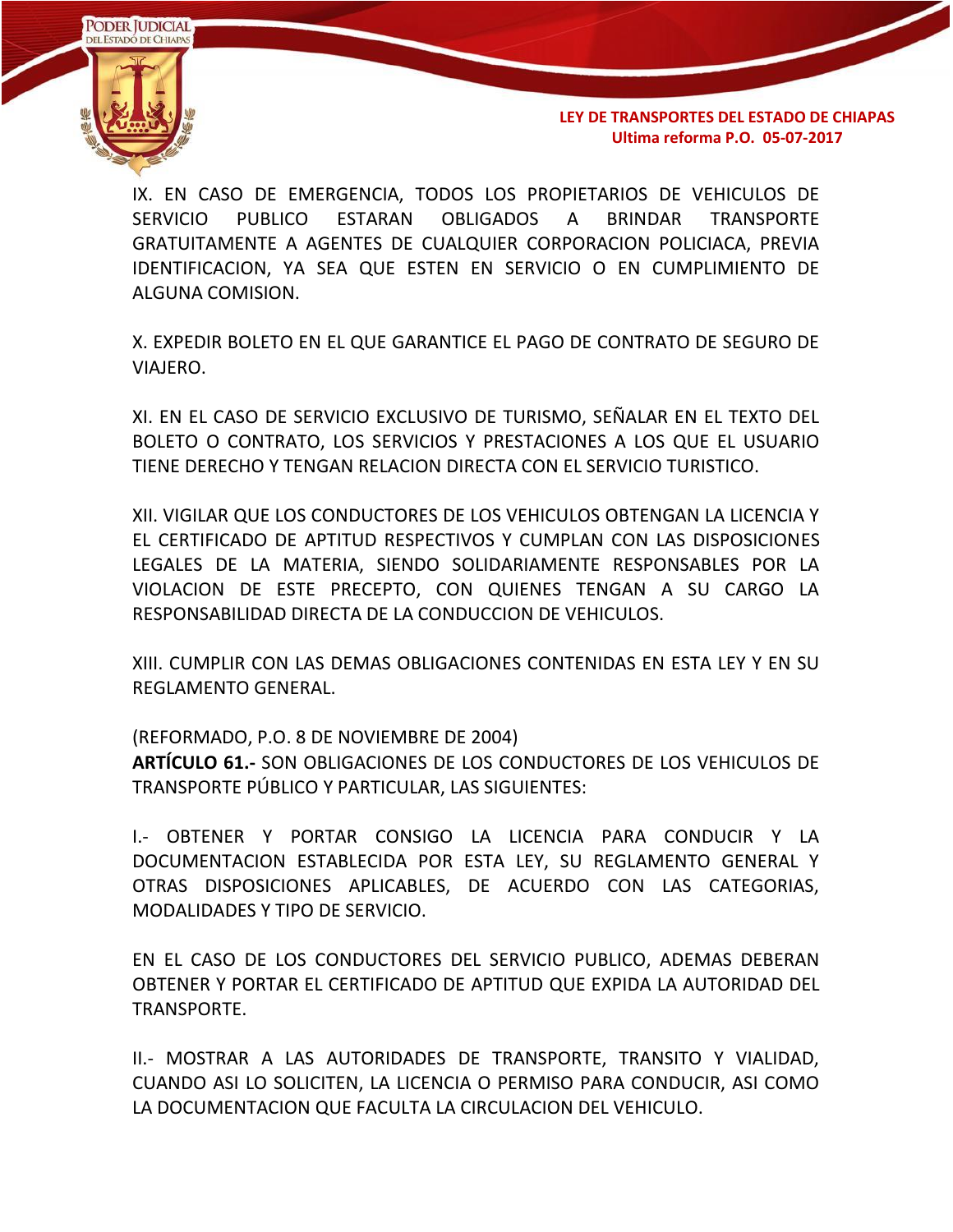IX. EN CASO DE EMERGENCIA, TODOS LOS PROPIETARIOS DE VEHICULOS DE SERVICIO PUBLICO ESTARAN OBLIGADOS A BRINDAR TRANSPORTE GRATUITAMENTE A AGENTES DE CUALQUIER CORPORACION POLICIACA, PREVIA IDENTIFICACION, YA SEA QUE ESTEN EN SERVICIO O EN CUMPLIMIENTO DE ALGUNA COMISION.

X. EXPEDIR BOLETO EN EL QUE GARANTICE EL PAGO DE CONTRATO DE SEGURO DE VIAJERO.

XI. EN EL CASO DE SERVICIO EXCLUSIVO DE TURISMO, SEÑALAR EN EL TEXTO DEL BOLETO O CONTRATO, LOS SERVICIOS Y PRESTACIONES A LOS QUE EL USUARIO TIENE DERECHO Y TENGAN RELACION DIRECTA CON EL SERVICIO TURISTICO.

XII. VIGILAR QUE LOS CONDUCTORES DE LOS VEHICULOS OBTENGAN LA LICENCIA Y EL CERTIFICADO DE APTITUD RESPECTIVOS Y CUMPLAN CON LAS DISPOSICIONES LEGALES DE LA MATERIA, SIENDO SOLIDARIAMENTE RESPONSABLES POR LA VIOLACION DE ESTE PRECEPTO, CON QUIENES TENGAN A SU CARGO LA RESPONSABILIDAD DIRECTA DE LA CONDUCCION DE VEHICULOS.

XIII. CUMPLIR CON LAS DEMAS OBLIGACIONES CONTENIDAS EN ESTA LEY Y EN SU REGLAMENTO GENERAL.

(REFORMADO, P.O. 8 DE NOVIEMBRE DE 2004)
**ARTÍCULO 61.-** SON OBLIGACIONES DE LOS CONDUCTORES DE LOS VEHICULOS DE TRANSPORTE PÚBLICO Y PARTICULAR, LAS SIGUIENTES:

I.- OBTENER Y PORTAR CONSIGO LA LICENCIA PARA CONDUCIR Y LA DOCUMENTACION ESTABLECIDA POR ESTA LEY, SU REGLAMENTO GENERAL Y OTRAS DISPOSICIONES APLICABLES, DE ACUERDO CON LAS CATEGORIAS, MODALIDADES Y TIPO DE SERVICIO.

EN EL CASO DE LOS CONDUCTORES DEL SERVICIO PUBLICO, ADEMAS DEBERAN OBTENER Y PORTAR EL CERTIFICADO DE APTITUD QUE EXPIDA LA AUTORIDAD DEL TRANSPORTE.

II.- MOSTRAR A LAS AUTORIDADES DE TRANSPORTE, TRANSITO Y VIALIDAD, CUANDO ASI LO SOLICITEN, LA LICENCIA O PERMISO PARA CONDUCIR, ASI COMO LA DOCUMENTACION QUE FACULTA LA CIRCULACION DEL VEHICULO.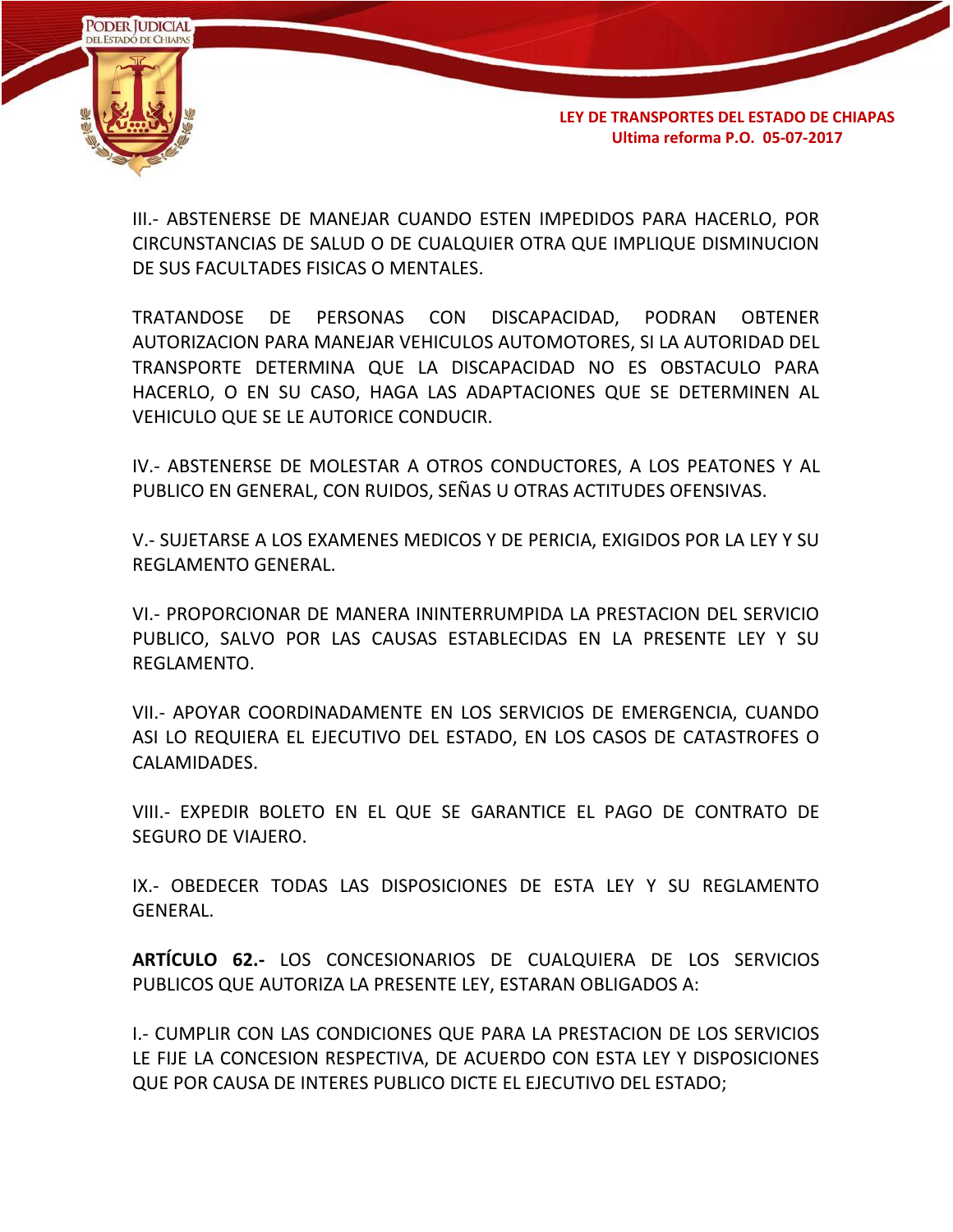III.- ABSTENERSE DE MANEJAR CUANDO ESTEN IMPEDIDOS PARA HACERLO, POR CIRCUNSTANCIAS DE SALUD O DE CUALQUIER OTRA QUE IMPLIQUE DISMINUCION DE SUS FACULTADES FISICAS O MENTALES.

TRATANDOSE DE PERSONAS CON DISCAPACIDAD, PODRAN OBTENER AUTORIZACION PARA MANEJAR VEHICULOS AUTOMOTORES, SI LA AUTORIDAD DEL TRANSPORTE DETERMINA QUE LA DISCAPACIDAD NO ES OBSTACULO PARA HACERLO, O EN SU CASO, HAGA LAS ADAPTACIONES QUE SE DETERMINEN AL VEHICULO QUE SE LE AUTORICE CONDUCIR.

IV.- ABSTENERSE DE MOLESTAR A OTROS CONDUCTORES, A LOS PEATONES Y AL PUBLICO EN GENERAL, CON RUIDOS, SEÑAS U OTRAS ACTITUDES OFENSIVAS.

V.- SUJETARSE A LOS EXAMENES MEDICOS Y DE PERICIA, EXIGIDOS POR LA LEY Y SU REGLAMENTO GENERAL.

VI.- PROPORCIONAR DE MANERA ININTERRUMPIDA LA PRESTACION DEL SERVICIO PUBLICO, SALVO POR LAS CAUSAS ESTABLECIDAS EN LA PRESENTE LEY Y SU REGLAMENTO.

VII.- APOYAR COORDINADAMENTE EN LOS SERVICIOS DE EMERGENCIA, CUANDO ASI LO REQUIERA EL EJECUTIVO DEL ESTADO, EN LOS CASOS DE CATASTROFES O CALAMIDADES.

VIII.- EXPEDIR BOLETO EN EL QUE SE GARANTICE EL PAGO DE CONTRATO DE SEGURO DE VIAJERO.

IX.- OBEDECER TODAS LAS DISPOSICIONES DE ESTA LEY Y SU REGLAMENTO GENERAL.

**ARTÍCULO 62.-** LOS CONCESIONARIOS DE CUALQUIERA DE LOS SERVICIOS PUBLICOS QUE AUTORIZA LA PRESENTE LEY, ESTARAN OBLIGADOS A:

I.- CUMPLIR CON LAS CONDICIONES QUE PARA LA PRESTACION DE LOS SERVICIOS LE FIJE LA CONCESION RESPECTIVA, DE ACUERDO CON ESTA LEY Y DISPOSICIONES QUE POR CAUSA DE INTERES PUBLICO DICTE EL EJECUTIVO DEL ESTADO;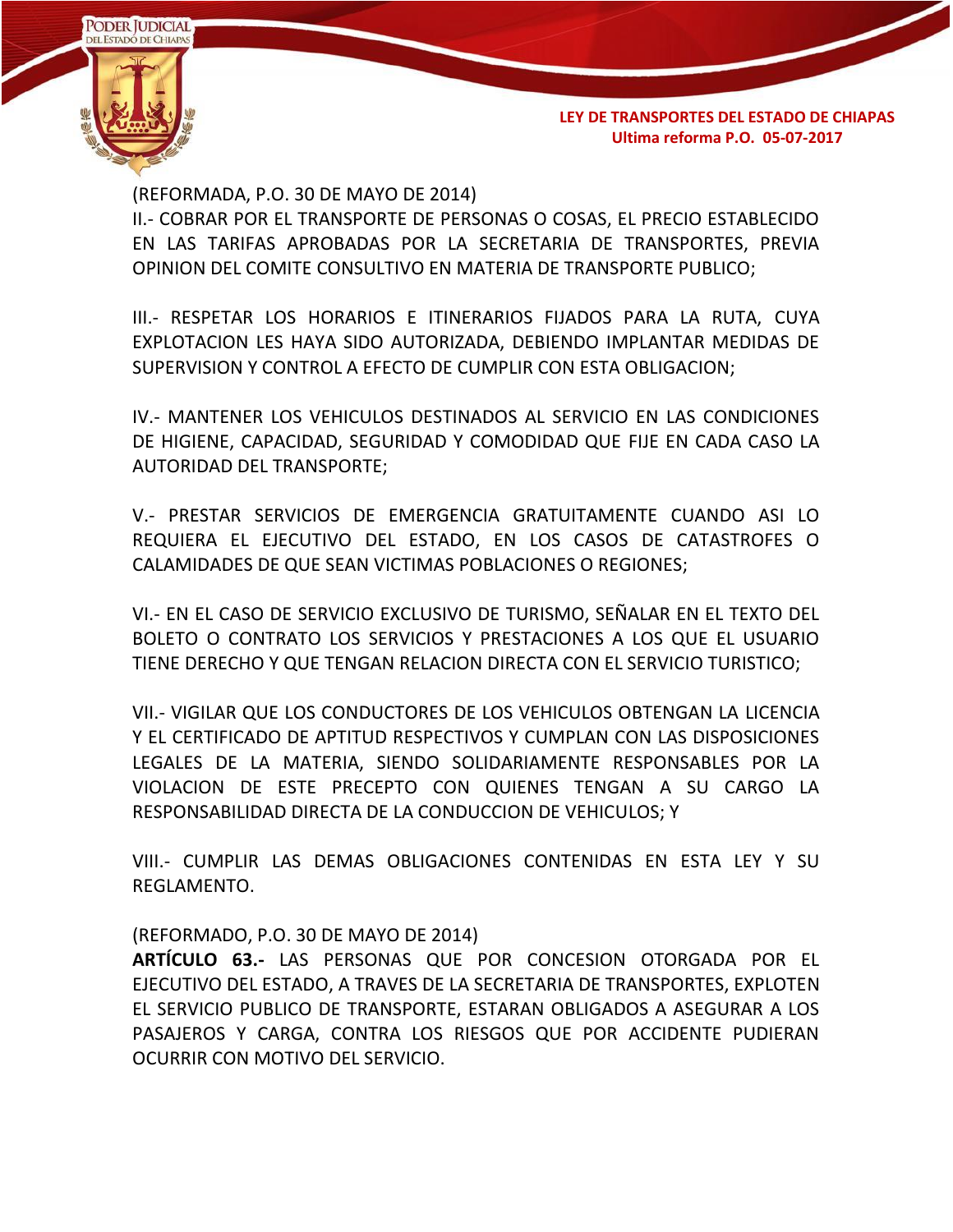(REFORMADA, P.O. 30 DE MAYO DE 2014)
II.- COBRAR POR EL TRANSPORTE DE PERSONAS O COSAS, EL PRECIO ESTABLECIDO EN LAS TARIFAS APROBADAS POR LA SECRETARIA DE TRANSPORTES, PREVIA OPINION DEL COMITE CONSULTIVO EN MATERIA DE TRANSPORTE PUBLICO;

III.- RESPETAR LOS HORARIOS E ITINERARIOS FIJADOS PARA LA RUTA, CUYA EXPLOTACION LES HAYA SIDO AUTORIZADA, DEBIENDO IMPLANTAR MEDIDAS DE SUPERVISION Y CONTROL A EFECTO DE CUMPLIR CON ESTA OBLIGACION;

IV.- MANTENER LOS VEHICULOS DESTINADOS AL SERVICIO EN LAS CONDICIONES DE HIGIENE, CAPACIDAD, SEGURIDAD Y COMODIDAD QUE FIJE EN CADA CASO LA AUTORIDAD DEL TRANSPORTE;

V.- PRESTAR SERVICIOS DE EMERGENCIA GRATUITAMENTE CUANDO ASI LO REQUIERA EL EJECUTIVO DEL ESTADO, EN LOS CASOS DE CATASTROFES O CALAMIDADES DE QUE SEAN VICTIMAS POBLACIONES O REGIONES;

VI.- EN EL CASO DE SERVICIO EXCLUSIVO DE TURISMO, SEÑALAR EN EL TEXTO DEL BOLETO O CONTRATO LOS SERVICIOS Y PRESTACIONES A LOS QUE EL USUARIO TIENE DERECHO Y QUE TENGAN RELACION DIRECTA CON EL SERVICIO TURISTICO;

VII.- VIGILAR QUE LOS CONDUCTORES DE LOS VEHICULOS OBTENGAN LA LICENCIA Y EL CERTIFICADO DE APTITUD RESPECTIVOS Y CUMPLAN CON LAS DISPOSICIONES LEGALES DE LA MATERIA, SIENDO SOLIDARIAMENTE RESPONSABLES POR LA VIOLACION DE ESTE PRECEPTO CON QUIENES TENGAN A SU CARGO LA RESPONSABILIDAD DIRECTA DE LA CONDUCCION DE VEHICULOS; Y

VIII.- CUMPLIR LAS DEMAS OBLIGACIONES CONTENIDAS EN ESTA LEY Y SU REGLAMENTO.

(REFORMADO, P.O. 30 DE MAYO DE 2014)
**ARTÍCULO 63.-** LAS PERSONAS QUE POR CONCESION OTORGADA POR EL EJECUTIVO DEL ESTADO, A TRAVES DE LA SECRETARIA DE TRANSPORTES, EXPLOTEN EL SERVICIO PUBLICO DE TRANSPORTE, ESTARAN OBLIGADOS A ASEGURAR A LOS PASAJEROS Y CARGA, CONTRA LOS RIESGOS QUE POR ACCIDENTE PUDIERAN OCURRIR CON MOTIVO DEL SERVICIO.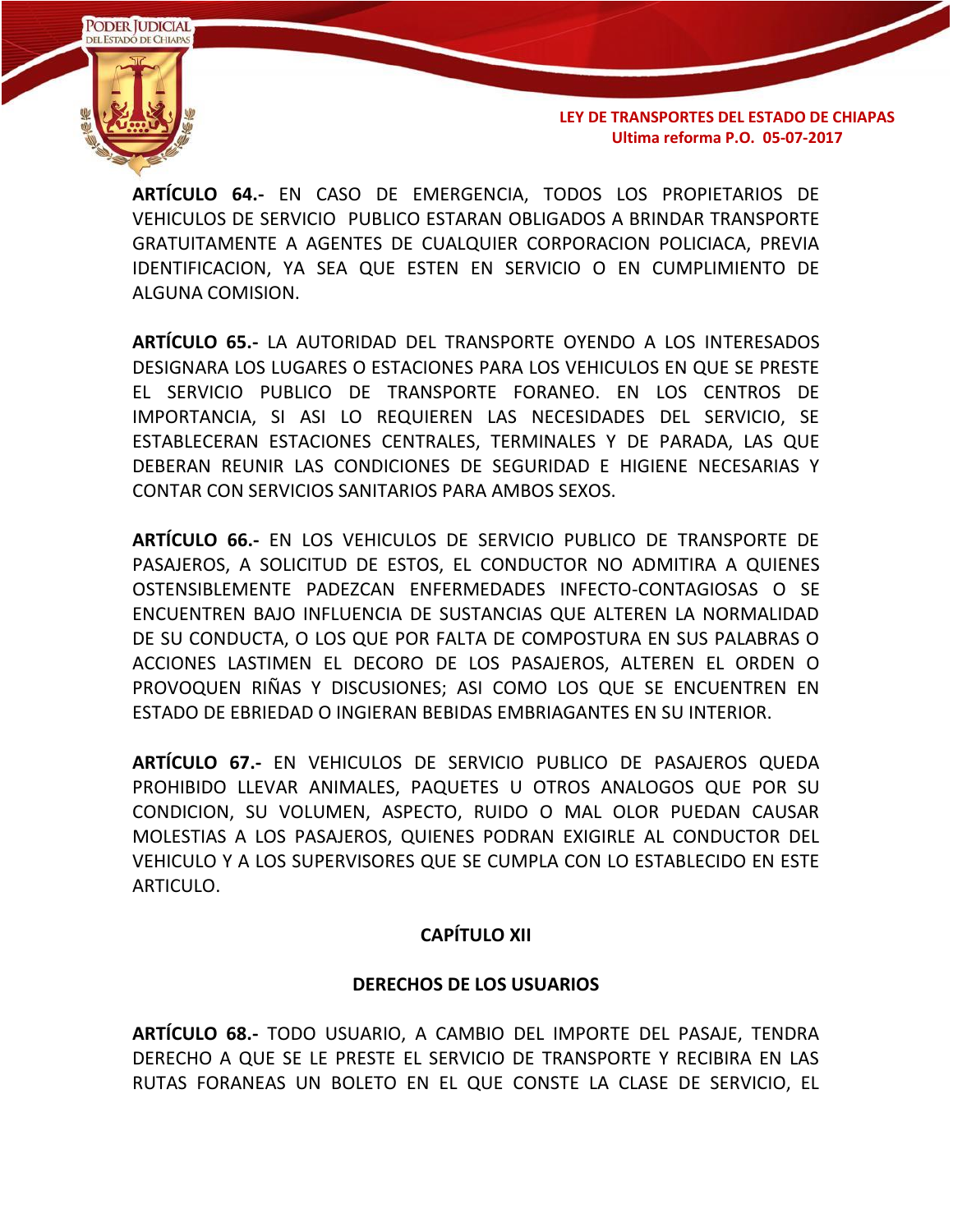**ARTÍCULO 64.-** EN CASO DE EMERGENCIA, TODOS LOS PROPIETARIOS DE VEHICULOS DE SERVICIO PUBLICO ESTARAN OBLIGADOS A BRINDAR TRANSPORTE GRATUITAMENTE A AGENTES DE CUALQUIER CORPORACION POLICIACA, PREVIA IDENTIFICACION, YA SEA QUE ESTEN EN SERVICIO O EN CUMPLIMIENTO DE ALGUNA COMISION.

**ARTÍCULO 65.-** LA AUTORIDAD DEL TRANSPORTE OYENDO A LOS INTERESADOS DESIGNARA LOS LUGARES O ESTACIONES PARA LOS VEHICULOS EN QUE SE PRESTE EL SERVICIO PUBLICO DE TRANSPORTE FORANEO. EN LOS CENTROS DE IMPORTANCIA, SI ASI LO REQUIEREN LAS NECESIDADES DEL SERVICIO, SE ESTABLECERAN ESTACIONES CENTRALES, TERMINALES Y DE PARADA, LAS QUE DEBERAN REUNIR LAS CONDICIONES DE SEGURIDAD E HIGIENE NECESARIAS Y CONTAR CON SERVICIOS SANITARIOS PARA AMBOS SEXOS.

**ARTÍCULO 66.-** EN LOS VEHICULOS DE SERVICIO PUBLICO DE TRANSPORTE DE PASAJEROS, A SOLICITUD DE ESTOS, EL CONDUCTOR NO ADMITIRA A QUIENES OSTENSIBLEMENTE PADEZCAN ENFERMEDADES INFECTO-CONTAGIOSAS O SE ENCUENTREN BAJO INFLUENCIA DE SUSTANCIAS QUE ALTEREN LA NORMALIDAD DE SU CONDUCTA, O LOS QUE POR FALTA DE COMPOSTURA EN SUS PALABRAS O ACCIONES LASTIMEN EL DECORO DE LOS PASAJEROS, ALTEREN EL ORDEN O PROVOQUEN RIÑAS Y DISCUSIONES; ASI COMO LOS QUE SE ENCUENTREN EN ESTADO DE EBRIEDAD O INGIERAN BEBIDAS EMBRIAGANTES EN SU INTERIOR.

**ARTÍCULO 67.-** EN VEHICULOS DE SERVICIO PUBLICO DE PASAJEROS QUEDA PROHIBIDO LLEVAR ANIMALES, PAQUETES U OTROS ANALOGOS QUE POR SU CONDICION, SU VOLUMEN, ASPECTO, RUIDO O MAL OLOR PUEDAN CAUSAR MOLESTIAS A LOS PASAJEROS, QUIENES PODRAN EXIGIRLE AL CONDUCTOR DEL VEHICULO Y A LOS SUPERVISORES QUE SE CUMPLA CON LO ESTABLECIDO EN ESTE ARTICULO.

## CAPÍTULO XII

## DERECHOS DE LOS USUARIOS

**ARTÍCULO 68.-** TODO USUARIO, A CAMBIO DEL IMPORTE DEL PASAJE, TENDRA DERECHO A QUE SE LE PRESTE EL SERVICIO DE TRANSPORTE Y RECIBIRA EN LAS RUTAS FORANEAS UN BOLETO EN EL QUE CONSTE LA CLASE DE SERVICIO, EL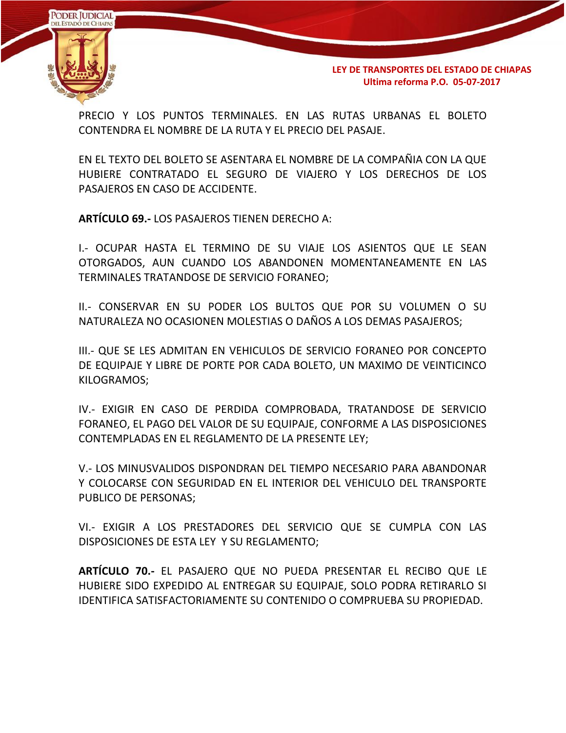PRECIO Y LOS PUNTOS TERMINALES. EN LAS RUTAS URBANAS EL BOLETO CONTENDRA EL NOMBRE DE LA RUTA Y EL PRECIO DEL PASAJE.

EN EL TEXTO DEL BOLETO SE ASENTARA EL NOMBRE DE LA COMPAÑIA CON LA QUE HUBIERE CONTRATADO EL SEGURO DE VIAJERO Y LOS DERECHOS DE LOS PASAJEROS EN CASO DE ACCIDENTE.

**ARTÍCULO 69.-** LOS PASAJEROS TIENEN DERECHO A:

I.- OCUPAR HASTA EL TERMINO DE SU VIAJE LOS ASIENTOS QUE LE SEAN OTORGADOS, AUN CUANDO LOS ABANDONEN MOMENTANEAMENTE EN LAS TERMINALES TRATANDOSE DE SERVICIO FORANEO;

II.- CONSERVAR EN SU PODER LOS BULTOS QUE POR SU VOLUMEN O SU NATURALEZA NO OCASIONEN MOLESTIAS O DAÑOS A LOS DEMAS PASAJEROS;

III.- QUE SE LES ADMITAN EN VEHICULOS DE SERVICIO FORANEO POR CONCEPTO DE EQUIPAJE Y LIBRE DE PORTE POR CADA BOLETO, UN MAXIMO DE VEINTICINCO KILOGRAMOS;

IV.- EXIGIR EN CASO DE PERDIDA COMPROBADA, TRATANDOSE DE SERVICIO FORANEO, EL PAGO DEL VALOR DE SU EQUIPAJE, CONFORME A LAS DISPOSICIONES CONTEMPLADAS EN EL REGLAMENTO DE LA PRESENTE LEY;

V.- LOS MINUSVALIDOS DISPONDRAN DEL TIEMPO NECESARIO PARA ABANDONAR Y COLOCARSE CON SEGURIDAD EN EL INTERIOR DEL VEHICULO DEL TRANSPORTE PUBLICO DE PERSONAS;

VI.- EXIGIR A LOS PRESTADORES DEL SERVICIO QUE SE CUMPLA CON LAS DISPOSICIONES DE ESTA LEY Y SU REGLAMENTO;

**ARTÍCULO 70.-** EL PASAJERO QUE NO PUEDA PRESENTAR EL RECIBO QUE LE HUBIERE SIDO EXPEDIDO AL ENTREGAR SU EQUIPAJE, SOLO PODRA RETIRARLO SI IDENTIFICA SATISFACTORIAMENTE SU CONTENIDO O COMPRUEBA SU PROPIEDAD.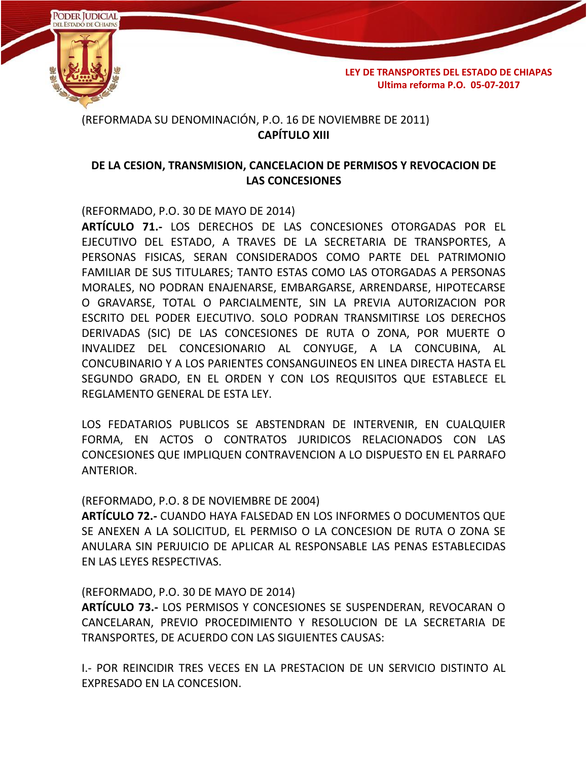(REFORMADA SU DENOMINACIÓN, P.O. 16 DE NOVIEMBRE DE 2011)

## CAPÍTULO XIII

## DE LA CESION, TRANSMISION, CANCELACION DE PERMISOS Y REVOCACION DE LAS CONCESIONES

(REFORMADO, P.O. 30 DE MAYO DE 2014)

**ARTÍCULO 71.-** LOS DERECHOS DE LAS CONCESIONES OTORGADAS POR EL EJECUTIVO DEL ESTADO, A TRAVES DE LA SECRETARIA DE TRANSPORTES, A PERSONAS FISICAS, SERAN CONSIDERADOS COMO PARTE DEL PATRIMONIO FAMILIAR DE SUS TITULARES; TANTO ESTAS COMO LAS OTORGADAS A PERSONAS MORALES, NO PODRAN ENAJENARSE, EMBARGARSE, ARRENDARSE, HIPOTECARSE O GRAVARSE, TOTAL O PARCIALMENTE, SIN LA PREVIA AUTORIZACION POR ESCRITO DEL PODER EJECUTIVO. SOLO PODRAN TRANSMITIRSE LOS DERECHOS DERIVADAS (SIC) DE LAS CONCESIONES DE RUTA O ZONA, POR MUERTE O INVALIDEZ DEL CONCESIONARIO AL CONYUGE, A LA CONCUBINA, AL CONCUBINARIO Y A LOS PARIENTES CONSANGUINEOS EN LINEA DIRECTA HASTA EL SEGUNDO GRADO, EN EL ORDEN Y CON LOS REQUISITOS QUE ESTABLECE EL REGLAMENTO GENERAL DE ESTA LEY.

LOS FEDATARIOS PUBLICOS SE ABSTENDRAN DE INTERVENIR, EN CUALQUIER FORMA, EN ACTOS O CONTRATOS JURIDICOS RELACIONADOS CON LAS CONCESIONES QUE IMPLIQUEN CONTRAVENCION A LO DISPUESTO EN EL PARRAFO ANTERIOR.

(REFORMADO, P.O. 8 DE NOVIEMBRE DE 2004)

**ARTÍCULO 72.-** CUANDO HAYA FALSEDAD EN LOS INFORMES O DOCUMENTOS QUE SE ANEXEN A LA SOLICITUD, EL PERMISO O LA CONCESION DE RUTA O ZONA SE ANULARA SIN PERJUICIO DE APLICAR AL RESPONSABLE LAS PENAS ESTABLECIDAS EN LAS LEYES RESPECTIVAS.

(REFORMADO, P.O. 30 DE MAYO DE 2014)

**ARTÍCULO 73.-** LOS PERMISOS Y CONCESIONES SE SUSPENDERAN, REVOCARAN O CANCELARAN, PREVIO PROCEDIMIENTO Y RESOLUCION DE LA SECRETARIA DE TRANSPORTES, DE ACUERDO CON LAS SIGUIENTES CAUSAS:

I.- POR REINCIDIR TRES VECES EN LA PRESTACION DE UN SERVICIO DISTINTO AL EXPRESADO EN LA CONCESION.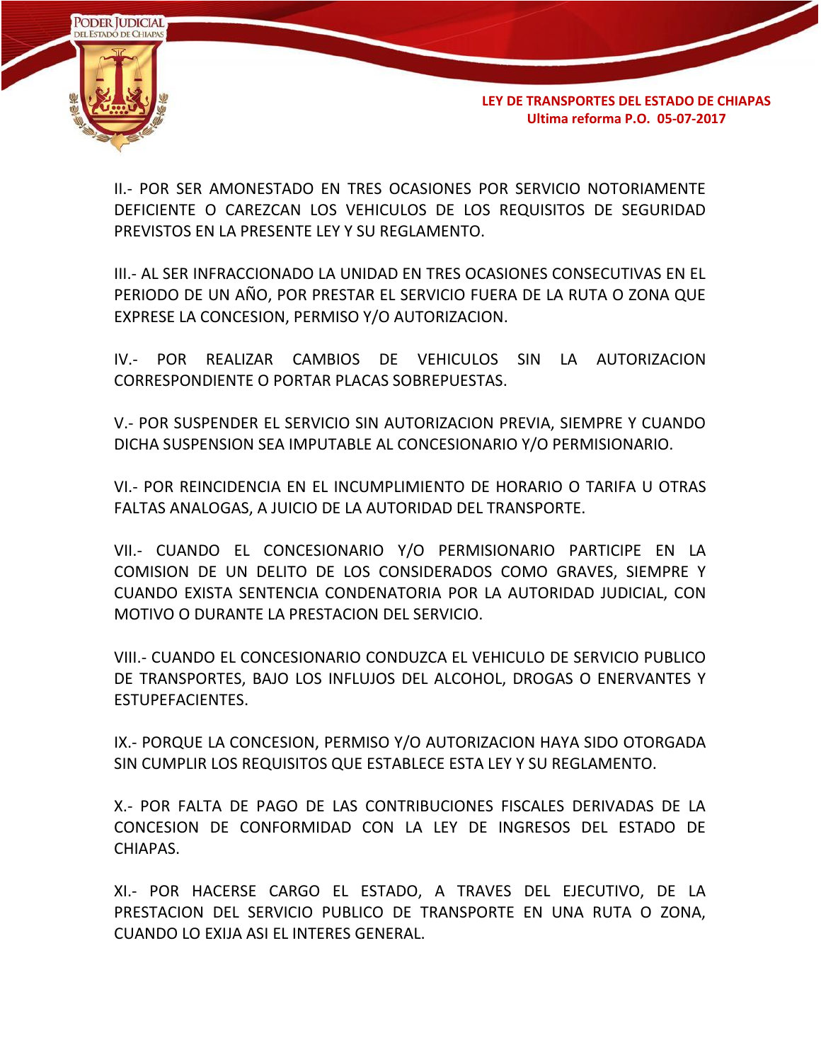II.- POR SER AMONESTADO EN TRES OCASIONES POR SERVICIO NOTORIAMENTE DEFICIENTE O CAREZCAN LOS VEHICULOS DE LOS REQUISITOS DE SEGURIDAD PREVISTOS EN LA PRESENTE LEY Y SU REGLAMENTO.

III.- AL SER INFRACCIONADO LA UNIDAD EN TRES OCASIONES CONSECUTIVAS EN EL PERIODO DE UN AÑO, POR PRESTAR EL SERVICIO FUERA DE LA RUTA O ZONA QUE EXPRESE LA CONCESION, PERMISO Y/O AUTORIZACION.

IV.- POR REALIZAR CAMBIOS DE VEHICULOS SIN LA AUTORIZACION CORRESPONDIENTE O PORTAR PLACAS SOBREPUESTAS.

V.- POR SUSPENDER EL SERVICIO SIN AUTORIZACION PREVIA, SIEMPRE Y CUANDO DICHA SUSPENSION SEA IMPUTABLE AL CONCESIONARIO Y/O PERMISIONARIO.

VI.- POR REINCIDENCIA EN EL INCUMPLIMIENTO DE HORARIO O TARIFA U OTRAS FALTAS ANALOGAS, A JUICIO DE LA AUTORIDAD DEL TRANSPORTE.

VII.- CUANDO EL CONCESIONARIO Y/O PERMISIONARIO PARTICIPE EN LA COMISION DE UN DELITO DE LOS CONSIDERADOS COMO GRAVES, SIEMPRE Y CUANDO EXISTA SENTENCIA CONDENATORIA POR LA AUTORIDAD JUDICIAL, CON MOTIVO O DURANTE LA PRESTACION DEL SERVICIO.

VIII.- CUANDO EL CONCESIONARIO CONDUZCA EL VEHICULO DE SERVICIO PUBLICO DE TRANSPORTES, BAJO LOS INFLUJOS DEL ALCOHOL, DROGAS O ENERVANTES Y ESTUPEFACIENTES.

IX.- PORQUE LA CONCESION, PERMISO Y/O AUTORIZACION HAYA SIDO OTORGADA SIN CUMPLIR LOS REQUISITOS QUE ESTABLECE ESTA LEY Y SU REGLAMENTO.

X.- POR FALTA DE PAGO DE LAS CONTRIBUCIONES FISCALES DERIVADAS DE LA CONCESION DE CONFORMIDAD CON LA LEY DE INGRESOS DEL ESTADO DE CHIAPAS.

XI.- POR HACERSE CARGO EL ESTADO, A TRAVES DEL EJECUTIVO, DE LA PRESTACION DEL SERVICIO PUBLICO DE TRANSPORTE EN UNA RUTA O ZONA, CUANDO LO EXIJA ASI EL INTERES GENERAL.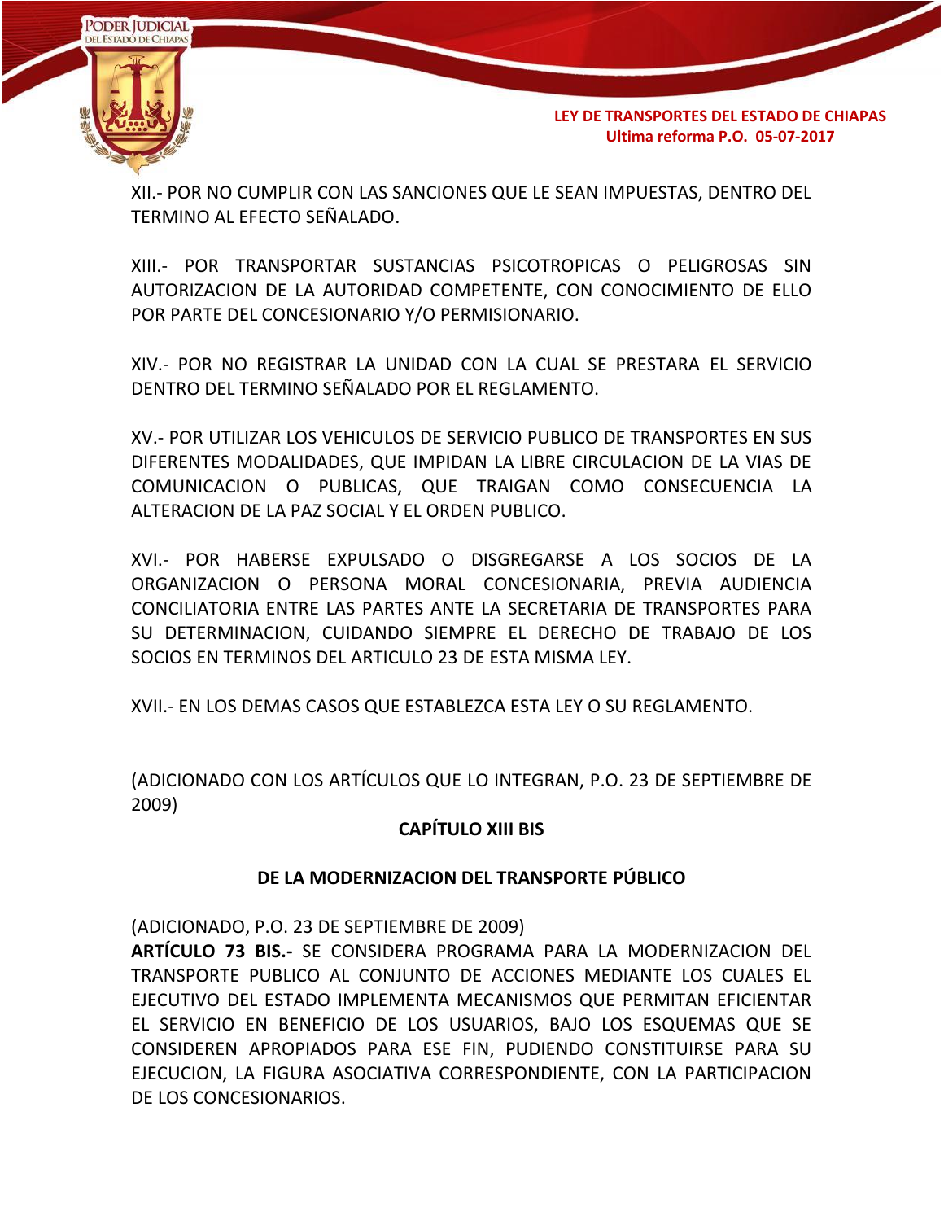XII.- POR NO CUMPLIR CON LAS SANCIONES QUE LE SEAN IMPUESTAS, DENTRO DEL TERMINO AL EFECTO SEÑALADO.

XIII.- POR TRANSPORTAR SUSTANCIAS PSICOTROPICAS O PELIGROSAS SIN AUTORIZACION DE LA AUTORIDAD COMPETENTE, CON CONOCIMIENTO DE ELLO POR PARTE DEL CONCESIONARIO Y/O PERMISIONARIO.

XIV.- POR NO REGISTRAR LA UNIDAD CON LA CUAL SE PRESTARA EL SERVICIO DENTRO DEL TERMINO SEÑALADO POR EL REGLAMENTO.

XV.- POR UTILIZAR LOS VEHICULOS DE SERVICIO PUBLICO DE TRANSPORTES EN SUS DIFERENTES MODALIDADES, QUE IMPIDAN LA LIBRE CIRCULACION DE LA VIAS DE COMUNICACION O PUBLICAS, QUE TRAIGAN COMO CONSECUENCIA LA ALTERACION DE LA PAZ SOCIAL Y EL ORDEN PUBLICO.

XVI.- POR HABERSE EXPULSADO O DISGREGARSE A LOS SOCIOS DE LA ORGANIZACION O PERSONA MORAL CONCESIONARIA, PREVIA AUDIENCIA CONCILIATORIA ENTRE LAS PARTES ANTE LA SECRETARIA DE TRANSPORTES PARA SU DETERMINACION, CUIDANDO SIEMPRE EL DERECHO DE TRABAJO DE LOS SOCIOS EN TERMINOS DEL ARTICULO 23 DE ESTA MISMA LEY.

XVII.- EN LOS DEMAS CASOS QUE ESTABLEZCA ESTA LEY O SU REGLAMENTO.

(ADICIONADO CON LOS ARTÍCULOS QUE LO INTEGRAN, P.O. 23 DE SEPTIEMBRE DE 2009)

## CAPÍTULO XIII BIS

## DE LA MODERNIZACION DEL TRANSPORTE PÚBLICO

(ADICIONADO, P.O. 23 DE SEPTIEMBRE DE 2009)
**ARTÍCULO 73 BIS.-** SE CONSIDERA PROGRAMA PARA LA MODERNIZACION DEL TRANSPORTE PUBLICO AL CONJUNTO DE ACCIONES MEDIANTE LOS CUALES EL EJECUTIVO DEL ESTADO IMPLEMENTA MECANISMOS QUE PERMITAN EFICIENTAR EL SERVICIO EN BENEFICIO DE LOS USUARIOS, BAJO LOS ESQUEMAS QUE SE CONSIDEREN APROPIADOS PARA ESE FIN, PUDIENDO CONSTITUIRSE PARA SU EJECUCION, LA FIGURA ASOCIATIVA CORRESPONDIENTE, CON LA PARTICIPACION DE LOS CONCESIONARIOS.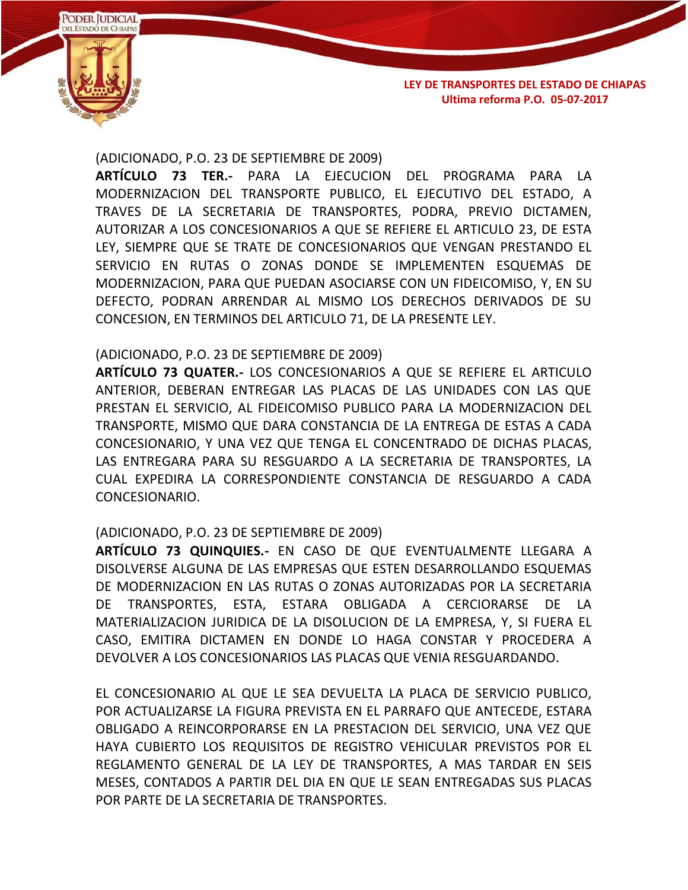(ADICIONADO, P.O. 23 DE SEPTIEMBRE DE 2009)

**ARTÍCULO 73 TER.-** PARA LA EJECUCION DEL PROGRAMA PARA LA MODERNIZACION DEL TRANSPORTE PUBLICO, EL EJECUTIVO DEL ESTADO, A TRAVES DE LA SECRETARIA DE TRANSPORTES, PODRA, PREVIO DICTAMEN, AUTORIZAR A LOS CONCESIONARIOS A QUE SE REFIERE EL ARTICULO 23, DE ESTA LEY, SIEMPRE QUE SE TRATE DE CONCESIONARIOS QUE VENGAN PRESTANDO EL SERVICIO EN RUTAS O ZONAS DONDE SE IMPLEMENTEN ESQUEMAS DE MODERNIZACION, PARA QUE PUEDAN ASOCIARSE CON UN FIDEICOMISO, Y, EN SU DEFECTO, PODRAN ARRENDAR AL MISMO LOS DERECHOS DERIVADOS DE SU CONCESION, EN TERMINOS DEL ARTICULO 71, DE LA PRESENTE LEY.

(ADICIONADO, P.O. 23 DE SEPTIEMBRE DE 2009)

**ARTÍCULO 73 QUATER.-** LOS CONCESIONARIOS A QUE SE REFIERE EL ARTICULO ANTERIOR, DEBERAN ENTREGAR LAS PLACAS DE LAS UNIDADES CON LAS QUE PRESTAN EL SERVICIO, AL FIDEICOMISO PUBLICO PARA LA MODERNIZACION DEL TRANSPORTE, MISMO QUE DARA CONSTANCIA DE LA ENTREGA DE ESTAS A CADA CONCESIONARIO, Y UNA VEZ QUE TENGA EL CONCENTRADO DE DICHAS PLACAS, LAS ENTREGARA PARA SU RESGUARDO A LA SECRETARIA DE TRANSPORTES, LA CUAL EXPEDIRA LA CORRESPONDIENTE CONSTANCIA DE RESGUARDO A CADA CONCESIONARIO.

(ADICIONADO, P.O. 23 DE SEPTIEMBRE DE 2009)

**ARTÍCULO 73 QUINQUIES.-** EN CASO DE QUE EVENTUALMENTE LLEGARA A DISOLVERSE ALGUNA DE LAS EMPRESAS QUE ESTEN DESARROLLANDO ESQUEMAS DE MODERNIZACION EN LAS RUTAS O ZONAS AUTORIZADAS POR LA SECRETARIA DE TRANSPORTES, ESTA, ESTARA OBLIGADA A CERCIORARSE DE LA MATERIALIZACION JURIDICA DE LA DISOLUCION DE LA EMPRESA, Y, SI FUERA EL CASO, EMITIRA DICTAMEN EN DONDE LO HAGA CONSTAR Y PROCEDERA A DEVOLVER A LOS CONCESIONARIOS LAS PLACAS QUE VENIA RESGUARDANDO.

EL CONCESIONARIO AL QUE LE SEA DEVUELTA LA PLACA DE SERVICIO PUBLICO, POR ACTUALIZARSE LA FIGURA PREVISTA EN EL PARRAFO QUE ANTECEDE, ESTARA OBLIGADO A REINCORPORARSE EN LA PRESTACION DEL SERVICIO, UNA VEZ QUE HAYA CUBIERTO LOS REQUISITOS DE REGISTRO VEHICULAR PREVISTOS POR EL REGLAMENTO GENERAL DE LA LEY DE TRANSPORTES, A MAS TARDAR EN SEIS MESES, CONTADOS A PARTIR DEL DIA EN QUE LE SEAN ENTREGADAS SUS PLACAS POR PARTE DE LA SECRETARIA DE TRANSPORTES.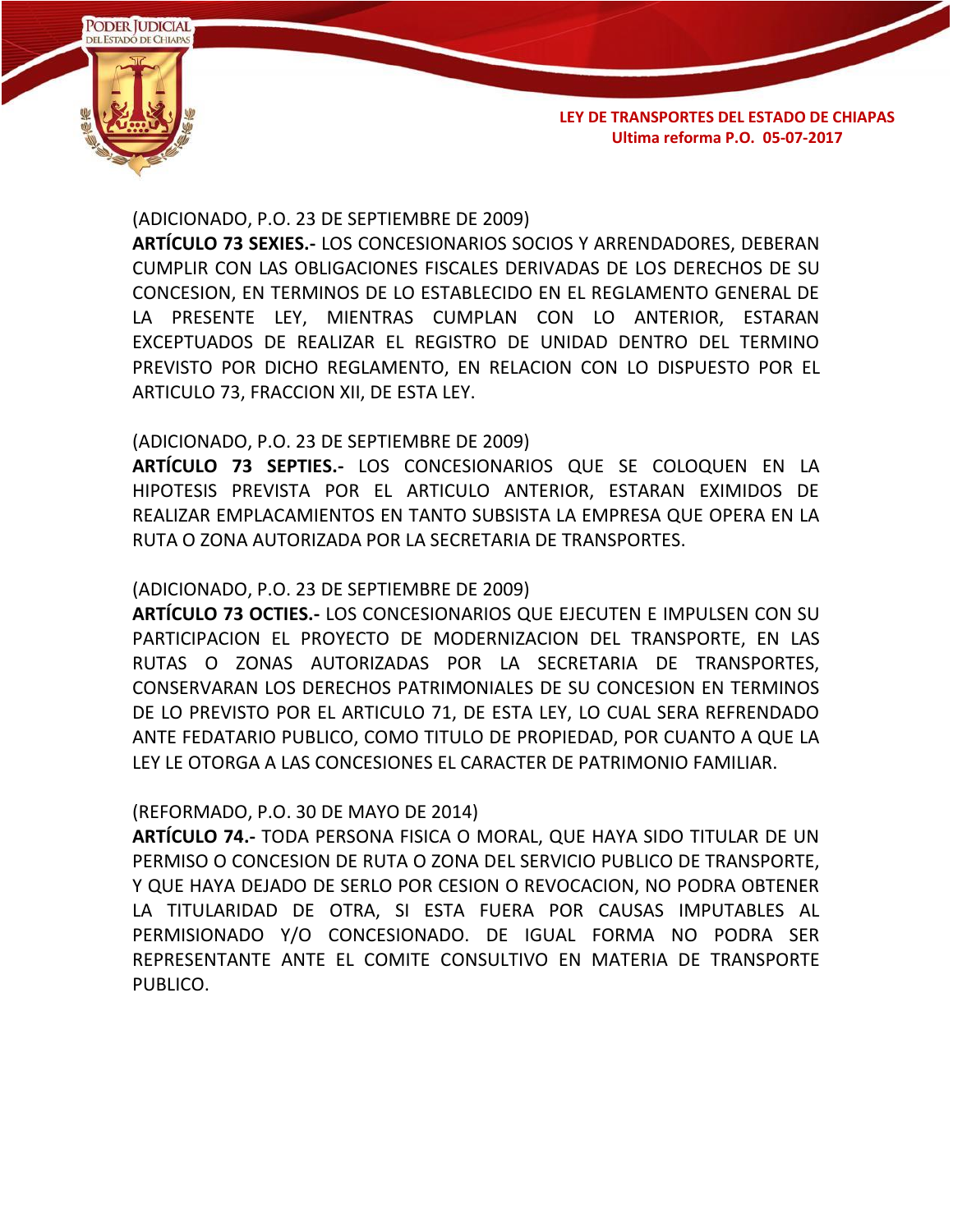(ADICIONADO, P.O. 23 DE SEPTIEMBRE DE 2009)

**ARTÍCULO 73 SEXIES.-** LOS CONCESIONARIOS SOCIOS Y ARRENDADORES, DEBERAN CUMPLIR CON LAS OBLIGACIONES FISCALES DERIVADAS DE LOS DERECHOS DE SU CONCESION, EN TERMINOS DE LO ESTABLECIDO EN EL REGLAMENTO GENERAL DE LA PRESENTE LEY, MIENTRAS CUMPLAN CON LO ANTERIOR, ESTARAN EXCEPTUADOS DE REALIZAR EL REGISTRO DE UNIDAD DENTRO DEL TERMINO PREVISTO POR DICHO REGLAMENTO, EN RELACION CON LO DISPUESTO POR EL ARTICULO 73, FRACCION XII, DE ESTA LEY.

(ADICIONADO, P.O. 23 DE SEPTIEMBRE DE 2009)

**ARTÍCULO 73 SEPTIES.-** LOS CONCESIONARIOS QUE SE COLOQUEN EN LA HIPOTESIS PREVISTA POR EL ARTICULO ANTERIOR, ESTARAN EXIMIDOS DE REALIZAR EMPLACAMIENTOS EN TANTO SUBSISTA LA EMPRESA QUE OPERA EN LA RUTA O ZONA AUTORIZADA POR LA SECRETARIA DE TRANSPORTES.

(ADICIONADO, P.O. 23 DE SEPTIEMBRE DE 2009)

**ARTÍCULO 73 OCTIES.-** LOS CONCESIONARIOS QUE EJECUTEN E IMPULSEN CON SU PARTICIPACION EL PROYECTO DE MODERNIZACION DEL TRANSPORTE, EN LAS RUTAS O ZONAS AUTORIZADAS POR LA SECRETARIA DE TRANSPORTES, CONSERVARAN LOS DERECHOS PATRIMONIALES DE SU CONCESION EN TERMINOS DE LO PREVISTO POR EL ARTICULO 71, DE ESTA LEY, LO CUAL SERA REFRENDADO ANTE FEDATARIO PUBLICO, COMO TITULO DE PROPIEDAD, POR CUANTO A QUE LA LEY LE OTORGA A LAS CONCESIONES EL CARACTER DE PATRIMONIO FAMILIAR.

(REFORMADO, P.O. 30 DE MAYO DE 2014)

**ARTÍCULO 74.-** TODA PERSONA FISICA O MORAL, QUE HAYA SIDO TITULAR DE UN PERMISO O CONCESION DE RUTA O ZONA DEL SERVICIO PUBLICO DE TRANSPORTE, Y QUE HAYA DEJADO DE SERLO POR CESION O REVOCACION, NO PODRA OBTENER LA TITULARIDAD DE OTRA, SI ESTA FUERA POR CAUSAS IMPUTABLES AL PERMISIONADO Y/O CONCESIONADO. DE IGUAL FORMA NO PODRA SER REPRESENTANTE ANTE EL COMITE CONSULTIVO EN MATERIA DE TRANSPORTE PUBLICO.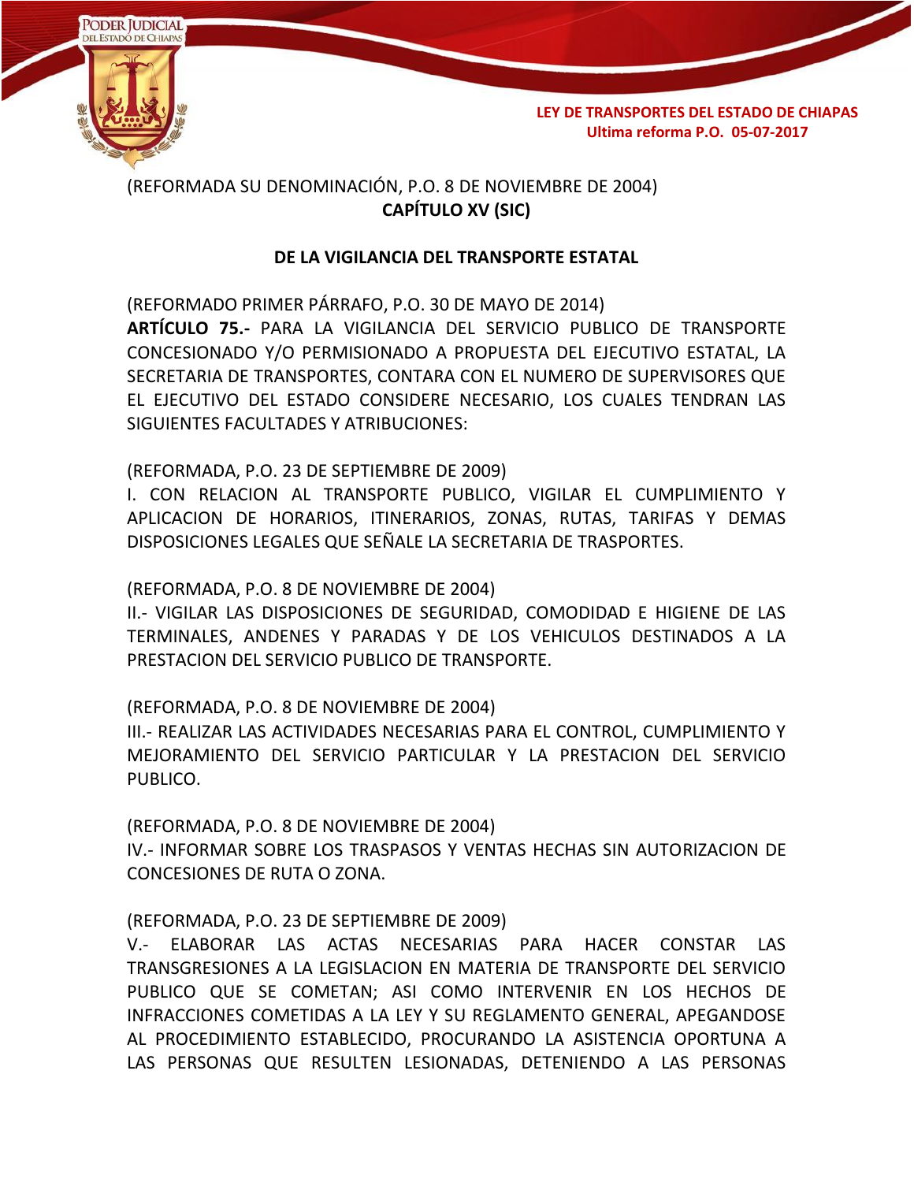(REFORMADA SU DENOMINACIÓN, P.O. 8 DE NOVIEMBRE DE 2004)

## CAPÍTULO XV (SIC)

### DE LA VIGILANCIA DEL TRANSPORTE ESTATAL

(REFORMADO PRIMER PÁRRAFO, P.O. 30 DE MAYO DE 2014)

**ARTÍCULO 75.-** PARA LA VIGILANCIA DEL SERVICIO PUBLICO DE TRANSPORTE CONCESIONADO Y/O PERMISIONADO A PROPUESTA DEL EJECUTIVO ESTATAL, LA SECRETARIA DE TRANSPORTES, CONTARA CON EL NUMERO DE SUPERVISORES QUE EL EJECUTIVO DEL ESTADO CONSIDERE NECESARIO, LOS CUALES TENDRAN LAS SIGUIENTES FACULTADES Y ATRIBUCIONES:

(REFORMADA, P.O. 23 DE SEPTIEMBRE DE 2009)

I. CON RELACION AL TRANSPORTE PUBLICO, VIGILAR EL CUMPLIMIENTO Y APLICACION DE HORARIOS, ITINERARIOS, ZONAS, RUTAS, TARIFAS Y DEMAS DISPOSICIONES LEGALES QUE SEÑALE LA SECRETARIA DE TRASPORTES.

(REFORMADA, P.O. 8 DE NOVIEMBRE DE 2004)

II.- VIGILAR LAS DISPOSICIONES DE SEGURIDAD, COMODIDAD E HIGIENE DE LAS TERMINALES, ANDENES Y PARADAS Y DE LOS VEHICULOS DESTINADOS A LA PRESTACION DEL SERVICIO PUBLICO DE TRANSPORTE.

(REFORMADA, P.O. 8 DE NOVIEMBRE DE 2004)

III.- REALIZAR LAS ACTIVIDADES NECESARIAS PARA EL CONTROL, CUMPLIMIENTO Y MEJORAMIENTO DEL SERVICIO PARTICULAR Y LA PRESTACION DEL SERVICIO PUBLICO.

(REFORMADA, P.O. 8 DE NOVIEMBRE DE 2004)

IV.- INFORMAR SOBRE LOS TRASPASOS Y VENTAS HECHAS SIN AUTORIZACION DE CONCESIONES DE RUTA O ZONA.

(REFORMADA, P.O. 23 DE SEPTIEMBRE DE 2009)

V.- ELABORAR LAS ACTAS NECESARIAS PARA HACER CONSTAR LAS TRANSGRESIONES A LA LEGISLACION EN MATERIA DE TRANSPORTE DEL SERVICIO PUBLICO QUE SE COMETAN; ASI COMO INTERVENIR EN LOS HECHOS DE INFRACCIONES COMETIDAS A LA LEY Y SU REGLAMENTO GENERAL, APEGANDOSE AL PROCEDIMIENTO ESTABLECIDO, PROCURANDO LA ASISTENCIA OPORTUNA A LAS PERSONAS QUE RESULTEN LESIONADAS, DETENIENDO A LAS PERSONAS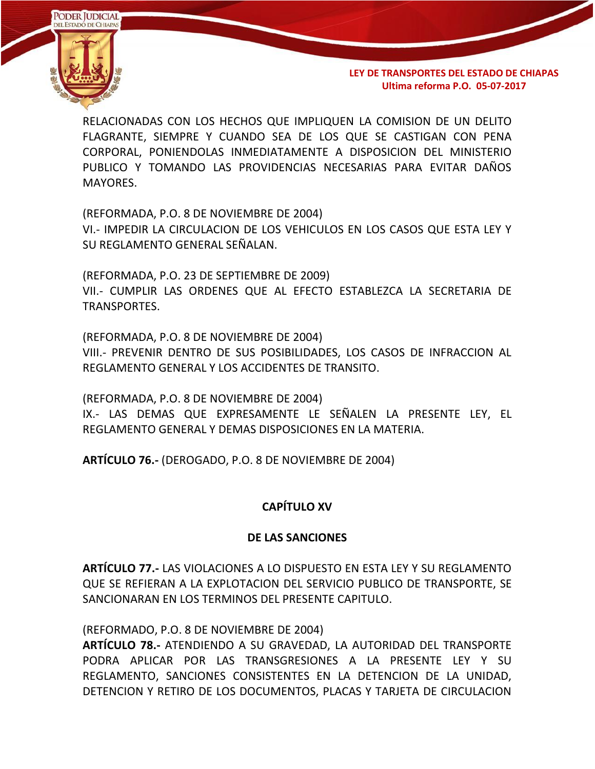RELACIONADAS CON LOS HECHOS QUE IMPLIQUEN LA COMISION DE UN DELITO FLAGRANTE, SIEMPRE Y CUANDO SEA DE LOS QUE SE CASTIGAN CON PENA CORPORAL, PONIENDOLAS INMEDIATAMENTE A DISPOSICION DEL MINISTERIO PUBLICO Y TOMANDO LAS PROVIDENCIAS NECESARIAS PARA EVITAR DAÑOS MAYORES.

(REFORMADA, P.O. 8 DE NOVIEMBRE DE 2004)
VI.- IMPEDIR LA CIRCULACION DE LOS VEHICULOS EN LOS CASOS QUE ESTA LEY Y SU REGLAMENTO GENERAL SEÑALAN.

(REFORMADA, P.O. 23 DE SEPTIEMBRE DE 2009)
VII.- CUMPLIR LAS ORDENES QUE AL EFECTO ESTABLEZCA LA SECRETARIA DE TRANSPORTES.

(REFORMADA, P.O. 8 DE NOVIEMBRE DE 2004)
VIII.- PREVENIR DENTRO DE SUS POSIBILIDADES, LOS CASOS DE INFRACCION AL REGLAMENTO GENERAL Y LOS ACCIDENTES DE TRANSITO.

(REFORMADA, P.O. 8 DE NOVIEMBRE DE 2004)
IX.- LAS DEMAS QUE EXPRESAMENTE LE SEÑALEN LA PRESENTE LEY, EL REGLAMENTO GENERAL Y DEMAS DISPOSICIONES EN LA MATERIA.

**ARTÍCULO 76.-** (DEROGADO, P.O. 8 DE NOVIEMBRE DE 2004)

## CAPÍTULO XV

## DE LAS SANCIONES

**ARTÍCULO 77.-** LAS VIOLACIONES A LO DISPUESTO EN ESTA LEY Y SU REGLAMENTO QUE SE REFIERAN A LA EXPLOTACION DEL SERVICIO PUBLICO DE TRANSPORTE, SE SANCIONARAN EN LOS TERMINOS DEL PRESENTE CAPITULO.

(REFORMADO, P.O. 8 DE NOVIEMBRE DE 2004)
**ARTÍCULO 78.-** ATENDIENDO A SU GRAVEDAD, LA AUTORIDAD DEL TRANSPORTE PODRA APLICAR POR LAS TRANSGRESIONES A LA PRESENTE LEY Y SU REGLAMENTO, SANCIONES CONSISTENTES EN LA DETENCION DE LA UNIDAD, DETENCION Y RETIRO DE LOS DOCUMENTOS, PLACAS Y TARJETA DE CIRCULACION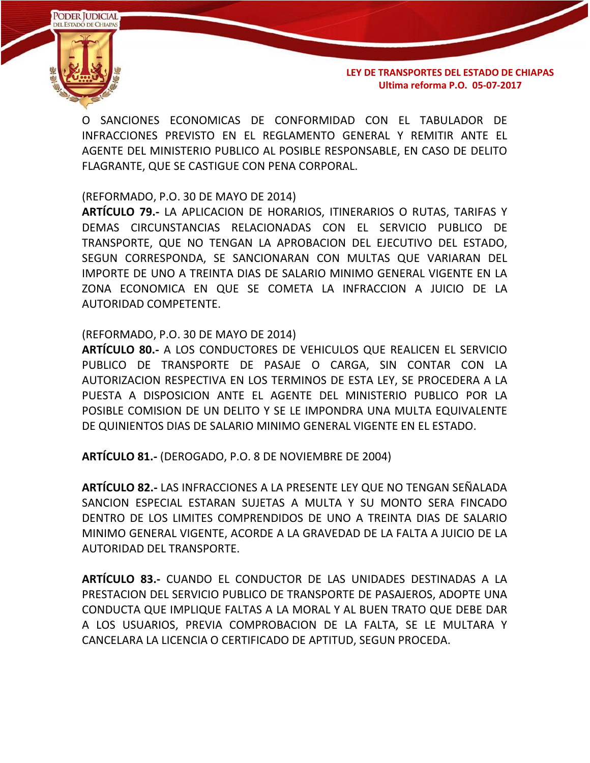O SANCIONES ECONOMICAS DE CONFORMIDAD CON EL TABULADOR DE INFRACCIONES PREVISTO EN EL REGLAMENTO GENERAL Y REMITIR ANTE EL AGENTE DEL MINISTERIO PUBLICO AL POSIBLE RESPONSABLE, EN CASO DE DELITO FLAGRANTE, QUE SE CASTIGUE CON PENA CORPORAL.

(REFORMADO, P.O. 30 DE MAYO DE 2014)
**ARTÍCULO 79.-** LA APLICACION DE HORARIOS, ITINERARIOS O RUTAS, TARIFAS Y DEMAS CIRCUNSTANCIAS RELACIONADAS CON EL SERVICIO PUBLICO DE TRANSPORTE, QUE NO TENGAN LA APROBACION DEL EJECUTIVO DEL ESTADO, SEGUN CORRESPONDA, SE SANCIONARAN CON MULTAS QUE VARIARAN DEL IMPORTE DE UNO A TREINTA DIAS DE SALARIO MINIMO GENERAL VIGENTE EN LA ZONA ECONOMICA EN QUE SE COMETA LA INFRACCION A JUICIO DE LA AUTORIDAD COMPETENTE.

(REFORMADO, P.O. 30 DE MAYO DE 2014)
**ARTÍCULO 80.-** A LOS CONDUCTORES DE VEHICULOS QUE REALICEN EL SERVICIO PUBLICO DE TRANSPORTE DE PASAJE O CARGA, SIN CONTAR CON LA AUTORIZACION RESPECTIVA EN LOS TERMINOS DE ESTA LEY, SE PROCEDERA A LA PUESTA A DISPOSICION ANTE EL AGENTE DEL MINISTERIO PUBLICO POR LA POSIBLE COMISION DE UN DELITO Y SE LE IMPONDRA UNA MULTA EQUIVALENTE DE QUINIENTOS DIAS DE SALARIO MINIMO GENERAL VIGENTE EN EL ESTADO.

**ARTÍCULO 81.-** (DEROGADO, P.O. 8 DE NOVIEMBRE DE 2004)

**ARTÍCULO 82.-** LAS INFRACCIONES A LA PRESENTE LEY QUE NO TENGAN SEÑALADA SANCION ESPECIAL ESTARAN SUJETAS A MULTA Y SU MONTO SERA FINCADO DENTRO DE LOS LIMITES COMPRENDIDOS DE UNO A TREINTA DIAS DE SALARIO MINIMO GENERAL VIGENTE, ACORDE A LA GRAVEDAD DE LA FALTA A JUICIO DE LA AUTORIDAD DEL TRANSPORTE.

**ARTÍCULO 83.-** CUANDO EL CONDUCTOR DE LAS UNIDADES DESTINADAS A LA PRESTACION DEL SERVICIO PUBLICO DE TRANSPORTE DE PASAJEROS, ADOPTE UNA CONDUCTA QUE IMPLIQUE FALTAS A LA MORAL Y AL BUEN TRATO QUE DEBE DAR A LOS USUARIOS, PREVIA COMPROBACION DE LA FALTA, SE LE MULTARA Y CANCELARA LA LICENCIA O CERTIFICADO DE APTITUD, SEGUN PROCEDA.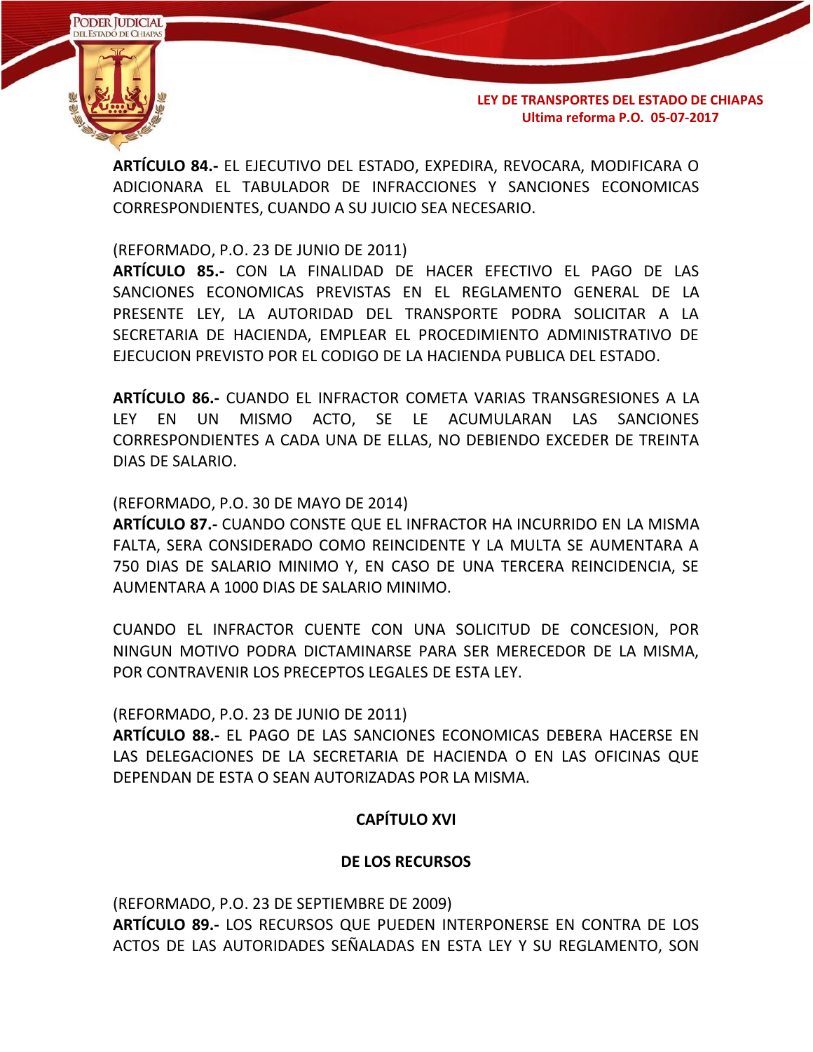**ARTÍCULO 84.-** EL EJECUTIVO DEL ESTADO, EXPEDIRA, REVOCARA, MODIFICARA O ADICIONARA EL TABULADOR DE INFRACCIONES Y SANCIONES ECONOMICAS CORRESPONDIENTES, CUANDO A SU JUICIO SEA NECESARIO.

(REFORMADO, P.O. 23 DE JUNIO DE 2011)
**ARTÍCULO 85.-** CON LA FINALIDAD DE HACER EFECTIVO EL PAGO DE LAS SANCIONES ECONOMICAS PREVISTAS EN EL REGLAMENTO GENERAL DE LA PRESENTE LEY, LA AUTORIDAD DEL TRANSPORTE PODRA SOLICITAR A LA SECRETARIA DE HACIENDA, EMPLEAR EL PROCEDIMIENTO ADMINISTRATIVO DE EJECUCION PREVISTO POR EL CODIGO DE LA HACIENDA PUBLICA DEL ESTADO.

**ARTÍCULO 86.-** CUANDO EL INFRACTOR COMETA VARIAS TRANSGRESIONES A LA LEY EN UN MISMO ACTO, SE LE ACUMULARAN LAS SANCIONES CORRESPONDIENTES A CADA UNA DE ELLAS, NO DEBIENDO EXCEDER DE TREINTA DIAS DE SALARIO.

(REFORMADO, P.O. 30 DE MAYO DE 2014)
**ARTÍCULO 87.-** CUANDO CONSTE QUE EL INFRACTOR HA INCURRIDO EN LA MISMA FALTA, SERA CONSIDERADO COMO REINCIDENTE Y LA MULTA SE AUMENTARA A 750 DIAS DE SALARIO MINIMO Y, EN CASO DE UNA TERCERA REINCIDENCIA, SE AUMENTARA A 1000 DIAS DE SALARIO MINIMO.

CUANDO EL INFRACTOR CUENTE CON UNA SOLICITUD DE CONCESION, POR NINGUN MOTIVO PODRA DICTAMINARSE PARA SER MERECEDOR DE LA MISMA, POR CONTRAVENIR LOS PRECEPTOS LEGALES DE ESTA LEY.

(REFORMADO, P.O. 23 DE JUNIO DE 2011)
**ARTÍCULO 88.-** EL PAGO DE LAS SANCIONES ECONOMICAS DEBERA HACERSE EN LAS DELEGACIONES DE LA SECRETARIA DE HACIENDA O EN LAS OFICINAS QUE DEPENDAN DE ESTA O SEAN AUTORIZADAS POR LA MISMA.

## CAPÍTULO XVI

## DE LOS RECURSOS

(REFORMADO, P.O. 23 DE SEPTIEMBRE DE 2009)
**ARTÍCULO 89.-** LOS RECURSOS QUE PUEDEN INTERPONERSE EN CONTRA DE LOS ACTOS DE LAS AUTORIDADES SEÑALADAS EN ESTA LEY Y SU REGLAMENTO, SON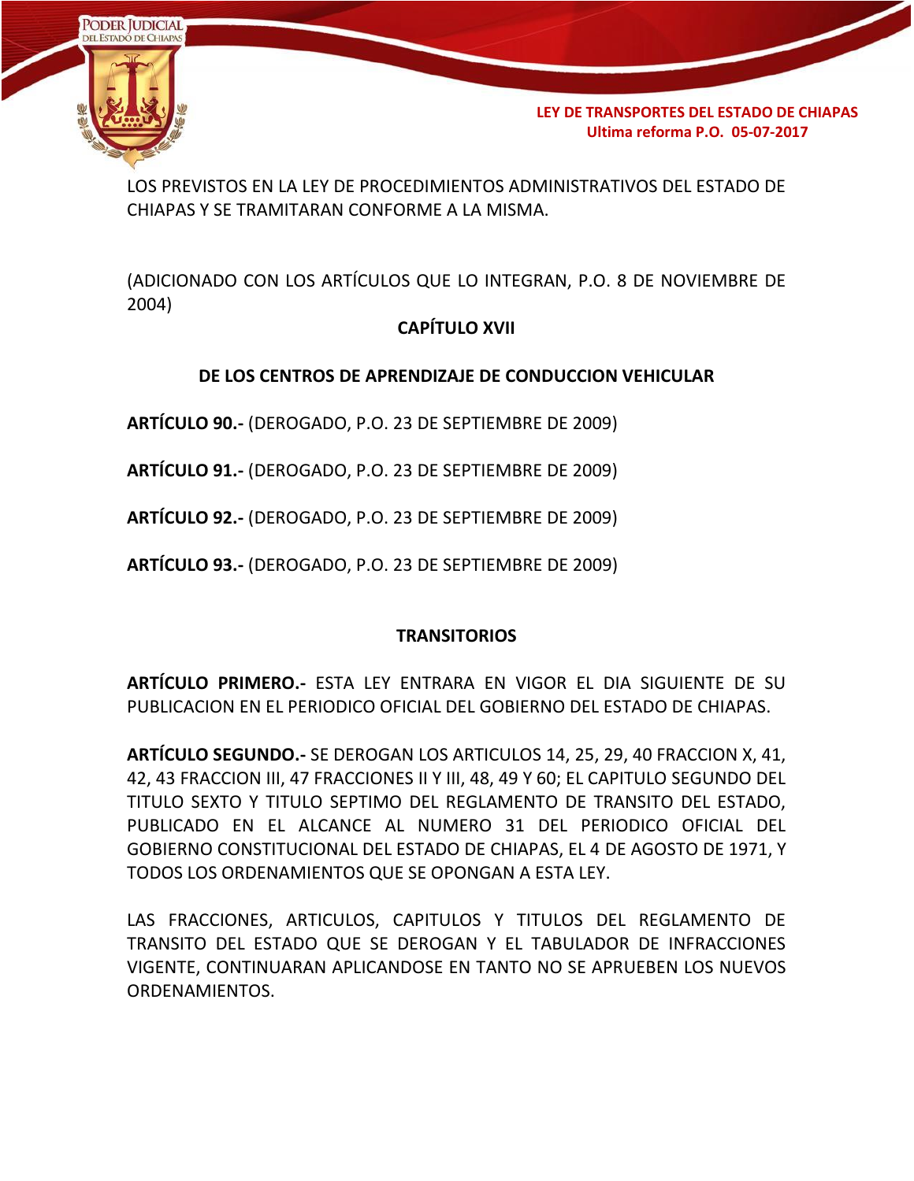LOS PREVISTOS EN LA LEY DE PROCEDIMIENTOS ADMINISTRATIVOS DEL ESTADO DE CHIAPAS Y SE TRAMITARAN CONFORME A LA MISMA.

(ADICIONADO CON LOS ARTÍCULOS QUE LO INTEGRAN, P.O. 8 DE NOVIEMBRE DE 2004)

## CAPÍTULO XVII

## DE LOS CENTROS DE APRENDIZAJE DE CONDUCCION VEHICULAR

**ARTÍCULO 90.-** (DEROGADO, P.O. 23 DE SEPTIEMBRE DE 2009)

**ARTÍCULO 91.-** (DEROGADO, P.O. 23 DE SEPTIEMBRE DE 2009)

**ARTÍCULO 92.-** (DEROGADO, P.O. 23 DE SEPTIEMBRE DE 2009)

**ARTÍCULO 93.-** (DEROGADO, P.O. 23 DE SEPTIEMBRE DE 2009)

## TRANSITORIOS

**ARTÍCULO PRIMERO.-** ESTA LEY ENTRARA EN VIGOR EL DIA SIGUIENTE DE SU PUBLICACION EN EL PERIODICO OFICIAL DEL GOBIERNO DEL ESTADO DE CHIAPAS.

**ARTÍCULO SEGUNDO.-** SE DEROGAN LOS ARTICULOS 14, 25, 29, 40 FRACCION X, 41, 42, 43 FRACCION III, 47 FRACCIONES II Y III, 48, 49 Y 60; EL CAPITULO SEGUNDO DEL TITULO SEXTO Y TITULO SEPTIMO DEL REGLAMENTO DE TRANSITO DEL ESTADO, PUBLICADO EN EL ALCANCE AL NUMERO 31 DEL PERIODICO OFICIAL DEL GOBIERNO CONSTITUCIONAL DEL ESTADO DE CHIAPAS, EL 4 DE AGOSTO DE 1971, Y TODOS LOS ORDENAMIENTOS QUE SE OPONGAN A ESTA LEY.

LAS FRACCIONES, ARTICULOS, CAPITULOS Y TITULOS DEL REGLAMENTO DE TRANSITO DEL ESTADO QUE SE DEROGAN Y EL TABULADOR DE INFRACCIONES VIGENTE, CONTINUARAN APLICANDOSE EN TANTO NO SE APRUEBEN LOS NUEVOS ORDENAMIENTOS.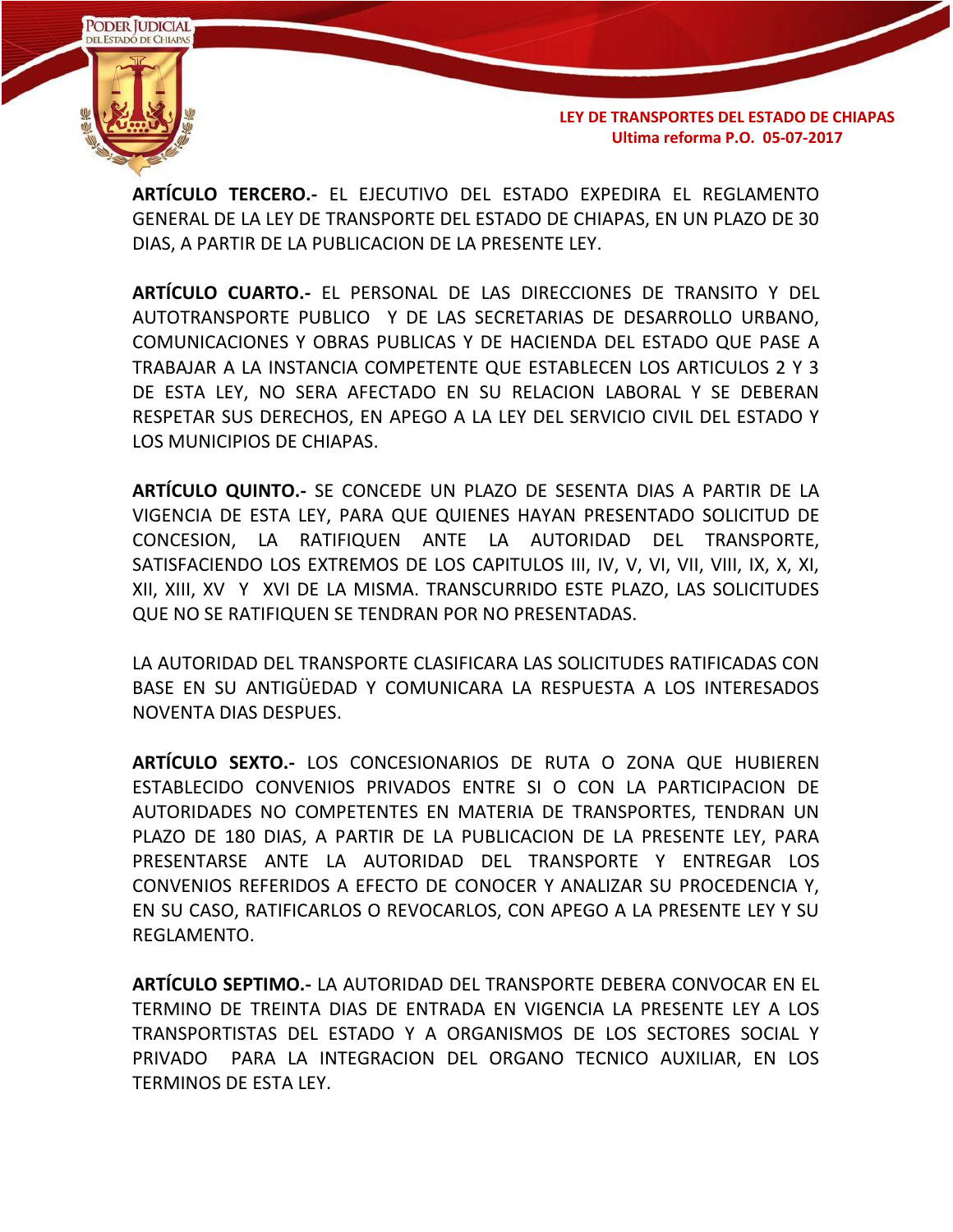**ARTÍCULO TERCERO.-** EL EJECUTIVO DEL ESTADO EXPEDIRA EL REGLAMENTO GENERAL DE LA LEY DE TRANSPORTE DEL ESTADO DE CHIAPAS, EN UN PLAZO DE 30 DIAS, A PARTIR DE LA PUBLICACION DE LA PRESENTE LEY.

**ARTÍCULO CUARTO.-** EL PERSONAL DE LAS DIRECCIONES DE TRANSITO Y DEL AUTOTRANSPORTE PUBLICO Y DE LAS SECRETARIAS DE DESARROLLO URBANO, COMUNICACIONES Y OBRAS PUBLICAS Y DE HACIENDA DEL ESTADO QUE PASE A TRABAJAR A LA INSTANCIA COMPETENTE QUE ESTABLECEN LOS ARTICULOS 2 Y 3 DE ESTA LEY, NO SERA AFECTADO EN SU RELACION LABORAL Y SE DEBERAN RESPETAR SUS DERECHOS, EN APEGO A LA LEY DEL SERVICIO CIVIL DEL ESTADO Y LOS MUNICIPIOS DE CHIAPAS.

**ARTÍCULO QUINTO.-** SE CONCEDE UN PLAZO DE SESENTA DIAS A PARTIR DE LA VIGENCIA DE ESTA LEY, PARA QUE QUIENES HAYAN PRESENTADO SOLICITUD DE CONCESION, LA RATIFIQUEN ANTE LA AUTORIDAD DEL TRANSPORTE, SATISFACIENDO LOS EXTREMOS DE LOS CAPITULOS III, IV, V, VI, VII, VIII, IX, X, XI, XII, XIII, XV Y XVI DE LA MISMA. TRANSCURRIDO ESTE PLAZO, LAS SOLICITUDES QUE NO SE RATIFIQUEN SE TENDRAN POR NO PRESENTADAS.

LA AUTORIDAD DEL TRANSPORTE CLASIFICARA LAS SOLICITUDES RATIFICADAS CON BASE EN SU ANTIGÜEDAD Y COMUNICARA LA RESPUESTA A LOS INTERESADOS NOVENTA DIAS DESPUES.

**ARTÍCULO SEXTO.-** LOS CONCESIONARIOS DE RUTA O ZONA QUE HUBIEREN ESTABLECIDO CONVENIOS PRIVADOS ENTRE SI O CON LA PARTICIPACION DE AUTORIDADES NO COMPETENTES EN MATERIA DE TRANSPORTES, TENDRAN UN PLAZO DE 180 DIAS, A PARTIR DE LA PUBLICACION DE LA PRESENTE LEY, PARA PRESENTARSE ANTE LA AUTORIDAD DEL TRANSPORTE Y ENTREGAR LOS CONVENIOS REFERIDOS A EFECTO DE CONOCER Y ANALIZAR SU PROCEDENCIA Y, EN SU CASO, RATIFICARLOS O REVOCARLOS, CON APEGO A LA PRESENTE LEY Y SU REGLAMENTO.

**ARTÍCULO SEPTIMO.-** LA AUTORIDAD DEL TRANSPORTE DEBERA CONVOCAR EN EL TERMINO DE TREINTA DIAS DE ENTRADA EN VIGENCIA LA PRESENTE LEY A LOS TRANSPORTISTAS DEL ESTADO Y A ORGANISMOS DE LOS SECTORES SOCIAL Y PRIVADO PARA LA INTEGRACION DEL ORGANO TECNICO AUXILIAR, EN LOS TERMINOS DE ESTA LEY.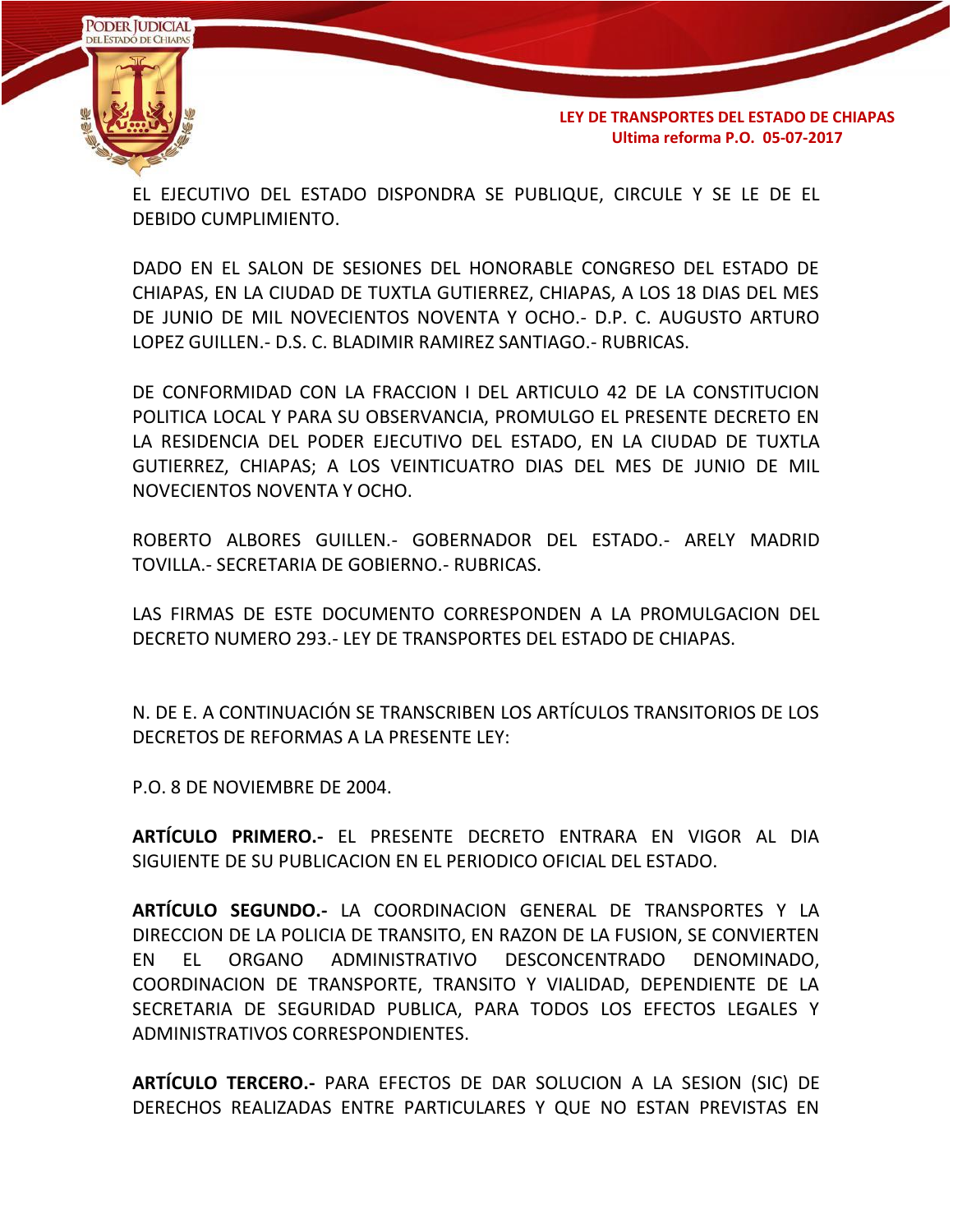EL EJECUTIVO DEL ESTADO DISPONDRA SE PUBLIQUE, CIRCULE Y SE LE DE EL DEBIDO CUMPLIMIENTO.

DADO EN EL SALON DE SESIONES DEL HONORABLE CONGRESO DEL ESTADO DE CHIAPAS, EN LA CIUDAD DE TUXTLA GUTIERREZ, CHIAPAS, A LOS 18 DIAS DEL MES DE JUNIO DE MIL NOVECIENTOS NOVENTA Y OCHO.- D.P. C. AUGUSTO ARTURO LOPEZ GUILLEN.- D.S. C. BLADIMIR RAMIREZ SANTIAGO.- RUBRICAS.

DE CONFORMIDAD CON LA FRACCION I DEL ARTICULO 42 DE LA CONSTITUCION POLITICA LOCAL Y PARA SU OBSERVANCIA, PROMULGO EL PRESENTE DECRETO EN LA RESIDENCIA DEL PODER EJECUTIVO DEL ESTADO, EN LA CIUDAD DE TUXTLA GUTIERREZ, CHIAPAS; A LOS VEINTICUATRO DIAS DEL MES DE JUNIO DE MIL NOVECIENTOS NOVENTA Y OCHO.

ROBERTO ALBORES GUILLEN.- GOBERNADOR DEL ESTADO.- ARELY MADRID TOVILLA.- SECRETARIA DE GOBIERNO.- RUBRICAS.

LAS FIRMAS DE ESTE DOCUMENTO CORRESPONDEN A LA PROMULGACION DEL DECRETO NUMERO 293.- LEY DE TRANSPORTES DEL ESTADO DE CHIAPAS.

N. DE E. A CONTINUACIÓN SE TRANSCRIBEN LOS ARTÍCULOS TRANSITORIOS DE LOS DECRETOS DE REFORMAS A LA PRESENTE LEY:

P.O. 8 DE NOVIEMBRE DE 2004.

**ARTÍCULO PRIMERO.-** EL PRESENTE DECRETO ENTRARA EN VIGOR AL DIA SIGUIENTE DE SU PUBLICACION EN EL PERIODICO OFICIAL DEL ESTADO.

**ARTÍCULO SEGUNDO.-** LA COORDINACION GENERAL DE TRANSPORTES Y LA DIRECCION DE LA POLICIA DE TRANSITO, EN RAZON DE LA FUSION, SE CONVIERTEN EN EL ORGANO ADMINISTRATIVO DESCONCENTRADO DENOMINADO, COORDINACION DE TRANSPORTE, TRANSITO Y VIALIDAD, DEPENDIENTE DE LA SECRETARIA DE SEGURIDAD PUBLICA, PARA TODOS LOS EFECTOS LEGALES Y ADMINISTRATIVOS CORRESPONDIENTES.

**ARTÍCULO TERCERO.-** PARA EFECTOS DE DAR SOLUCION A LA SESION (SIC) DE DERECHOS REALIZADAS ENTRE PARTICULARES Y QUE NO ESTAN PREVISTAS EN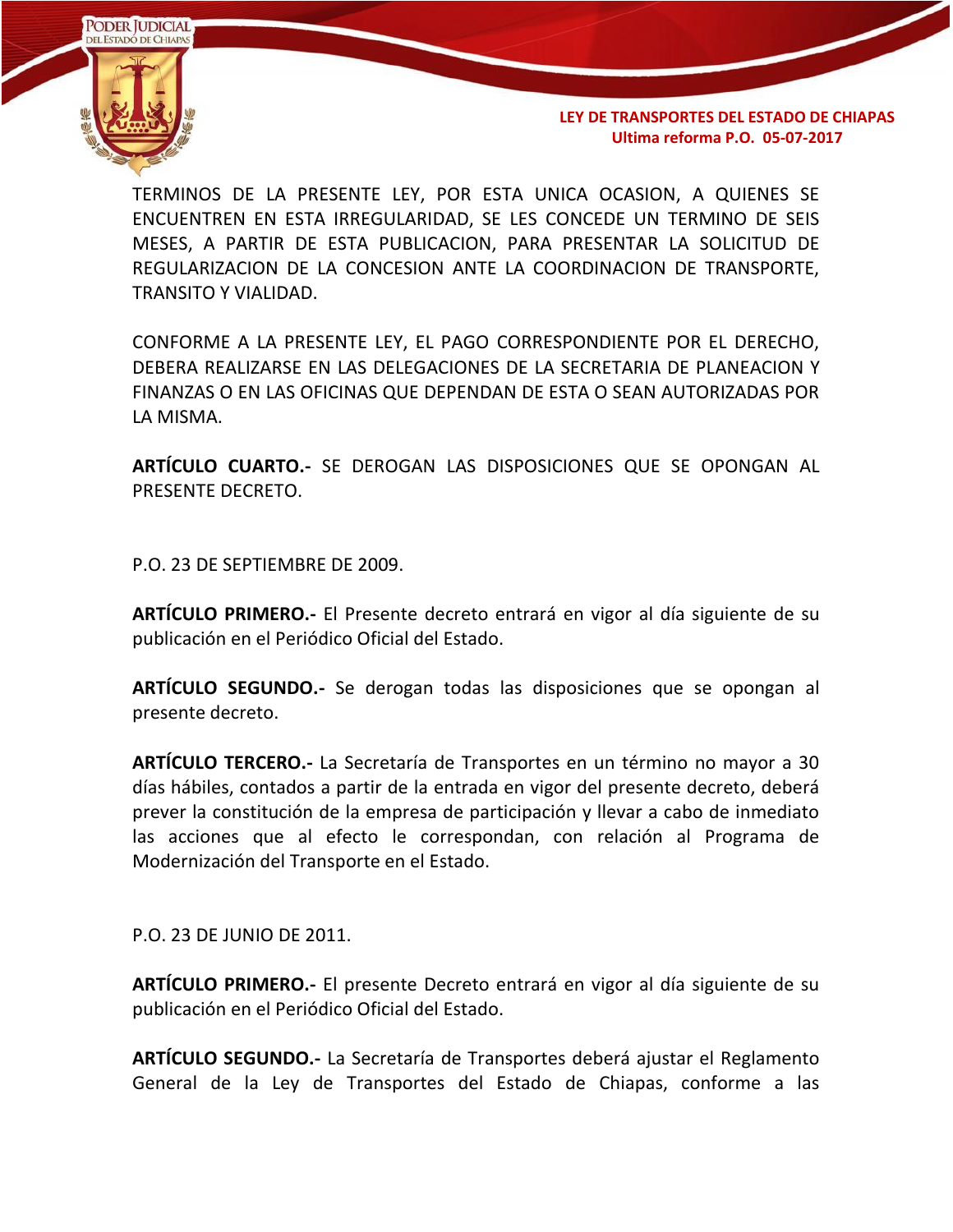TERMINOS DE LA PRESENTE LEY, POR ESTA UNICA OCASION, A QUIENES SE ENCUENTREN EN ESTA IRREGULARIDAD, SE LES CONCEDE UN TERMINO DE SEIS MESES, A PARTIR DE ESTA PUBLICACION, PARA PRESENTAR LA SOLICITUD DE REGULARIZACION DE LA CONCESION ANTE LA COORDINACION DE TRANSPORTE, TRANSITO Y VIALIDAD.

CONFORME A LA PRESENTE LEY, EL PAGO CORRESPONDIENTE POR EL DERECHO, DEBERA REALIZARSE EN LAS DELEGACIONES DE LA SECRETARIA DE PLANEACION Y FINANZAS O EN LAS OFICINAS QUE DEPENDAN DE ESTA O SEAN AUTORIZADAS POR LA MISMA.

**ARTÍCULO CUARTO.-** SE DEROGAN LAS DISPOSICIONES QUE SE OPONGAN AL PRESENTE DECRETO.

P.O. 23 DE SEPTIEMBRE DE 2009.

**ARTÍCULO PRIMERO.-** El Presente decreto entrará en vigor al día siguiente de su publicación en el Periódico Oficial del Estado.

**ARTÍCULO SEGUNDO.-** Se derogan todas las disposiciones que se opongan al presente decreto.

**ARTÍCULO TERCERO.-** La Secretaría de Transportes en un término no mayor a 30 días hábiles, contados a partir de la entrada en vigor del presente decreto, deberá prever la constitución de la empresa de participación y llevar a cabo de inmediato las acciones que al efecto le correspondan, con relación al Programa de Modernización del Transporte en el Estado.

P.O. 23 DE JUNIO DE 2011.

**ARTÍCULO PRIMERO.-** El presente Decreto entrará en vigor al día siguiente de su publicación en el Periódico Oficial del Estado.

**ARTÍCULO SEGUNDO.-** La Secretaría de Transportes deberá ajustar el Reglamento General de la Ley de Transportes del Estado de Chiapas, conforme a las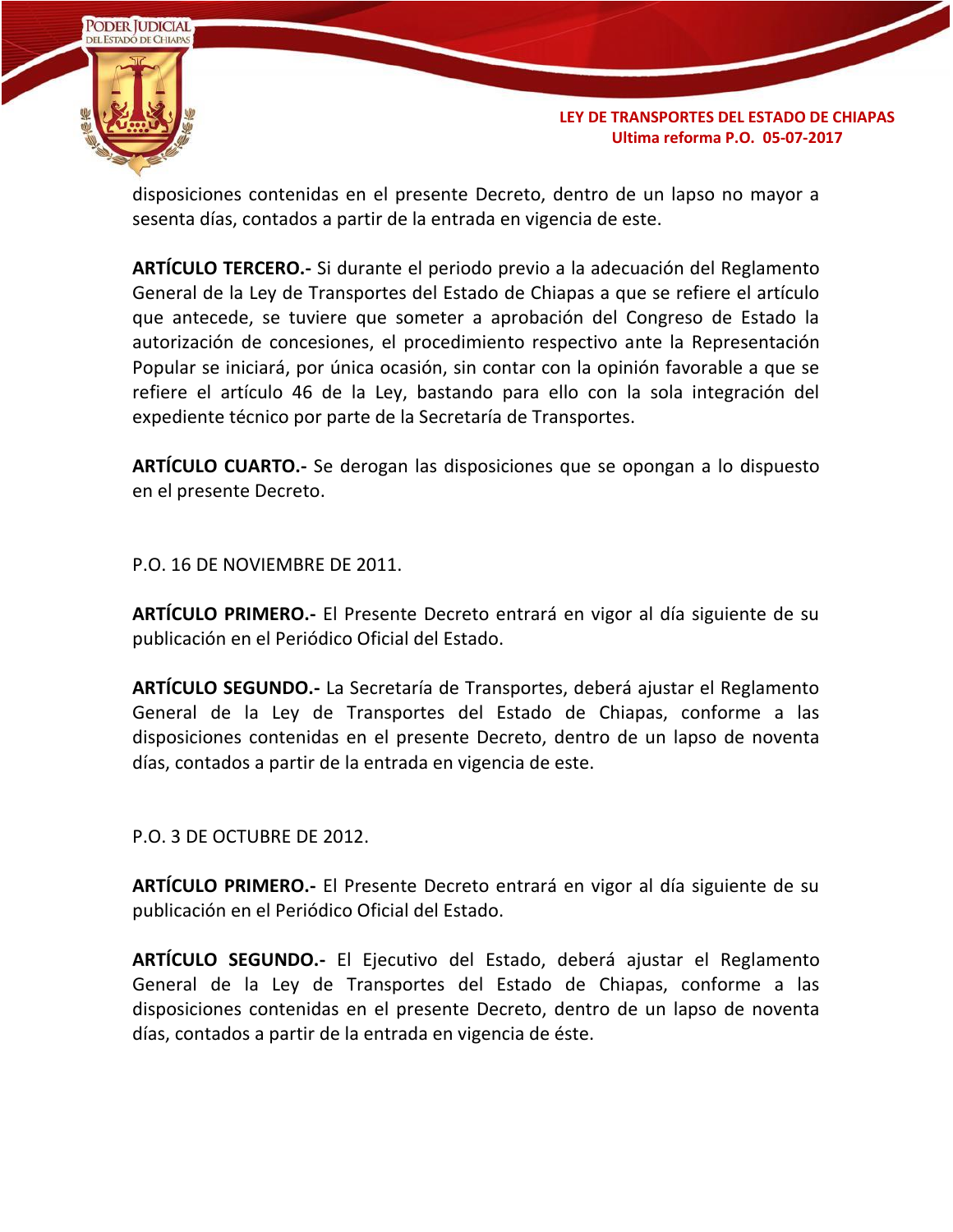disposiciones contenidas en el presente Decreto, dentro de un lapso no mayor a sesenta días, contados a partir de la entrada en vigencia de este.

**ARTÍCULO TERCERO.-** Si durante el periodo previo a la adecuación del Reglamento General de la Ley de Transportes del Estado de Chiapas a que se refiere el artículo que antecede, se tuviere que someter a aprobación del Congreso de Estado la autorización de concesiones, el procedimiento respectivo ante la Representación Popular se iniciará, por única ocasión, sin contar con la opinión favorable a que se refiere el artículo 46 de la Ley, bastando para ello con la sola integración del expediente técnico por parte de la Secretaría de Transportes.

**ARTÍCULO CUARTO.-** Se derogan las disposiciones que se opongan a lo dispuesto en el presente Decreto.

P.O. 16 DE NOVIEMBRE DE 2011.

**ARTÍCULO PRIMERO.-** El Presente Decreto entrará en vigor al día siguiente de su publicación en el Periódico Oficial del Estado.

**ARTÍCULO SEGUNDO.-** La Secretaría de Transportes, deberá ajustar el Reglamento General de la Ley de Transportes del Estado de Chiapas, conforme a las disposiciones contenidas en el presente Decreto, dentro de un lapso de noventa días, contados a partir de la entrada en vigencia de este.

P.O. 3 DE OCTUBRE DE 2012.

**ARTÍCULO PRIMERO.-** El Presente Decreto entrará en vigor al día siguiente de su publicación en el Periódico Oficial del Estado.

**ARTÍCULO SEGUNDO.-** El Ejecutivo del Estado, deberá ajustar el Reglamento General de la Ley de Transportes del Estado de Chiapas, conforme a las disposiciones contenidas en el presente Decreto, dentro de un lapso de noventa días, contados a partir de la entrada en vigencia de éste.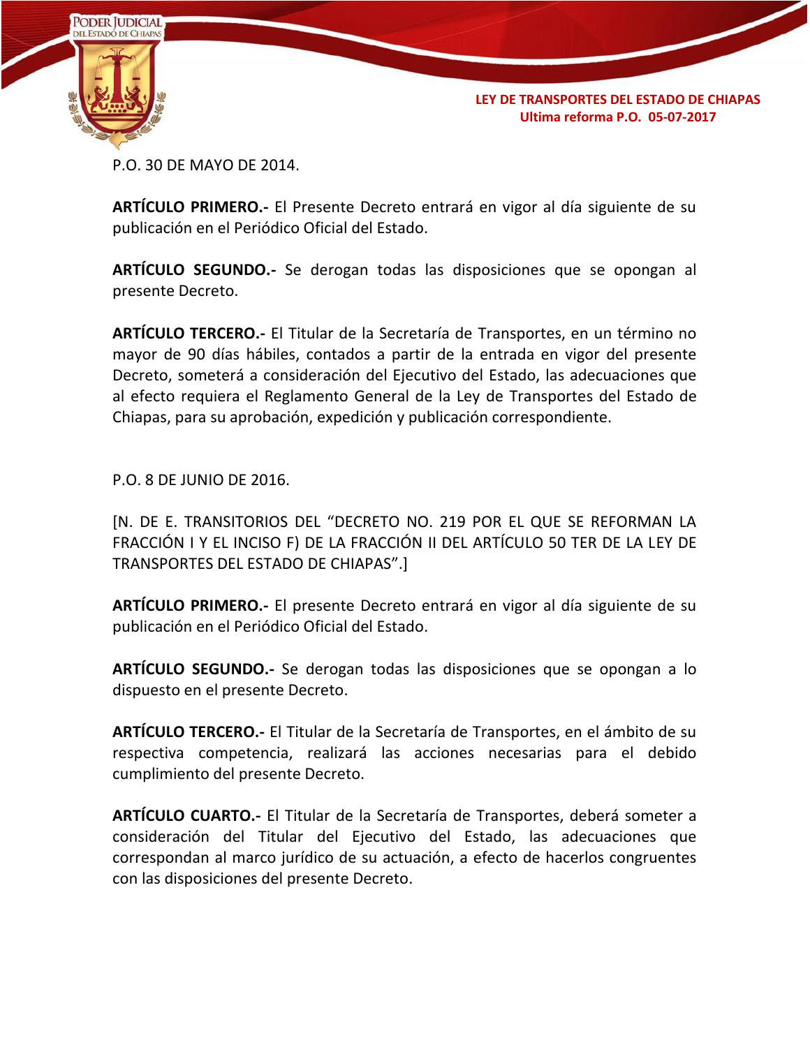P.O. 30 DE MAYO DE 2014.

**ARTÍCULO PRIMERO.-** El Presente Decreto entrará en vigor al día siguiente de su publicación en el Periódico Oficial del Estado.

**ARTÍCULO SEGUNDO.-** Se derogan todas las disposiciones que se opongan al presente Decreto.

**ARTÍCULO TERCERO.-** El Titular de la Secretaría de Transportes, en un término no mayor de 90 días hábiles, contados a partir de la entrada en vigor del presente Decreto, someterá a consideración del Ejecutivo del Estado, las adecuaciones que al efecto requiera el Reglamento General de la Ley de Transportes del Estado de Chiapas, para su aprobación, expedición y publicación correspondiente.

P.O. 8 DE JUNIO DE 2016.

[N. DE E. TRANSITORIOS DEL "DECRETO NO. 219 POR EL QUE SE REFORMAN LA FRACCIÓN I Y EL INCISO F) DE LA FRACCIÓN II DEL ARTÍCULO 50 TER DE LA LEY DE TRANSPORTES DEL ESTADO DE CHIAPAS".]

**ARTÍCULO PRIMERO.-** El presente Decreto entrará en vigor al día siguiente de su publicación en el Periódico Oficial del Estado.

**ARTÍCULO SEGUNDO.-** Se derogan todas las disposiciones que se opongan a lo dispuesto en el presente Decreto.

**ARTÍCULO TERCERO.-** El Titular de la Secretaría de Transportes, en el ámbito de su respectiva competencia, realizará las acciones necesarias para el debido cumplimiento del presente Decreto.

**ARTÍCULO CUARTO.-** El Titular de la Secretaría de Transportes, deberá someter a consideración del Titular del Ejecutivo del Estado, las adecuaciones que correspondan al marco jurídico de su actuación, a efecto de hacerlos congruentes con las disposiciones del presente Decreto.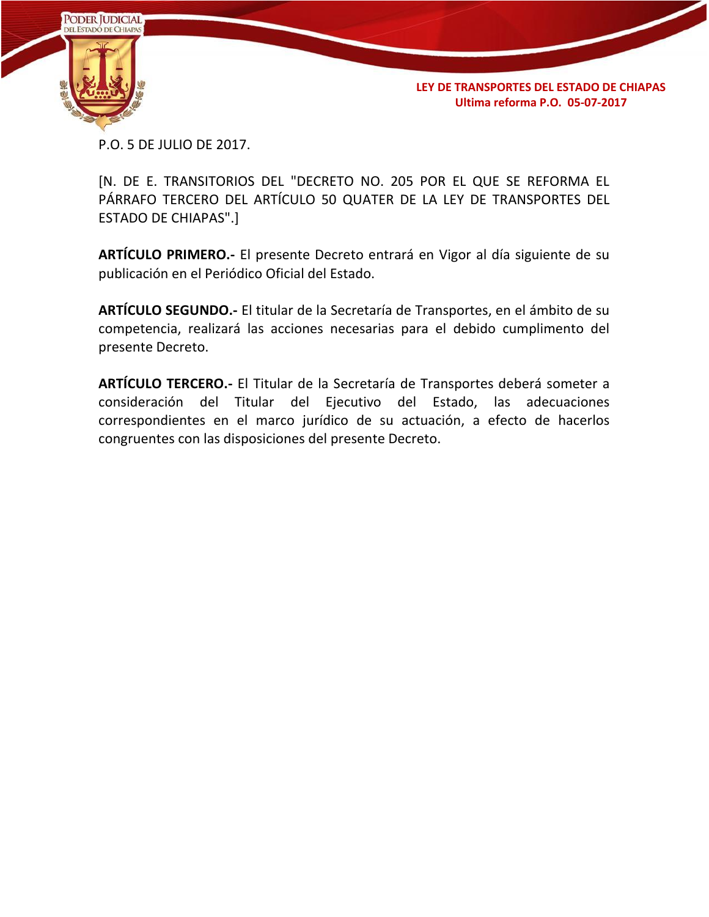P.O. 5 DE JULIO DE 2017.

[N. DE E. TRANSITORIOS DEL "DECRETO NO. 205 POR EL QUE SE REFORMA EL PÁRRAFO TERCERO DEL ARTÍCULO 50 QUATER DE LA LEY DE TRANSPORTES DEL ESTADO DE CHIAPAS".]

**ARTÍCULO PRIMERO.-** El presente Decreto entrará en Vigor al día siguiente de su publicación en el Periódico Oficial del Estado.

**ARTÍCULO SEGUNDO.-** El titular de la Secretaría de Transportes, en el ámbito de su competencia, realizará las acciones necesarias para el debido cumplimiento del presente Decreto.

**ARTÍCULO TERCERO.-** El Titular de la Secretaría de Transportes deberá someter a consideración del Titular del Ejecutivo del Estado, las adecuaciones correspondientes en el marco jurídico de su actuación, a efecto de hacerlos congruentes con las disposiciones del presente Decreto.